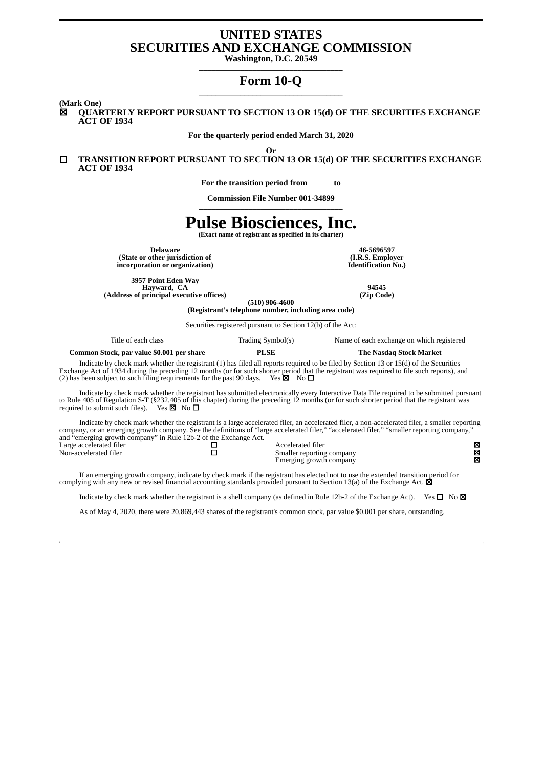# UNITED STATES
# SECURITIES AND EXCHANGE COMMISSION

**Washington, D.C. 20549**

## Form 10-Q

**(Mark One)**

☒ **QUARTERLY REPORT PURSUANT TO SECTION 13 OR 15(d) OF THE SECURITIES EXCHANGE ACT OF 1934**

**For the quarterly period ended March 31, 2020**

**Or**

☐ **TRANSITION REPORT PURSUANT TO SECTION 13 OR 15(d) OF THE SECURITIES EXCHANGE ACT OF 1934**

**For the transition period from to**

**Commission File Number 001-34899**

# Pulse Biosciences, Inc.

**(Exact name of registrant as specified in its charter)**

| | |
|---|---|
| **Delaware**<br>**(State or other jurisdiction of incorporation or organization)** | **46-5696597**<br>**(I.R.S. Employer Identification No.)** |
| **3957 Point Eden Way**<br>**Hayward, CA**<br>**(Address of principal executive offices)** | **94545**<br>**(Zip Code)** |

**(510) 906-4600**
**(Registrant's telephone number, including area code)**

Securities registered pursuant to Section 12(b) of the Act:

| Title of each class | Trading Symbol(s) | Name of each exchange on which registered |
|---|---|---|
| **Common Stock, par value $0.001 per share** | **PLSE** | **The Nasdaq Stock Market** |

Indicate by check mark whether the registrant (1) has filed all reports required to be filed by Section 13 or 15(d) of the Securities Exchange Act of 1934 during the preceding 12 months (or for such shorter period that the registrant was required to file such reports), and (2) has been subject to such filing requirements for the past 90 days. Yes ☒ No ☐

Indicate by check mark whether the registrant has submitted electronically every Interactive Data File required to be submitted pursuant to Rule 405 of Regulation S-T (§232.405 of this chapter) during the preceding 12 months (or for such shorter period that the registrant was required to submit such files). Yes ☒ No ☐

Indicate by check mark whether the registrant is a large accelerated filer, an accelerated filer, a non-accelerated filer, a smaller reporting company, or an emerging growth company. See the definitions of "large accelerated filer," "accelerated filer," "smaller reporting company," and "emerging growth company" in Rule 12b-2 of the Exchange Act.

| | | | |
|---|---|---|---|
| Large accelerated filer | ☐ | Accelerated filer | ☒ |
| Non-accelerated filer | ☐ | Smaller reporting company | ☒ |
| | | Emerging growth company | ☒ |

If an emerging growth company, indicate by check mark if the registrant has elected not to use the extended transition period for complying with any new or revised financial accounting standards provided pursuant to Section 13(a) of the Exchange Act. ☒

Indicate by check mark whether the registrant is a shell company (as defined in Rule 12b-2 of the Exchange Act). Yes ☐ No ☒

As of May 4, 2020, there were 20,869,443 shares of the registrant's common stock, par value $0.001 per share, outstanding.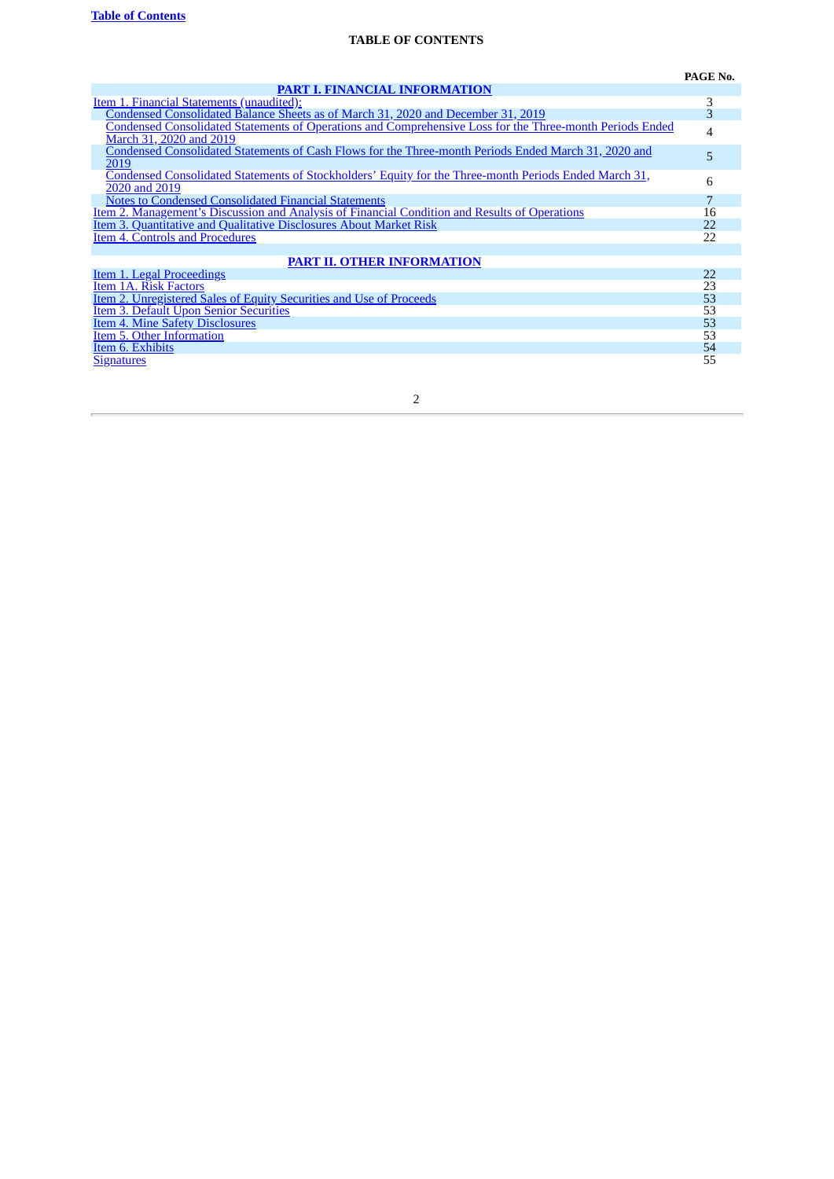**Table of Contents**

**TABLE OF CONTENTS**

| | PAGE No. |
|---|---|
| **PART I. FINANCIAL INFORMATION** | |
| Item 1. Financial Statements (unaudited): | 3 |
| Condensed Consolidated Balance Sheets as of March 31, 2020 and December 31, 2019 | 3 |
| Condensed Consolidated Statements of Operations and Comprehensive Loss for the Three-month Periods Ended March 31, 2020 and 2019 | 4 |
| Condensed Consolidated Statements of Cash Flows for the Three-month Periods Ended March 31, 2020 and 2019 | 5 |
| Condensed Consolidated Statements of Stockholders' Equity for the Three-month Periods Ended March 31, 2020 and 2019 | 6 |
| Notes to Condensed Consolidated Financial Statements | 7 |
| Item 2. Management's Discussion and Analysis of Financial Condition and Results of Operations | 16 |
| Item 3. Quantitative and Qualitative Disclosures About Market Risk | 22 |
| Item 4. Controls and Procedures | 22 |
| **PART II. OTHER INFORMATION** | |
| Item 1. Legal Proceedings | 22 |
| Item 1A. Risk Factors | 23 |
| Item 2. Unregistered Sales of Equity Securities and Use of Proceeds | 53 |
| Item 3. Default Upon Senior Securities | 53 |
| Item 4. Mine Safety Disclosures | 53 |
| Item 5. Other Information | 53 |
| Item 6. Exhibits | 54 |
| Signatures | 55 |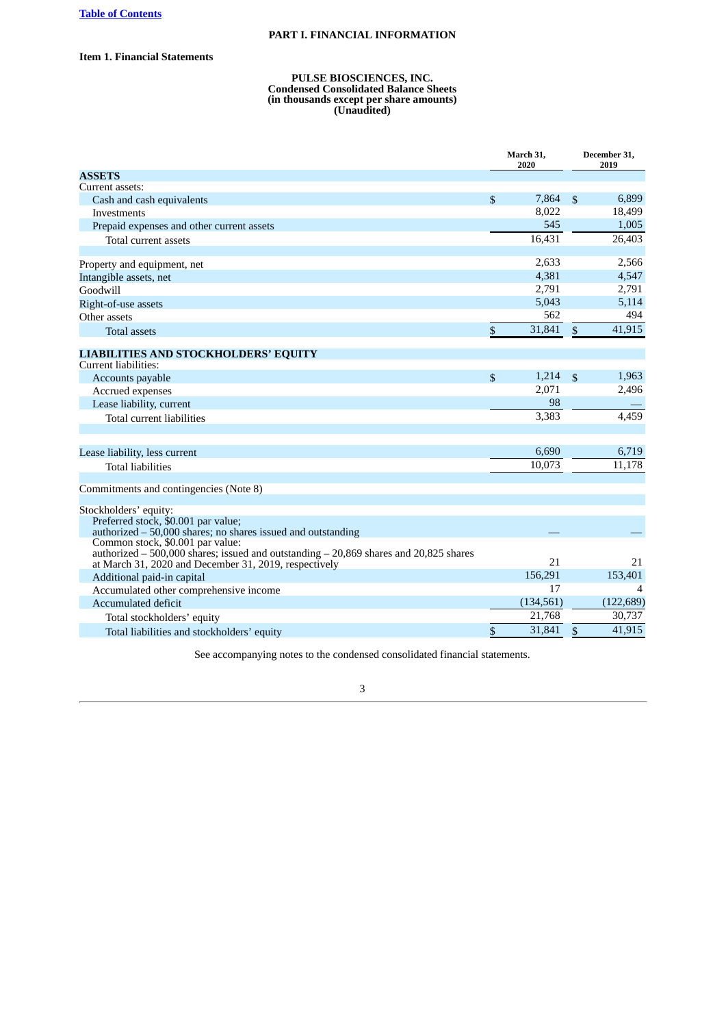# PART I. FINANCIAL INFORMATION

## Item 1. Financial Statements

**PULSE BIOSCIENCES, INC.**
**Condensed Consolidated Balance Sheets**
**(in thousands except per share amounts)**
**(Unaudited)**

| | March 31, 2020 | December 31, 2019 |
|---|---|---|
| **ASSETS** | | |
| Current assets: | | |
| Cash and cash equivalents | $ 7,864 | $ 6,899 |
| Investments | 8,022 | 18,499 |
| Prepaid expenses and other current assets | 545 | 1,005 |
| Total current assets | 16,431 | 26,403 |
| Property and equipment, net | 2,633 | 2,566 |
| Intangible assets, net | 4,381 | 4,547 |
| Goodwill | 2,791 | 2,791 |
| Right-of-use assets | 5,043 | 5,114 |
| Other assets | 562 | 494 |
| Total assets | $ 31,841 | $ 41,915 |
| **LIABILITIES AND STOCKHOLDERS' EQUITY** | | |
| Current liabilities: | | |
| Accounts payable | $ 1,214 | $ 1,963 |
| Accrued expenses | 2,071 | 2,496 |
| Lease liability, current | 98 | — |
| Total current liabilities | 3,383 | 4,459 |
| Lease liability, less current | 6,690 | 6,719 |
| Total liabilities | 10,073 | 11,178 |
| Commitments and contingencies (Note 8) | | |
| Stockholders' equity: | | |
| Preferred stock, $0.001 par value; authorized – 50,000 shares; no shares issued and outstanding | — | — |
| Common stock, $0.001 par value: authorized – 500,000 shares; issued and outstanding – 20,869 shares and 20,825 shares at March 31, 2020 and December 31, 2019, respectively | 21 | 21 |
| Additional paid-in capital | 156,291 | 153,401 |
| Accumulated other comprehensive income | 17 | 4 |
| Accumulated deficit | (134,561) | (122,689) |
| Total stockholders' equity | 21,768 | 30,737 |
| Total liabilities and stockholders' equity | $ 31,841 | $ 41,915 |

See accompanying notes to the condensed consolidated financial statements.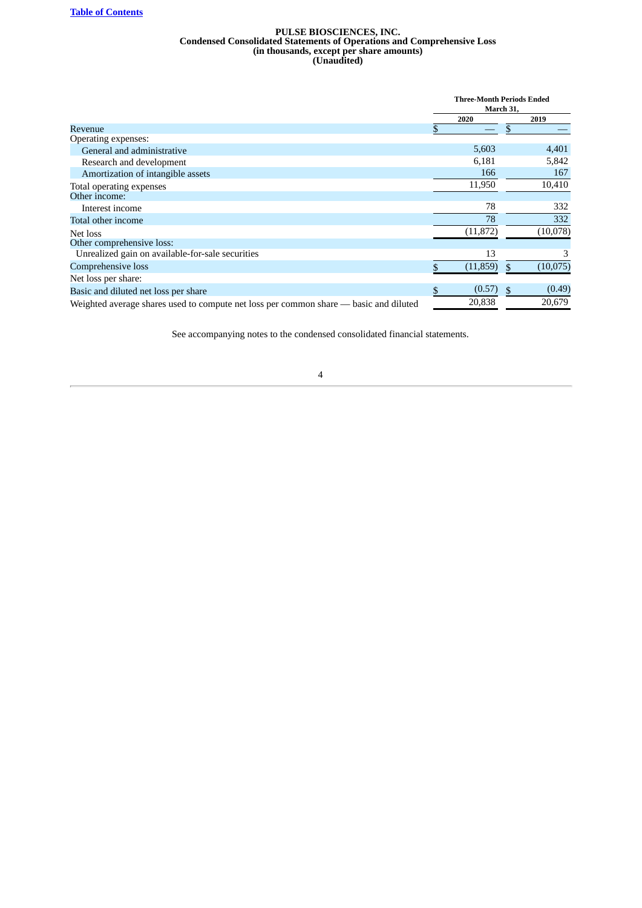[Table of Contents](#)

**PULSE BIOSCIENCES, INC.**
**Condensed Consolidated Statements of Operations and Comprehensive Loss**
**(in thousands, except per share amounts)**
**(Unaudited)**

| | Three-Month Periods Ended March 31, | |
|---|---|---|
| | 2020 | 2019 |
| Revenue | $ — | $ — |
| Operating expenses: | | |
| General and administrative | 5,603 | 4,401 |
| Research and development | 6,181 | 5,842 |
| Amortization of intangible assets | 166 | 167 |
| Total operating expenses | 11,950 | 10,410 |
| Other income: | | |
| Interest income | 78 | 332 |
| Total other income | 78 | 332 |
| Net loss | (11,872) | (10,078) |
| Other comprehensive loss: | | |
| Unrealized gain on available-for-sale securities | 13 | 3 |
| Comprehensive loss | $ (11,859) | $ (10,075) |
| Net loss per share: | | |
| Basic and diluted net loss per share | $ (0.57) | $ (0.49) |
| Weighted average shares used to compute net loss per common share — basic and diluted | 20,838 | 20,679 |

See accompanying notes to the condensed consolidated financial statements.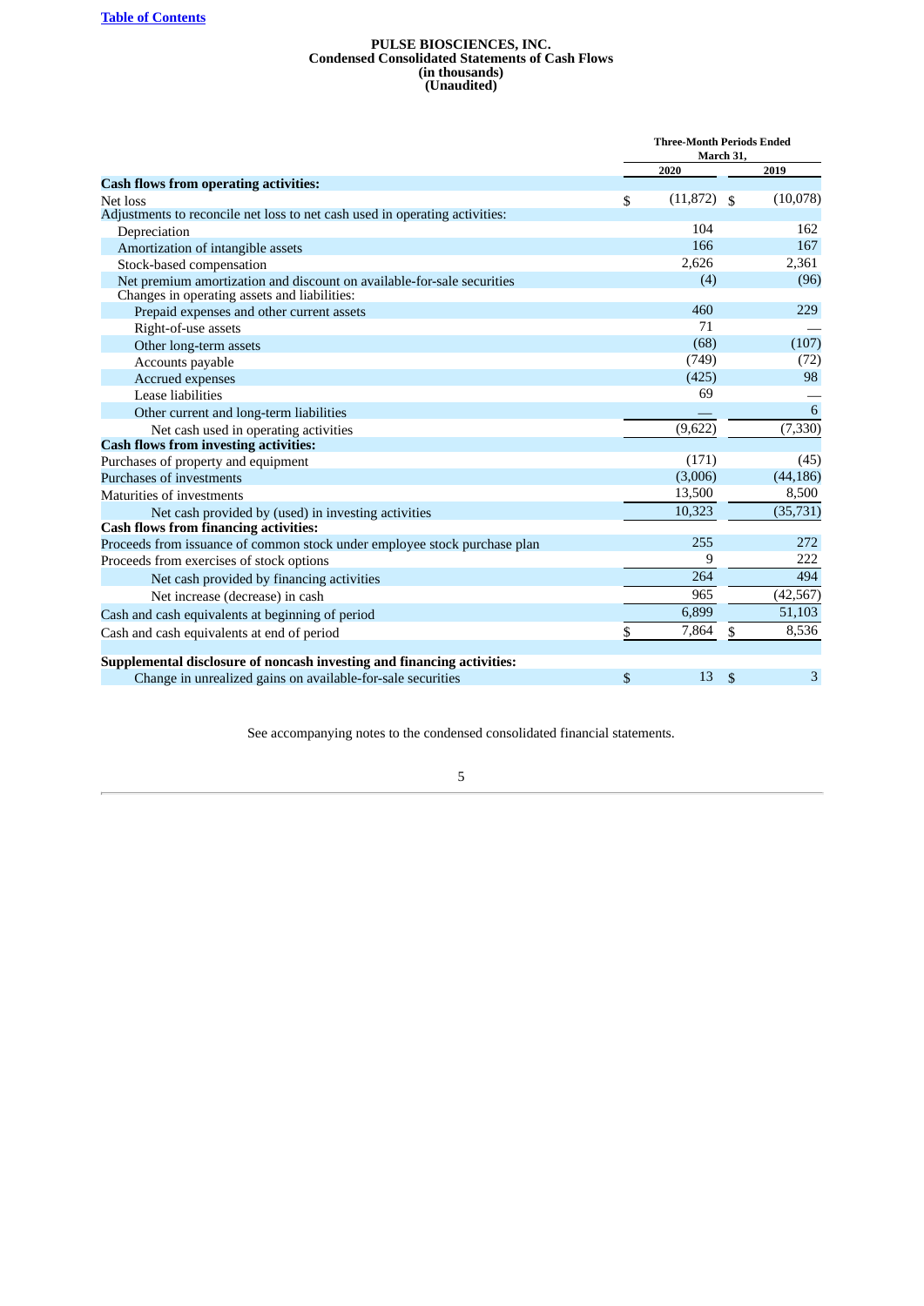# PULSE BIOSCIENCES, INC.
## Condensed Consolidated Statements of Cash Flows
### (in thousands)
### (Unaudited)

| | Three-Month Periods Ended March 31, | |
|---|---|---|
| | 2020 | 2019 |
| **Cash flows from operating activities:** | | |
| Net loss | $ (11,872) | $ (10,078) |
| Adjustments to reconcile net loss to net cash used in operating activities: | | |
| Depreciation | 104 | 162 |
| Amortization of intangible assets | 166 | 167 |
| Stock-based compensation | 2,626 | 2,361 |
| Net premium amortization and discount on available-for-sale securities | (4) | (96) |
| Changes in operating assets and liabilities: | | |
| Prepaid expenses and other current assets | 460 | 229 |
| Right-of-use assets | 71 | — |
| Other long-term assets | (68) | (107) |
| Accounts payable | (749) | (72) |
| Accrued expenses | (425) | 98 |
| Lease liabilities | 69 | — |
| Other current and long-term liabilities | — | 6 |
| Net cash used in operating activities | (9,622) | (7,330) |
| **Cash flows from investing activities:** | | |
| Purchases of property and equipment | (171) | (45) |
| Purchases of investments | (3,006) | (44,186) |
| Maturities of investments | 13,500 | 8,500 |
| Net cash provided by (used) in investing activities | 10,323 | (35,731) |
| **Cash flows from financing activities:** | | |
| Proceeds from issuance of common stock under employee stock purchase plan | 255 | 272 |
| Proceeds from exercises of stock options | 9 | 222 |
| Net cash provided by financing activities | 264 | 494 |
| Net increase (decrease) in cash | 965 | (42,567) |
| Cash and cash equivalents at beginning of period | 6,899 | 51,103 |
| Cash and cash equivalents at end of period | $ 7,864 | $ 8,536 |
| | | |
| **Supplemental disclosure of noncash investing and financing activities:** | | |
| Change in unrealized gains on available-for-sale securities | $ 13 | $ 3 |

See accompanying notes to the condensed consolidated financial statements.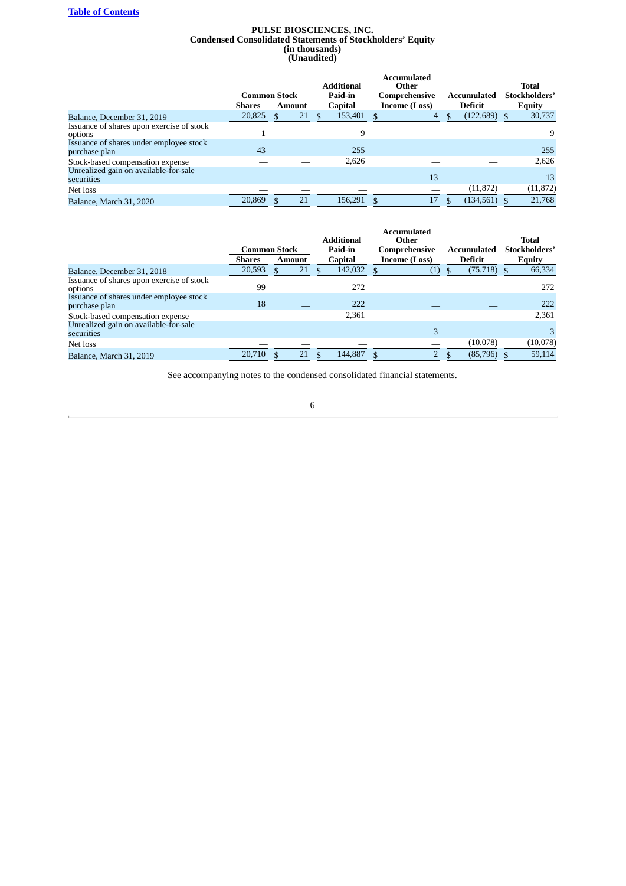[Table of Contents](#)

**PULSE BIOSCIENCES, INC.**
**Condensed Consolidated Statements of Stockholders' Equity**
**(in thousands)**
**(Unaudited)**

| | Common Stock | | Additional Paid-in Capital | Accumulated Other Comprehensive Income (Loss) | Accumulated Deficit | Total Stockholders' Equity |
|---|---|---|---|---|---|---|
| | Shares | Amount | | | | |
| Balance, December 31, 2019 | 20,825 | $ 21 | $ 153,401 | $ 4 | $ (122,689) | $ 30,737 |
| Issuance of shares upon exercise of stock options | 1 | — | 9 | — | — | 9 |
| Issuance of shares under employee stock purchase plan | 43 | — | 255 | — | — | 255 |
| Stock-based compensation expense | — | — | 2,626 | — | — | 2,626 |
| Unrealized gain on available-for-sale securities | — | — | — | 13 | — | 13 |
| Net loss | — | — | — | — | (11,872) | (11,872) |
| Balance, March 31, 2020 | 20,869 | $ 21 | 156,291 | $ 17 | $ (134,561) | $ 21,768 |

| | Common Stock | | Additional Paid-in Capital | Accumulated Other Comprehensive Income (Loss) | Accumulated Deficit | Total Stockholders' Equity |
|---|---|---|---|---|---|---|
| | Shares | Amount | | | | |
| Balance, December 31, 2018 | 20,593 | $ 21 | $ 142,032 | $ (1) | $ (75,718) | $ 66,334 |
| Issuance of shares upon exercise of stock options | 99 | — | 272 | — | — | 272 |
| Issuance of shares under employee stock purchase plan | 18 | — | 222 | — | — | 222 |
| Stock-based compensation expense | — | — | 2,361 | — | — | 2,361 |
| Unrealized gain on available-for-sale securities | — | — | — | 3 | — | 3 |
| Net loss | — | — | — | — | (10,078) | (10,078) |
| Balance, March 31, 2019 | 20,710 | $ 21 | $ 144,887 | $ 2 | $ (85,796) | $ 59,114 |

See accompanying notes to the condensed consolidated financial statements.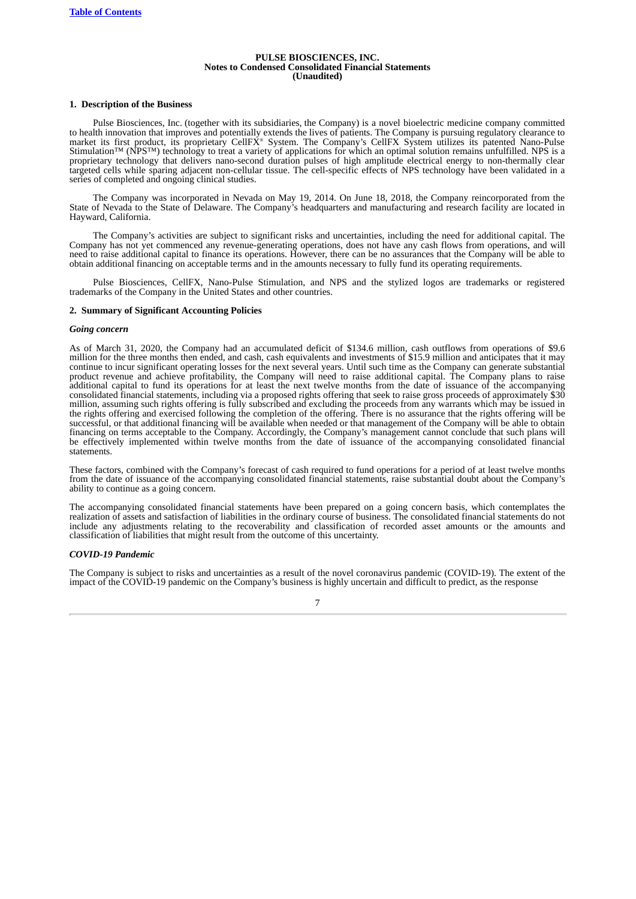**PULSE BIOSCIENCES, INC.**
**Notes to Condensed Consolidated Financial Statements**
**(Unaudited)**

## 1. Description of the Business

Pulse Biosciences, Inc. (together with its subsidiaries, the Company) is a novel bioelectric medicine company committed to health innovation that improves and potentially extends the lives of patients. The Company is pursuing regulatory clearance to market its first product, its proprietary CellFX® System. The Company's CellFX System utilizes its patented Nano-Pulse Stimulation™ (NPS™) technology to treat a variety of applications for which an optimal solution remains unfulfilled. NPS is a proprietary technology that delivers nano-second duration pulses of high amplitude electrical energy to non-thermally clear targeted cells while sparing adjacent non-cellular tissue. The cell-specific effects of NPS technology have been validated in a series of completed and ongoing clinical studies.

The Company was incorporated in Nevada on May 19, 2014. On June 18, 2018, the Company reincorporated from the State of Nevada to the State of Delaware. The Company's headquarters and manufacturing and research facility are located in Hayward, California.

The Company's activities are subject to significant risks and uncertainties, including the need for additional capital. The Company has not yet commenced any revenue-generating operations, does not have any cash flows from operations, and will need to raise additional capital to finance its operations. However, there can be no assurances that the Company will be able to obtain additional financing on acceptable terms and in the amounts necessary to fully fund its operating requirements.

Pulse Biosciences, CellFX, Nano-Pulse Stimulation, and NPS and the stylized logos are trademarks or registered trademarks of the Company in the United States and other countries.

## 2. Summary of Significant Accounting Policies

### *Going concern*

As of March 31, 2020, the Company had an accumulated deficit of $134.6 million, cash outflows from operations of $9.6 million for the three months then ended, and cash, cash equivalents and investments of $15.9 million and anticipates that it may continue to incur significant operating losses for the next several years. Until such time as the Company can generate substantial product revenue and achieve profitability, the Company will need to raise additional capital. The Company plans to raise additional capital to fund its operations for at least the next twelve months from the date of issuance of the accompanying consolidated financial statements, including via a proposed rights offering that seek to raise gross proceeds of approximately $30 million, assuming such rights offering is fully subscribed and excluding the proceeds from any warrants which may be issued in the rights offering and exercised following the completion of the offering. There is no assurance that the rights offering will be successful, or that additional financing will be available when needed or that management of the Company will be able to obtain financing on terms acceptable to the Company. Accordingly, the Company's management cannot conclude that such plans will be effectively implemented within twelve months from the date of issuance of the accompanying consolidated financial statements.

These factors, combined with the Company's forecast of cash required to fund operations for a period of at least twelve months from the date of issuance of the accompanying consolidated financial statements, raise substantial doubt about the Company's ability to continue as a going concern.

The accompanying consolidated financial statements have been prepared on a going concern basis, which contemplates the realization of assets and satisfaction of liabilities in the ordinary course of business. The consolidated financial statements do not include any adjustments relating to the recoverability and classification of recorded asset amounts or the amounts and classification of liabilities that might result from the outcome of this uncertainty.

### *COVID-19 Pandemic*

The Company is subject to risks and uncertainties as a result of the novel coronavirus pandemic (COVID-19). The extent of the impact of the COVID-19 pandemic on the Company's business is highly uncertain and difficult to predict, as the response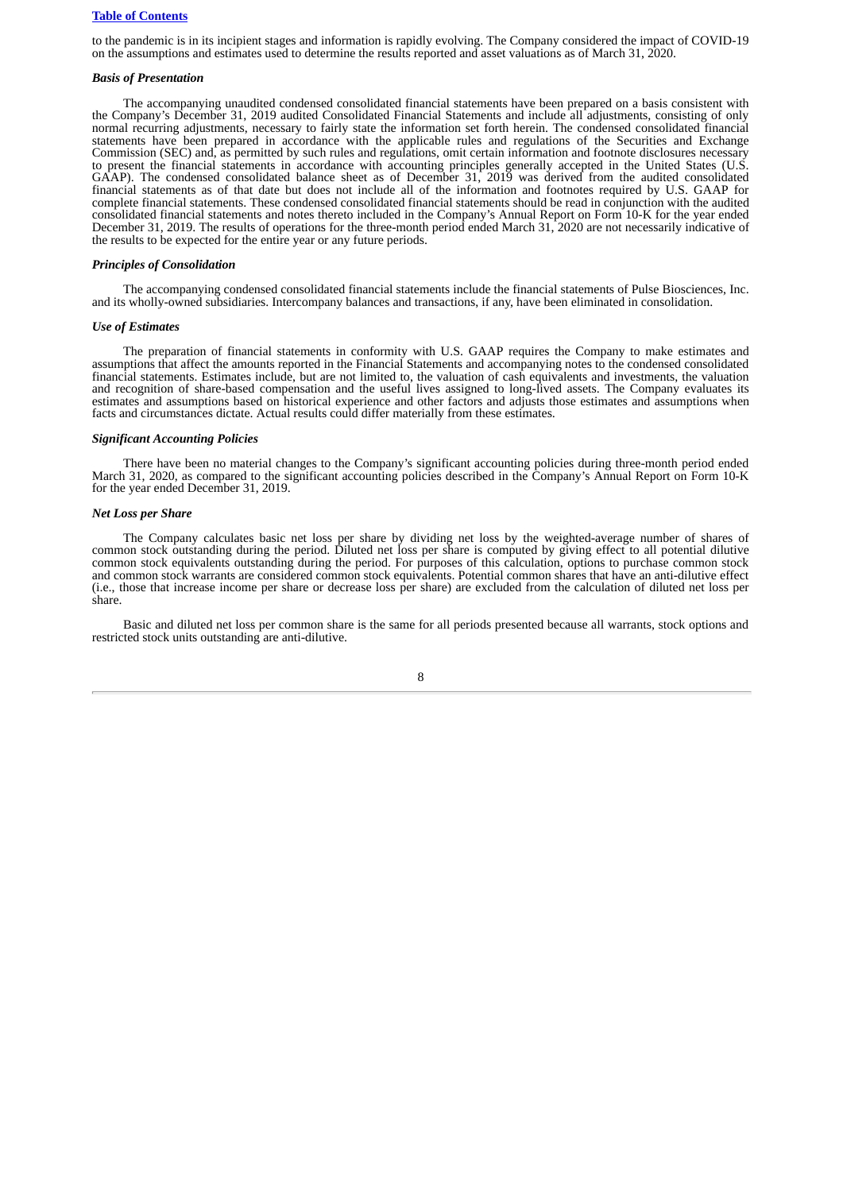to the pandemic is in its incipient stages and information is rapidly evolving. The Company considered the impact of COVID-19 on the assumptions and estimates used to determine the results reported and asset valuations as of March 31, 2020.

***Basis of Presentation***

The accompanying unaudited condensed consolidated financial statements have been prepared on a basis consistent with the Company's December 31, 2019 audited Consolidated Financial Statements and include all adjustments, consisting of only normal recurring adjustments, necessary to fairly state the information set forth herein. The condensed consolidated financial statements have been prepared in accordance with the applicable rules and regulations of the Securities and Exchange Commission (SEC) and, as permitted by such rules and regulations, omit certain information and footnote disclosures necessary to present the financial statements in accordance with accounting principles generally accepted in the United States (U.S. GAAP). The condensed consolidated balance sheet as of December 31, 2019 was derived from the audited consolidated financial statements as of that date but does not include all of the information and footnotes required by U.S. GAAP for complete financial statements. These condensed consolidated financial statements should be read in conjunction with the audited consolidated financial statements and notes thereto included in the Company's Annual Report on Form 10-K for the year ended December 31, 2019. The results of operations for the three-month period ended March 31, 2020 are not necessarily indicative of the results to be expected for the entire year or any future periods.

***Principles of Consolidation***

The accompanying condensed consolidated financial statements include the financial statements of Pulse Biosciences, Inc. and its wholly-owned subsidiaries. Intercompany balances and transactions, if any, have been eliminated in consolidation.

***Use of Estimates***

The preparation of financial statements in conformity with U.S. GAAP requires the Company to make estimates and assumptions that affect the amounts reported in the Financial Statements and accompanying notes to the condensed consolidated financial statements. Estimates include, but are not limited to, the valuation of cash equivalents and investments, the valuation and recognition of share-based compensation and the useful lives assigned to long-lived assets. The Company evaluates its estimates and assumptions based on historical experience and other factors and adjusts those estimates and assumptions when facts and circumstances dictate. Actual results could differ materially from these estimates.

***Significant Accounting Policies***

There have been no material changes to the Company's significant accounting policies during three-month period ended March 31, 2020, as compared to the significant accounting policies described in the Company's Annual Report on Form 10-K for the year ended December 31, 2019.

***Net Loss per Share***

The Company calculates basic net loss per share by dividing net loss by the weighted-average number of shares of common stock outstanding during the period. Diluted net loss per share is computed by giving effect to all potential dilutive common stock equivalents outstanding during the period. For purposes of this calculation, options to purchase common stock and common stock warrants are considered common stock equivalents. Potential common shares that have an anti-dilutive effect (i.e., those that increase income per share or decrease loss per share) are excluded from the calculation of diluted net loss per share.

Basic and diluted net loss per common share is the same for all periods presented because all warrants, stock options and restricted stock units outstanding are anti-dilutive.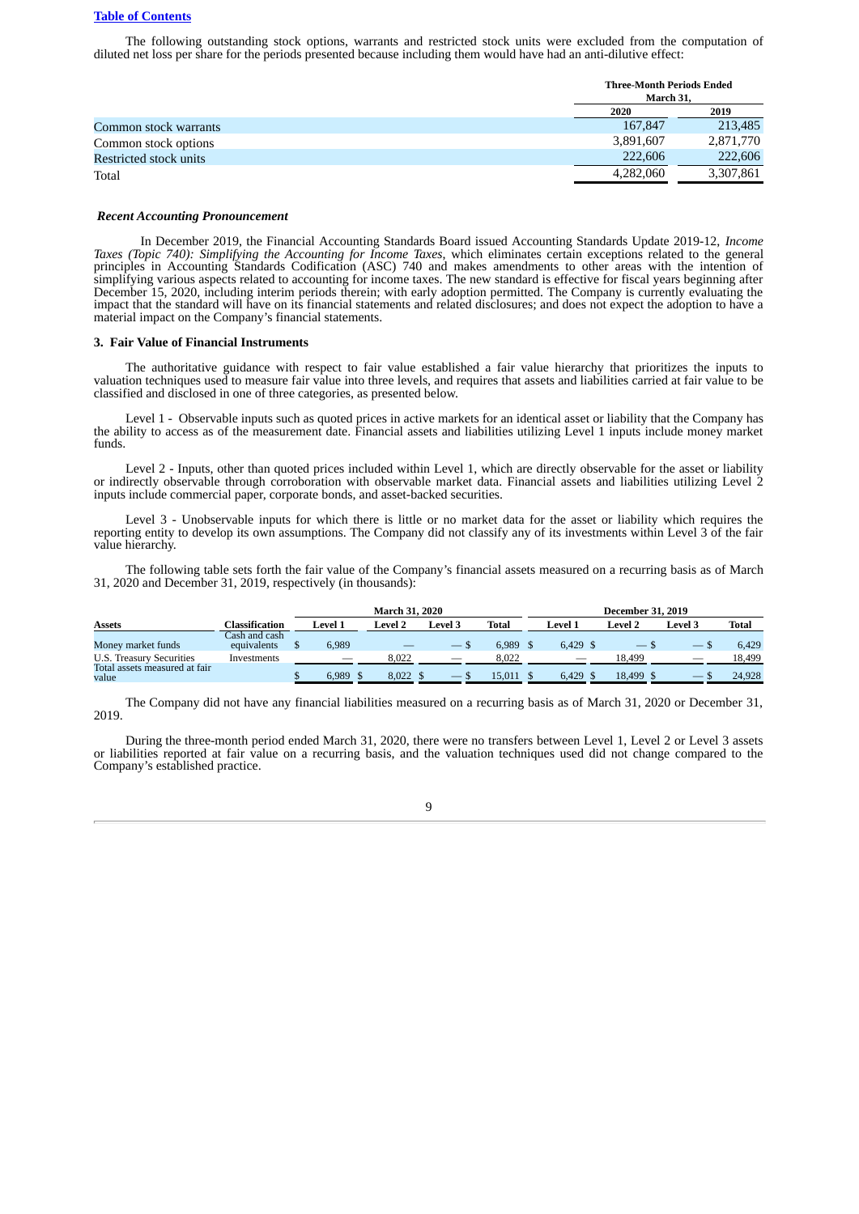[Table of Contents](#)

The following outstanding stock options, warrants and restricted stock units were excluded from the computation of diluted net loss per share for the periods presented because including them would have had an anti-dilutive effect:

| | Three-Month Periods Ended March 31, | |
|---|---|---|
| | 2020 | 2019 |
| Common stock warrants | 167,847 | 213,485 |
| Common stock options | 3,891,607 | 2,871,770 |
| Restricted stock units | 222,606 | 222,606 |
| Total | 4,282,060 | 3,307,861 |

***Recent Accounting Pronouncement***

In December 2019, the Financial Accounting Standards Board issued Accounting Standards Update 2019-12, *Income Taxes (Topic 740): Simplifying the Accounting for Income Taxes*, which eliminates certain exceptions related to the general principles in Accounting Standards Codification (ASC) 740 and makes amendments to other areas with the intention of simplifying various aspects related to accounting for income taxes. The new standard is effective for fiscal years beginning after December 15, 2020, including interim periods therein; with early adoption permitted. The Company is currently evaluating the impact that the standard will have on its financial statements and related disclosures; and does not expect the adoption to have a material impact on the Company's financial statements.

**3. Fair Value of Financial Instruments**

The authoritative guidance with respect to fair value established a fair value hierarchy that prioritizes the inputs to valuation techniques used to measure fair value into three levels, and requires that assets and liabilities carried at fair value to be classified and disclosed in one of three categories, as presented below.

Level 1 - Observable inputs such as quoted prices in active markets for an identical asset or liability that the Company has the ability to access as of the measurement date. Financial assets and liabilities utilizing Level 1 inputs include money market funds.

Level 2 - Inputs, other than quoted prices included within Level 1, which are directly observable for the asset or liability or indirectly observable through corroboration with observable market data. Financial assets and liabilities utilizing Level 2 inputs include commercial paper, corporate bonds, and asset-backed securities.

Level 3 - Unobservable inputs for which there is little or no market data for the asset or liability which requires the reporting entity to develop its own assumptions. The Company did not classify any of its investments within Level 3 of the fair value hierarchy.

The following table sets forth the fair value of the Company's financial assets measured on a recurring basis as of March 31, 2020 and December 31, 2019, respectively (in thousands):

| | | March 31, 2020 | | | | December 31, 2019 | | | |
|---|---|---|---|---|---|---|---|---|---|
| **Assets** | **Classification** | **Level 1** | **Level 2** | **Level 3** | **Total** | **Level 1** | **Level 2** | **Level 3** | **Total** |
| Money market funds | Cash and cash equivalents | $ 6,989 | — | — | $ 6,989 | $ 6,429 | $ — | $ — | $ 6,429 |
| U.S. Treasury Securities | Investments | — | 8,022 | — | 8,022 | — | 18,499 | — | 18,499 |
| Total assets measured at fair value | | $ 6,989 | $ 8,022 | $ — | $ 15,011 | $ 6,429 | $ 18,499 | $ — | $ 24,928 |

The Company did not have any financial liabilities measured on a recurring basis as of March 31, 2020 or December 31, 2019.

During the three-month period ended March 31, 2020, there were no transfers between Level 1, Level 2 or Level 3 assets or liabilities reported at fair value on a recurring basis, and the valuation techniques used did not change compared to the Company's established practice.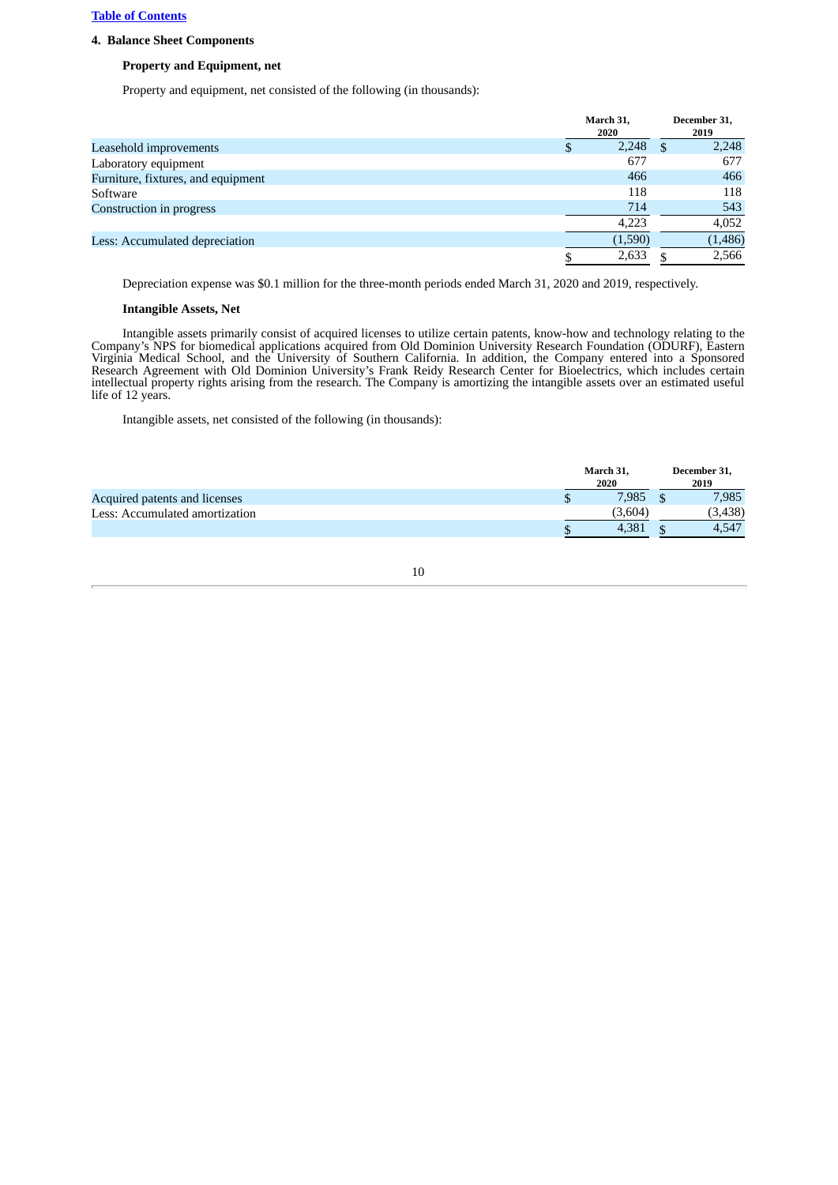[Table of Contents](#)

## 4. Balance Sheet Components

### Property and Equipment, net

Property and equipment, net consisted of the following (in thousands):

| | March 31, 2020 | December 31, 2019 |
|---|---|---|
| Leasehold improvements | $ 2,248 | $ 2,248 |
| Laboratory equipment | 677 | 677 |
| Furniture, fixtures, and equipment | 466 | 466 |
| Software | 118 | 118 |
| Construction in progress | 714 | 543 |
| | 4,223 | 4,052 |
| Less: Accumulated depreciation | (1,590) | (1,486) |
| | $ 2,633 | $ 2,566 |

Depreciation expense was $0.1 million for the three-month periods ended March 31, 2020 and 2019, respectively.

### Intangible Assets, Net

Intangible assets primarily consist of acquired licenses to utilize certain patents, know-how and technology relating to the Company's NPS for biomedical applications acquired from Old Dominion University Research Foundation (ODURF), Eastern Virginia Medical School, and the University of Southern California. In addition, the Company entered into a Sponsored Research Agreement with Old Dominion University's Frank Reidy Research Center for Bioelectrics, which includes certain intellectual property rights arising from the research. The Company is amortizing the intangible assets over an estimated useful life of 12 years.

Intangible assets, net consisted of the following (in thousands):

| | March 31, 2020 | December 31, 2019 |
|---|---|---|
| Acquired patents and licenses | $ 7,985 | $ 7,985 |
| Less: Accumulated amortization | (3,604) | (3,438) |
| | $ 4,381 | $ 4,547 |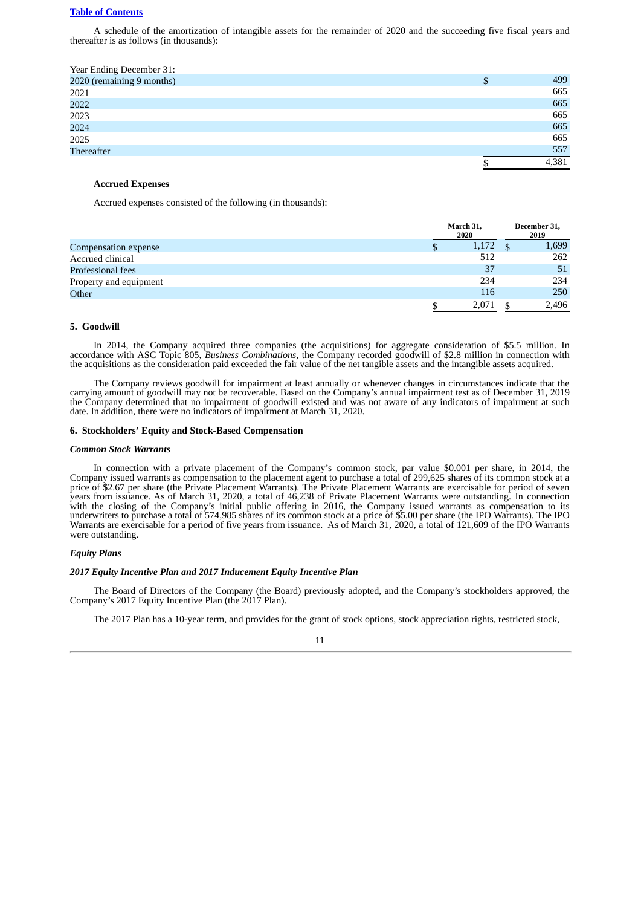A schedule of the amortization of intangible assets for the remainder of 2020 and the succeeding five fiscal years and thereafter is as follows (in thousands):

| Year Ending December 31: | |
|---|---|
| 2020 (remaining 9 months) | $ 499 |
| 2021 | 665 |
| 2022 | 665 |
| 2023 | 665 |
| 2024 | 665 |
| 2025 | 665 |
| Thereafter | 557 |
| | $ 4,381 |

**Accrued Expenses**

Accrued expenses consisted of the following (in thousands):

| | March 31, 2020 | December 31, 2019 |
|---|---|---|
| Compensation expense | $ 1,172 | $ 1,699 |
| Accrued clinical | 512 | 262 |
| Professional fees | 37 | 51 |
| Property and equipment | 234 | 234 |
| Other | 116 | 250 |
| | $ 2,071 | $ 2,496 |

### 5. Goodwill

In 2014, the Company acquired three companies (the acquisitions) for aggregate consideration of $5.5 million. In accordance with ASC Topic 805, *Business Combinations*, the Company recorded goodwill of $2.8 million in connection with the acquisitions as the consideration paid exceeded the fair value of the net tangible assets and the intangible assets acquired.

The Company reviews goodwill for impairment at least annually or whenever changes in circumstances indicate that the carrying amount of goodwill may not be recoverable. Based on the Company's annual impairment test as of December 31, 2019 the Company determined that no impairment of goodwill existed and was not aware of any indicators of impairment at such date. In addition, there were no indicators of impairment at March 31, 2020.

### 6. Stockholders' Equity and Stock-Based Compensation

***Common Stock Warrants***

In connection with a private placement of the Company's common stock, par value $0.001 per share, in 2014, the Company issued warrants as compensation to the placement agent to purchase a total of 299,625 shares of its common stock at a price of $2.67 per share (the Private Placement Warrants). The Private Placement Warrants are exercisable for period of seven years from issuance. As of March 31, 2020, a total of 46,238 of Private Placement Warrants were outstanding. In connection with the closing of the Company's initial public offering in 2016, the Company issued warrants as compensation to its underwriters to purchase a total of 574,985 shares of its common stock at a price of $5.00 per share (the IPO Warrants). The IPO Warrants are exercisable for a period of five years from issuance. As of March 31, 2020, a total of 121,609 of the IPO Warrants were outstanding.

***Equity Plans***

***2017 Equity Incentive Plan and 2017 Inducement Equity Incentive Plan***

The Board of Directors of the Company (the Board) previously adopted, and the Company's stockholders approved, the Company's 2017 Equity Incentive Plan (the 2017 Plan).

The 2017 Plan has a 10-year term, and provides for the grant of stock options, stock appreciation rights, restricted stock,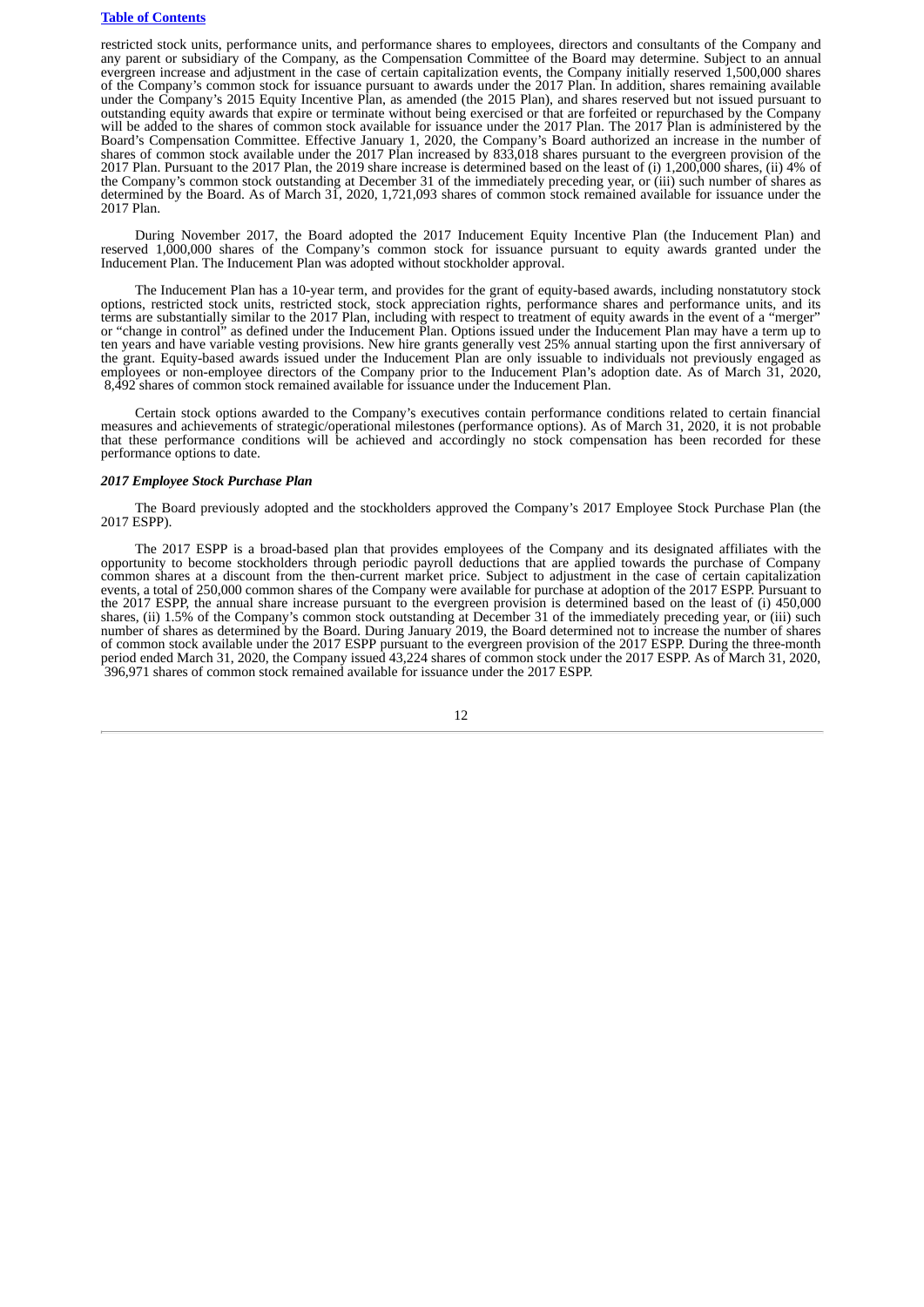restricted stock units, performance units, and performance shares to employees, directors and consultants of the Company and any parent or subsidiary of the Company, as the Compensation Committee of the Board may determine. Subject to an annual evergreen increase and adjustment in the case of certain capitalization events, the Company initially reserved 1,500,000 shares of the Company's common stock for issuance pursuant to awards under the 2017 Plan. In addition, shares remaining available under the Company's 2015 Equity Incentive Plan, as amended (the 2015 Plan), and shares reserved but not issued pursuant to outstanding equity awards that expire or terminate without being exercised or that are forfeited or repurchased by the Company will be added to the shares of common stock available for issuance under the 2017 Plan. The 2017 Plan is administered by the Board's Compensation Committee. Effective January 1, 2020, the Company's Board authorized an increase in the number of shares of common stock available under the 2017 Plan increased by 833,018 shares pursuant to the evergreen provision of the 2017 Plan. Pursuant to the 2017 Plan, the 2019 share increase is determined based on the least of (i) 1,200,000 shares, (ii) 4% of the Company's common stock outstanding at December 31 of the immediately preceding year, or (iii) such number of shares as determined by the Board. As of March 31, 2020, 1,721,093 shares of common stock remained available for issuance under the 2017 Plan.

During November 2017, the Board adopted the 2017 Inducement Equity Incentive Plan (the Inducement Plan) and reserved 1,000,000 shares of the Company's common stock for issuance pursuant to equity awards granted under the Inducement Plan. The Inducement Plan was adopted without stockholder approval.

The Inducement Plan has a 10-year term, and provides for the grant of equity-based awards, including nonstatutory stock options, restricted stock units, restricted stock, stock appreciation rights, performance shares and performance units, and its terms are substantially similar to the 2017 Plan, including with respect to treatment of equity awards in the event of a "merger" or "change in control" as defined under the Inducement Plan. Options issued under the Inducement Plan may have a term up to ten years and have variable vesting provisions. New hire grants generally vest 25% annual starting upon the first anniversary of the grant. Equity-based awards issued under the Inducement Plan are only issuable to individuals not previously engaged as employees or non-employee directors of the Company prior to the Inducement Plan's adoption date. As of March 31, 2020, 8,492 shares of common stock remained available for issuance under the Inducement Plan.

Certain stock options awarded to the Company's executives contain performance conditions related to certain financial measures and achievements of strategic/operational milestones (performance options). As of March 31, 2020, it is not probable that these performance conditions will be achieved and accordingly no stock compensation has been recorded for these performance options to date.

***2017 Employee Stock Purchase Plan***

The Board previously adopted and the stockholders approved the Company's 2017 Employee Stock Purchase Plan (the 2017 ESPP).

The 2017 ESPP is a broad-based plan that provides employees of the Company and its designated affiliates with the opportunity to become stockholders through periodic payroll deductions that are applied towards the purchase of Company common shares at a discount from the then-current market price. Subject to adjustment in the case of certain capitalization events, a total of 250,000 common shares of the Company were available for purchase at adoption of the 2017 ESPP. Pursuant to the 2017 ESPP, the annual share increase pursuant to the evergreen provision is determined based on the least of (i) 450,000 shares, (ii) 1.5% of the Company's common stock outstanding at December 31 of the immediately preceding year, or (iii) such number of shares as determined by the Board. During January 2019, the Board determined not to increase the number of shares of common stock available under the 2017 ESPP pursuant to the evergreen provision of the 2017 ESPP. During the three-month period ended March 31, 2020, the Company issued 43,224 shares of common stock under the 2017 ESPP. As of March 31, 2020, 396,971 shares of common stock remained available for issuance under the 2017 ESPP.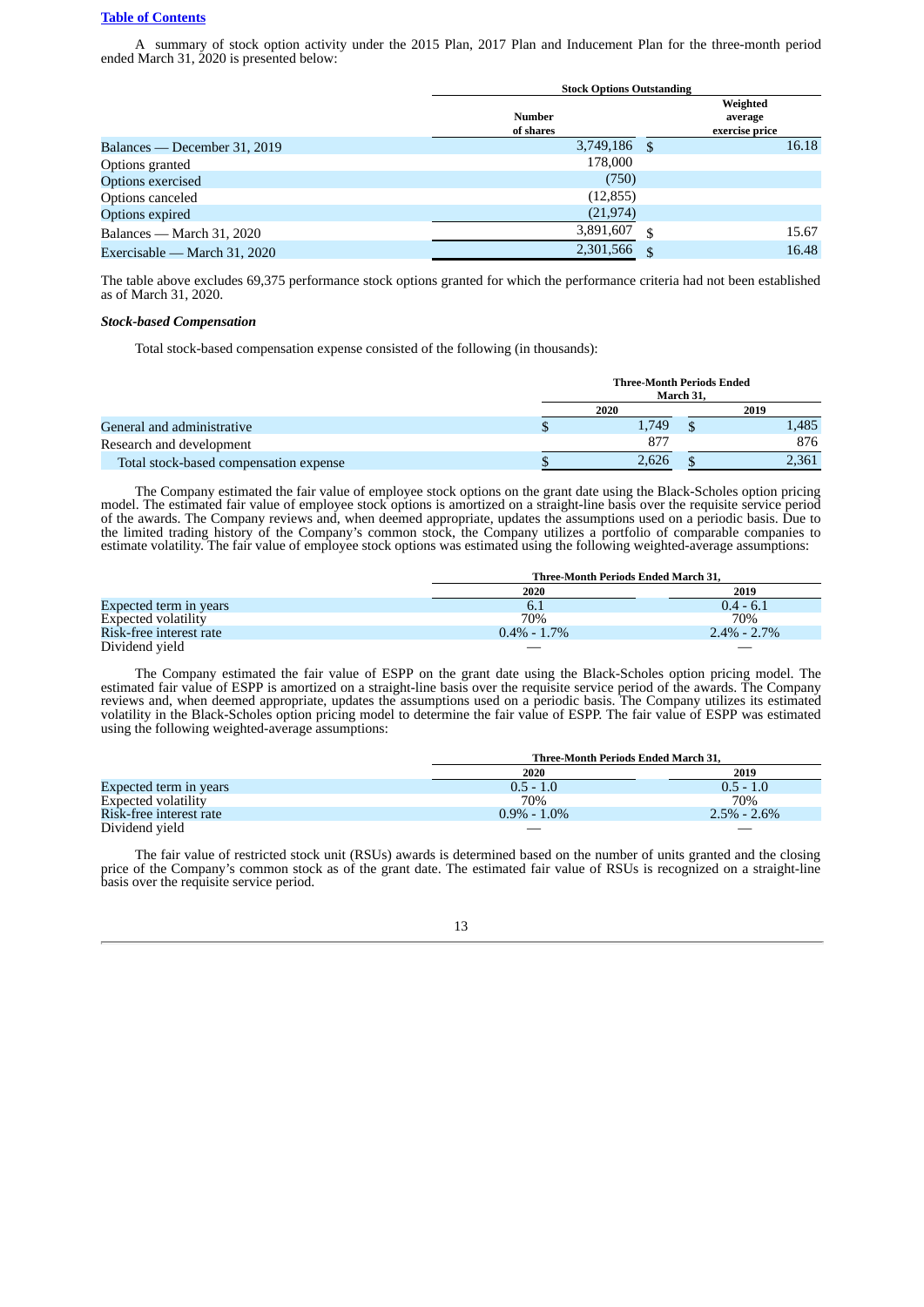A summary of stock option activity under the 2015 Plan, 2017 Plan and Inducement Plan for the three-month period ended March 31, 2020 is presented below:

| | Stock Options Outstanding | |
|---|---|---|
| | Number of shares | Weighted average exercise price |
| Balances — December 31, 2019 | 3,749,186 | $ 16.18 |
| Options granted | 178,000 | |
| Options exercised | (750) | |
| Options canceled | (12,855) | |
| Options expired | (21,974) | |
| Balances — March 31, 2020 | 3,891,607 | $ 15.67 |
| Exercisable — March 31, 2020 | 2,301,566 | $ 16.48 |

The table above excludes 69,375 performance stock options granted for which the performance criteria had not been established as of March 31, 2020.

***Stock-based Compensation***

Total stock-based compensation expense consisted of the following (in thousands):

| | Three-Month Periods Ended March 31, | |
|---|---|---|
| | 2020 | 2019 |
| General and administrative | $ 1,749 | $ 1,485 |
| Research and development | 877 | 876 |
| Total stock-based compensation expense | $ 2,626 | $ 2,361 |

The Company estimated the fair value of employee stock options on the grant date using the Black-Scholes option pricing model. The estimated fair value of employee stock options is amortized on a straight-line basis over the requisite service period of the awards. The Company reviews and, when deemed appropriate, updates the assumptions used on a periodic basis. Due to the limited trading history of the Company's common stock, the Company utilizes a portfolio of comparable companies to estimate volatility. The fair value of employee stock options was estimated using the following weighted-average assumptions:

| | Three-Month Periods Ended March 31, | |
|---|---|---|
| | 2020 | 2019 |
| Expected term in years | 6.1 | 0.4 - 6.1 |
| Expected volatility | 70% | 70% |
| Risk-free interest rate | 0.4% - 1.7% | 2.4% - 2.7% |
| Dividend yield | — | — |

The Company estimated the fair value of ESPP on the grant date using the Black-Scholes option pricing model. The estimated fair value of ESPP is amortized on a straight-line basis over the requisite service period of the awards. The Company reviews and, when deemed appropriate, updates the assumptions used on a periodic basis. The Company utilizes its estimated volatility in the Black-Scholes option pricing model to determine the fair value of ESPP. The fair value of ESPP was estimated using the following weighted-average assumptions:

| | Three-Month Periods Ended March 31, | |
|---|---|---|
| | 2020 | 2019 |
| Expected term in years | 0.5 - 1.0 | 0.5 - 1.0 |
| Expected volatility | 70% | 70% |
| Risk-free interest rate | 0.9% - 1.0% | 2.5% - 2.6% |
| Dividend yield | — | — |

The fair value of restricted stock unit (RSUs) awards is determined based on the number of units granted and the closing price of the Company's common stock as of the grant date. The estimated fair value of RSUs is recognized on a straight-line basis over the requisite service period.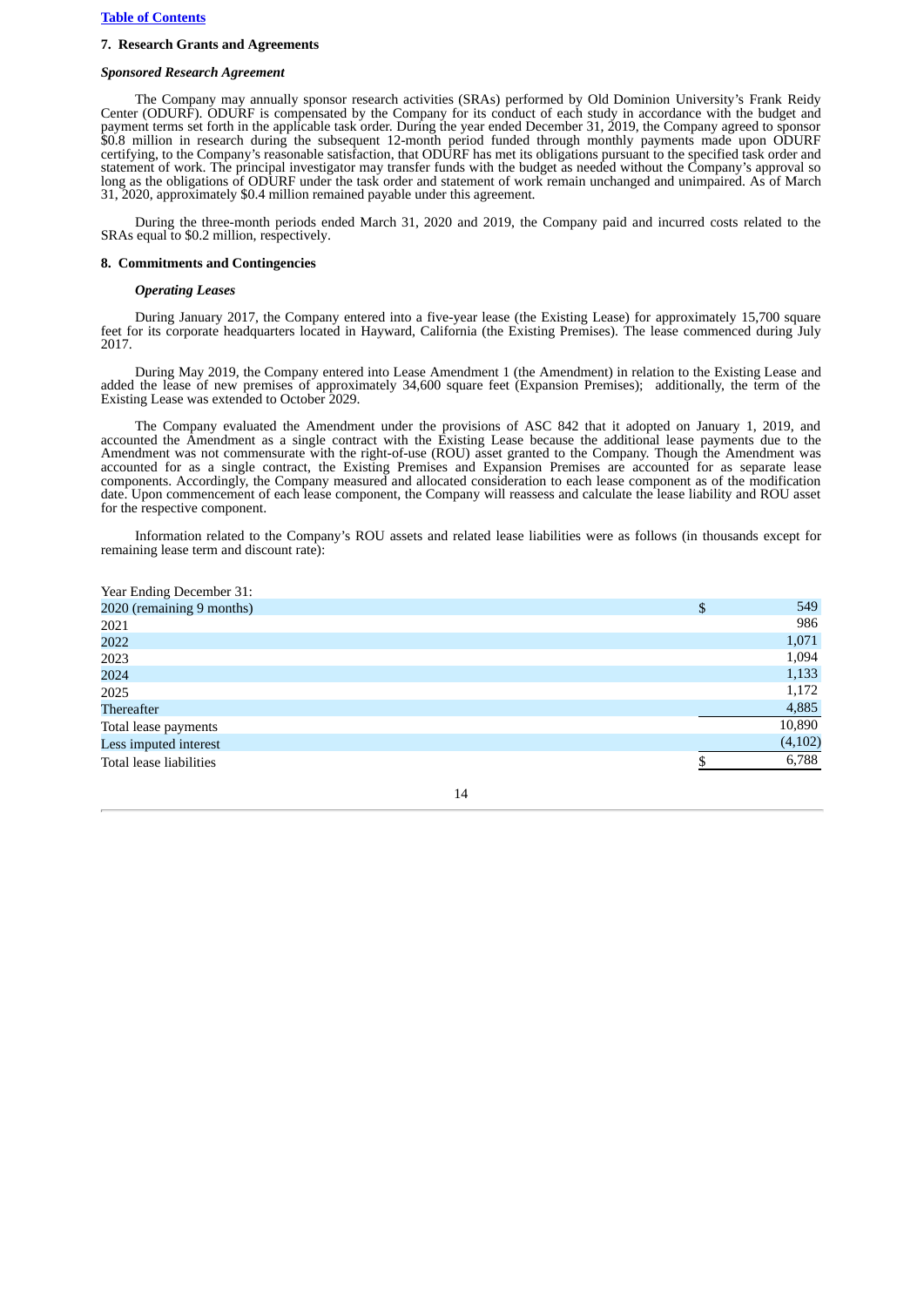## 7. Research Grants and Agreements

### *Sponsored Research Agreement*

The Company may annually sponsor research activities (SRAs) performed by Old Dominion University's Frank Reidy Center (ODURF). ODURF is compensated by the Company for its conduct of each study in accordance with the budget and payment terms set forth in the applicable task order. During the year ended December 31, 2019, the Company agreed to sponsor $0.8 million in research during the subsequent 12-month period funded through monthly payments made upon ODURF certifying, to the Company's reasonable satisfaction, that ODURF has met its obligations pursuant to the specified task order and statement of work. The principal investigator may transfer funds with the budget as needed without the Company's approval so long as the obligations of ODURF under the task order and statement of work remain unchanged and unimpaired. As of March 31, 2020, approximately $0.4 million remained payable under this agreement.

During the three-month periods ended March 31, 2020 and 2019, the Company paid and incurred costs related to the SRAs equal to $0.2 million, respectively.

## 8. Commitments and Contingencies

### *Operating Leases*

During January 2017, the Company entered into a five-year lease (the Existing Lease) for approximately 15,700 square feet for its corporate headquarters located in Hayward, California (the Existing Premises). The lease commenced during July 2017.

During May 2019, the Company entered into Lease Amendment 1 (the Amendment) in relation to the Existing Lease and added the lease of new premises of approximately 34,600 square feet (Expansion Premises); additionally, the term of the Existing Lease was extended to October 2029.

The Company evaluated the Amendment under the provisions of ASC 842 that it adopted on January 1, 2019, and accounted the Amendment as a single contract with the Existing Lease because the additional lease payments due to the Amendment was not commensurate with the right-of-use (ROU) asset granted to the Company. Though the Amendment was accounted for as a single contract, the Existing Premises and Expansion Premises are accounted for as separate lease components. Accordingly, the Company measured and allocated consideration to each lease component as of the modification date. Upon commencement of each lease component, the Company will reassess and calculate the lease liability and ROU asset for the respective component.

Information related to the Company's ROU assets and related lease liabilities were as follows (in thousands except for remaining lease term and discount rate):

| Year Ending December 31: | |
|---|---|
| 2020 (remaining 9 months) | $ 549 |
| 2021 | 986 |
| 2022 | 1,071 |
| 2023 | 1,094 |
| 2024 | 1,133 |
| 2025 | 1,172 |
| Thereafter | 4,885 |
| Total lease payments | 10,890 |
| Less imputed interest | (4,102) |
| Total lease liabilities | $ 6,788 |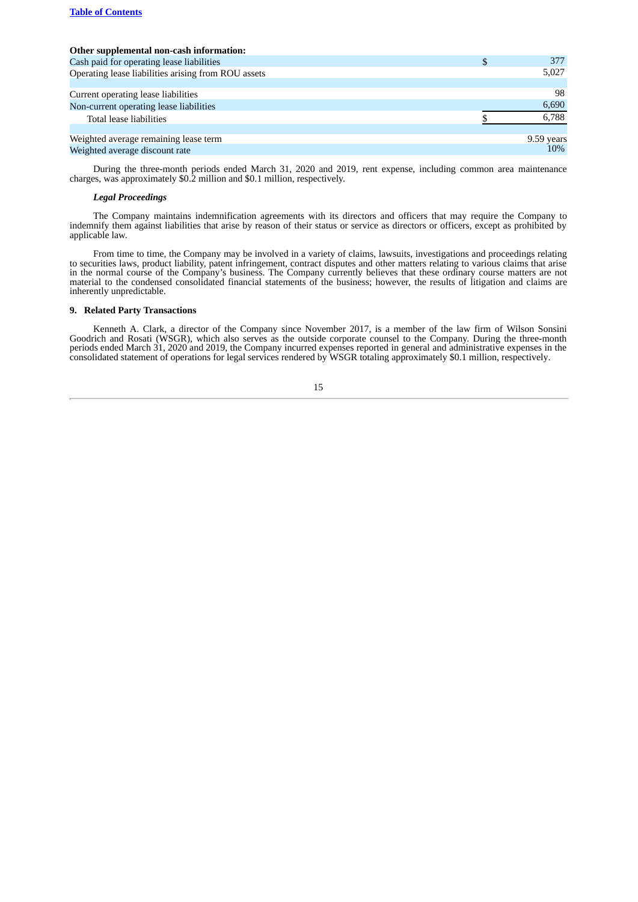| Other supplemental non-cash information: | | |
|---|---|---|
| Cash paid for operating lease liabilities | $ | 377 |
| Operating lease liabilities arising from ROU assets | | 5,027 |
| | | |
| Current operating lease liabilities | | 98 |
| Non-current operating lease liabilities | | 6,690 |
| Total lease liabilities | $ | 6,788 |
| | | |
| Weighted average remaining lease term | | 9.59 years |
| Weighted average discount rate | | 10% |

During the three-month periods ended March 31, 2020 and 2019, rent expense, including common area maintenance charges, was approximately $0.2 million and $0.1 million, respectively.

***Legal Proceedings***

The Company maintains indemnification agreements with its directors and officers that may require the Company to indemnify them against liabilities that arise by reason of their status or service as directors or officers, except as prohibited by applicable law.

From time to time, the Company may be involved in a variety of claims, lawsuits, investigations and proceedings relating to securities laws, product liability, patent infringement, contract disputes and other matters relating to various claims that arise in the normal course of the Company's business. The Company currently believes that these ordinary course matters are not material to the condensed consolidated financial statements of the business; however, the results of litigation and claims are inherently unpredictable.

**9. Related Party Transactions**

Kenneth A. Clark, a director of the Company since November 2017, is a member of the law firm of Wilson Sonsini Goodrich and Rosati (WSGR), which also serves as the outside corporate counsel to the Company. During the three-month periods ended March 31, 2020 and 2019, the Company incurred expenses reported in general and administrative expenses in the consolidated statement of operations for legal services rendered by WSGR totaling approximately $0.1 million, respectively.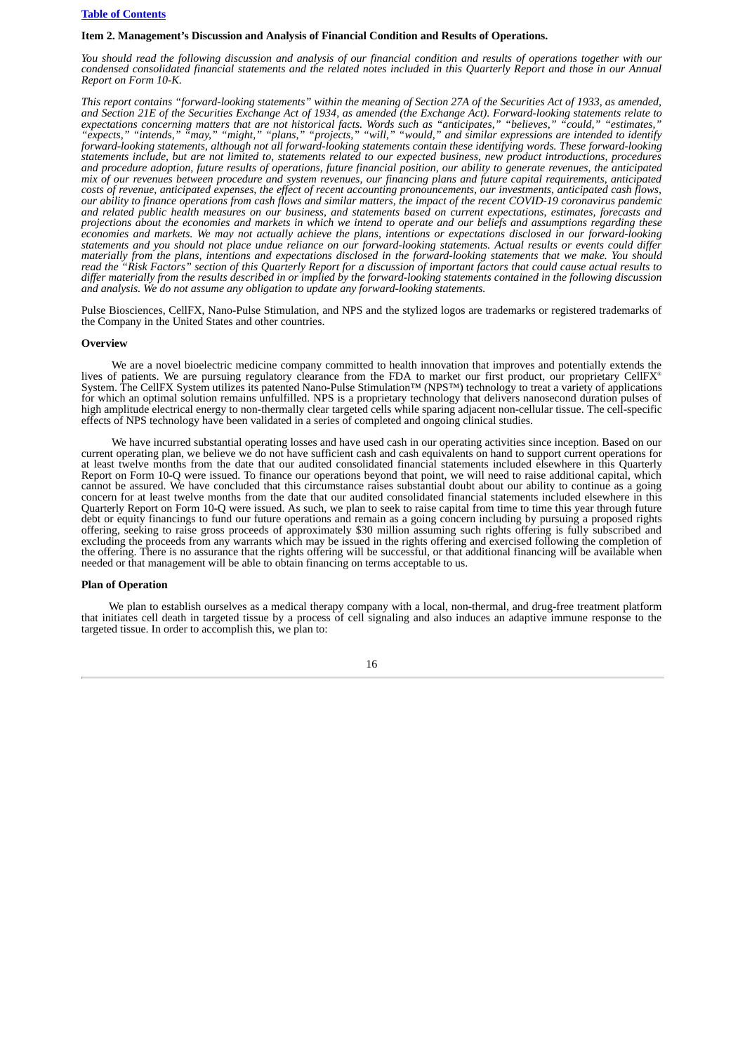### Item 2. Management's Discussion and Analysis of Financial Condition and Results of Operations.

*You should read the following discussion and analysis of our financial condition and results of operations together with our condensed consolidated financial statements and the related notes included in this Quarterly Report and those in our Annual Report on Form 10-K.*

*This report contains "forward-looking statements" within the meaning of Section 27A of the Securities Act of 1933, as amended, and Section 21E of the Securities Exchange Act of 1934, as amended (the Exchange Act). Forward-looking statements relate to expectations concerning matters that are not historical facts. Words such as "anticipates," "believes," "could," "estimates," "expects," "intends," "may," "might," "plans," "projects," "will," "would," and similar expressions are intended to identify forward-looking statements, although not all forward-looking statements contain these identifying words. These forward-looking statements include, but are not limited to, statements related to our expected business, new product introductions, procedures and procedure adoption, future results of operations, future financial position, our ability to generate revenues, the anticipated mix of our revenues between procedure and system revenues, our financing plans and future capital requirements, anticipated costs of revenue, anticipated expenses, the effect of recent accounting pronouncements, our investments, anticipated cash flows, our ability to finance operations from cash flows and similar matters, the impact of the recent COVID-19 coronavirus pandemic and related public health measures on our business, and statements based on current expectations, estimates, forecasts and projections about the economies and markets in which we intend to operate and our beliefs and assumptions regarding these economies and markets. We may not actually achieve the plans, intentions or expectations disclosed in our forward-looking statements and you should not place undue reliance on our forward-looking statements. Actual results or events could differ materially from the plans, intentions and expectations disclosed in the forward-looking statements that we make. You should read the "Risk Factors" section of this Quarterly Report for a discussion of important factors that could cause actual results to differ materially from the results described in or implied by the forward-looking statements contained in the following discussion and analysis. We do not assume any obligation to update any forward-looking statements.*

Pulse Biosciences, CellFX, Nano-Pulse Stimulation, and NPS and the stylized logos are trademarks or registered trademarks of the Company in the United States and other countries.

#### Overview

We are a novel bioelectric medicine company committed to health innovation that improves and potentially extends the lives of patients. We are pursuing regulatory clearance from the FDA to market our first product, our proprietary CellFX® System. The CellFX System utilizes its patented Nano-Pulse Stimulation™ (NPS™) technology to treat a variety of applications for which an optimal solution remains unfulfilled. NPS is a proprietary technology that delivers nanosecond duration pulses of high amplitude electrical energy to non-thermally clear targeted cells while sparing adjacent non-cellular tissue. The cell-specific effects of NPS technology have been validated in a series of completed and ongoing clinical studies.

We have incurred substantial operating losses and have used cash in our operating activities since inception. Based on our current operating plan, we believe we do not have sufficient cash and cash equivalents on hand to support current operations for at least twelve months from the date that our audited consolidated financial statements included elsewhere in this Quarterly Report on Form 10-Q were issued. To finance our operations beyond that point, we will need to raise additional capital, which cannot be assured. We have concluded that this circumstance raises substantial doubt about our ability to continue as a going concern for at least twelve months from the date that our audited consolidated financial statements included elsewhere in this Quarterly Report on Form 10-Q were issued. As such, we plan to seek to raise capital from time to time this year through future debt or equity financings to fund our future operations and remain as a going concern including by pursuing a proposed rights offering, seeking to raise gross proceeds of approximately $30 million assuming such rights offering is fully subscribed and excluding the proceeds from any warrants which may be issued in the rights offering and exercised following the completion of the offering. There is no assurance that the rights offering will be successful, or that additional financing will be available when needed or that management will be able to obtain financing on terms acceptable to us.

#### Plan of Operation

We plan to establish ourselves as a medical therapy company with a local, non-thermal, and drug-free treatment platform that initiates cell death in targeted tissue by a process of cell signaling and also induces an adaptive immune response to the targeted tissue. In order to accomplish this, we plan to: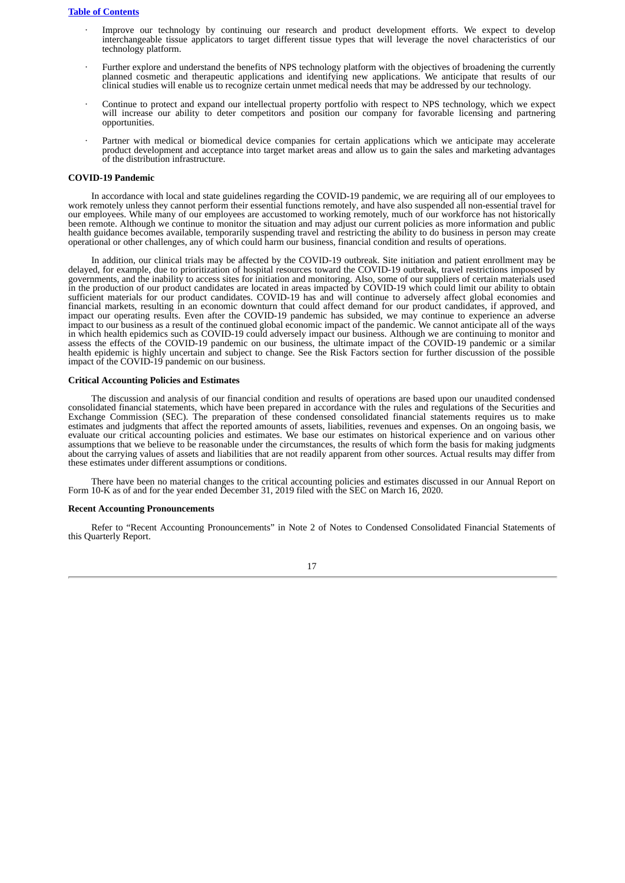- Improve our technology by continuing our research and product development efforts. We expect to develop interchangeable tissue applicators to target different tissue types that will leverage the novel characteristics of our technology platform.

- Further explore and understand the benefits of NPS technology platform with the objectives of broadening the currently planned cosmetic and therapeutic applications and identifying new applications. We anticipate that results of our clinical studies will enable us to recognize certain unmet medical needs that may be addressed by our technology.

- Continue to protect and expand our intellectual property portfolio with respect to NPS technology, which we expect will increase our ability to deter competitors and position our company for favorable licensing and partnering opportunities.

- Partner with medical or biomedical device companies for certain applications which we anticipate may accelerate product development and acceptance into target market areas and allow us to gain the sales and marketing advantages of the distribution infrastructure.

**COVID-19 Pandemic**

In accordance with local and state guidelines regarding the COVID-19 pandemic, we are requiring all of our employees to work remotely unless they cannot perform their essential functions remotely, and have also suspended all non-essential travel for our employees. While many of our employees are accustomed to working remotely, much of our workforce has not historically been remote. Although we continue to monitor the situation and may adjust our current policies as more information and public health guidance becomes available, temporarily suspending travel and restricting the ability to do business in person may create operational or other challenges, any of which could harm our business, financial condition and results of operations.

In addition, our clinical trials may be affected by the COVID-19 outbreak. Site initiation and patient enrollment may be delayed, for example, due to prioritization of hospital resources toward the COVID-19 outbreak, travel restrictions imposed by governments, and the inability to access sites for initiation and monitoring. Also, some of our suppliers of certain materials used in the production of our product candidates are located in areas impacted by COVID-19 which could limit our ability to obtain sufficient materials for our product candidates. COVID-19 has and will continue to adversely affect global economies and financial markets, resulting in an economic downturn that could affect demand for our product candidates, if approved, and impact our operating results. Even after the COVID-19 pandemic has subsided, we may continue to experience an adverse impact to our business as a result of the continued global economic impact of the pandemic. We cannot anticipate all of the ways in which health epidemics such as COVID-19 could adversely impact our business. Although we are continuing to monitor and assess the effects of the COVID-19 pandemic on our business, the ultimate impact of the COVID-19 pandemic or a similar health epidemic is highly uncertain and subject to change. See the Risk Factors section for further discussion of the possible impact of the COVID-19 pandemic on our business.

**Critical Accounting Policies and Estimates**

The discussion and analysis of our financial condition and results of operations are based upon our unaudited condensed consolidated financial statements, which have been prepared in accordance with the rules and regulations of the Securities and Exchange Commission (SEC). The preparation of these condensed consolidated financial statements requires us to make estimates and judgments that affect the reported amounts of assets, liabilities, revenues and expenses. On an ongoing basis, we evaluate our critical accounting policies and estimates. We base our estimates on historical experience and on various other assumptions that we believe to be reasonable under the circumstances, the results of which form the basis for making judgments about the carrying values of assets and liabilities that are not readily apparent from other sources. Actual results may differ from these estimates under different assumptions or conditions.

There have been no material changes to the critical accounting policies and estimates discussed in our Annual Report on Form 10-K as of and for the year ended December 31, 2019 filed with the SEC on March 16, 2020.

**Recent Accounting Pronouncements**

Refer to "Recent Accounting Pronouncements" in Note 2 of Notes to Condensed Consolidated Financial Statements of this Quarterly Report.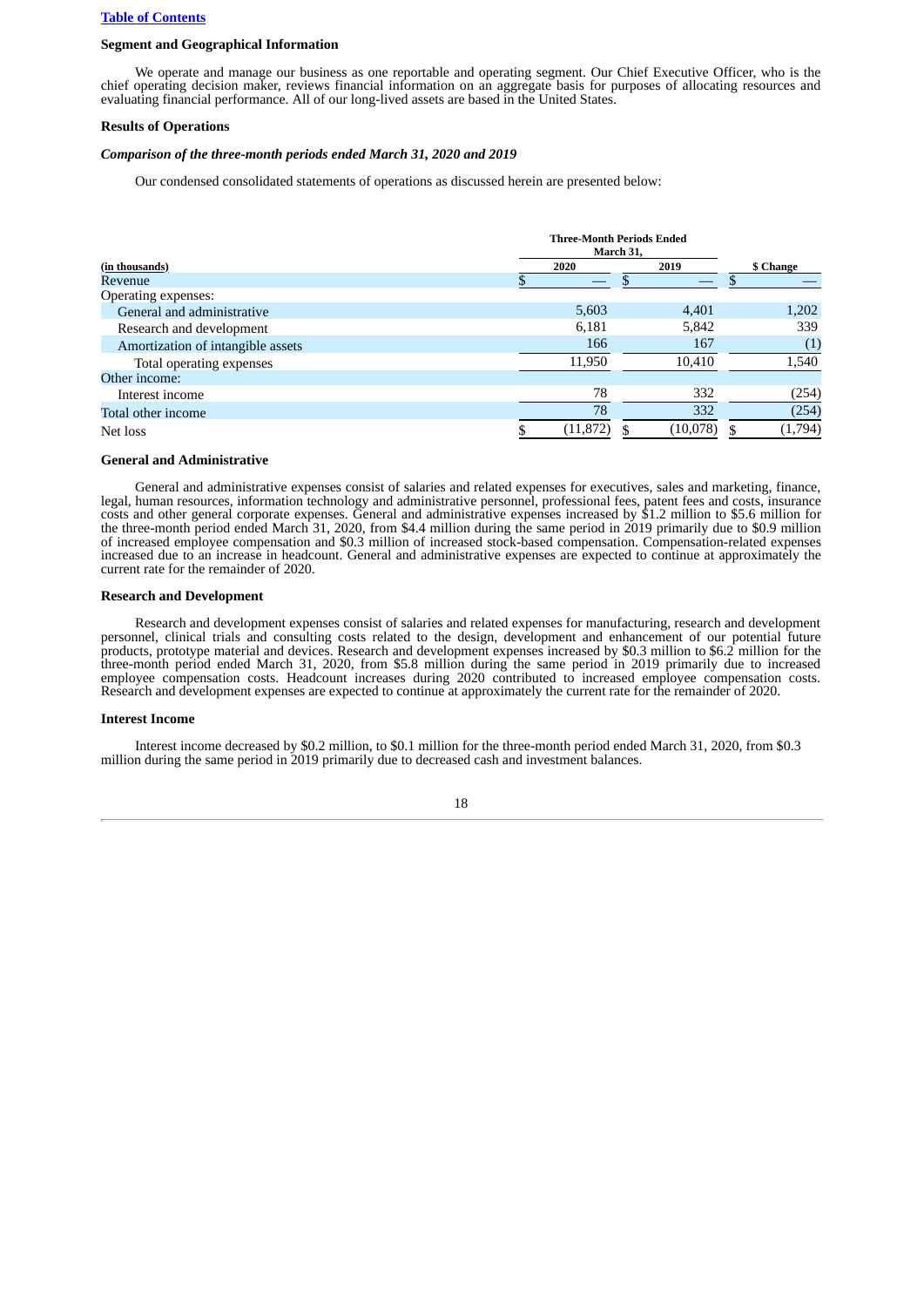### Segment and Geographical Information

We operate and manage our business as one reportable and operating segment. Our Chief Executive Officer, who is the chief operating decision maker, reviews financial information on an aggregate basis for purposes of allocating resources and evaluating financial performance. All of our long-lived assets are based in the United States.

### Results of Operations

***Comparison of the three-month periods ended March 31, 2020 and 2019***

Our condensed consolidated statements of operations as discussed herein are presented below:

| (in thousands) | Three-Month Periods Ended March 31, 2020 | 2019 | $ Change |
|---|---|---|---|
| Revenue | $ — | $ — | $ — |
| Operating expenses: | | | |
| General and administrative | 5,603 | 4,401 | 1,202 |
| Research and development | 6,181 | 5,842 | 339 |
| Amortization of intangible assets | 166 | 167 | (1) |
| Total operating expenses | 11,950 | 10,410 | 1,540 |
| Other income: | | | |
| Interest income | 78 | 332 | (254) |
| Total other income | 78 | 332 | (254) |
| Net loss | $ (11,872) | $ (10,078) | $ (1,794) |

### General and Administrative

General and administrative expenses consist of salaries and related expenses for executives, sales and marketing, finance, legal, human resources, information technology and administrative personnel, professional fees, patent fees and costs, insurance costs and other general corporate expenses. General and administrative expenses increased by $1.2 million to $5.6 million for the three-month period ended March 31, 2020, from $4.4 million during the same period in 2019 primarily due to $0.9 million of increased employee compensation and $0.3 million of increased stock-based compensation. Compensation-related expenses increased due to an increase in headcount. General and administrative expenses are expected to continue at approximately the current rate for the remainder of 2020.

### Research and Development

Research and development expenses consist of salaries and related expenses for manufacturing, research and development personnel, clinical trials and consulting costs related to the design, development and enhancement of our potential future products, prototype material and devices. Research and development expenses increased by $0.3 million to $6.2 million for the three-month period ended March 31, 2020, from $5.8 million during the same period in 2019 primarily due to increased employee compensation costs. Headcount increases during 2020 contributed to increased employee compensation costs. Research and development expenses are expected to continue at approximately the current rate for the remainder of 2020.

### Interest Income

Interest income decreased by $0.2 million, to $0.1 million for the three-month period ended March 31, 2020, from $0.3 million during the same period in 2019 primarily due to decreased cash and investment balances.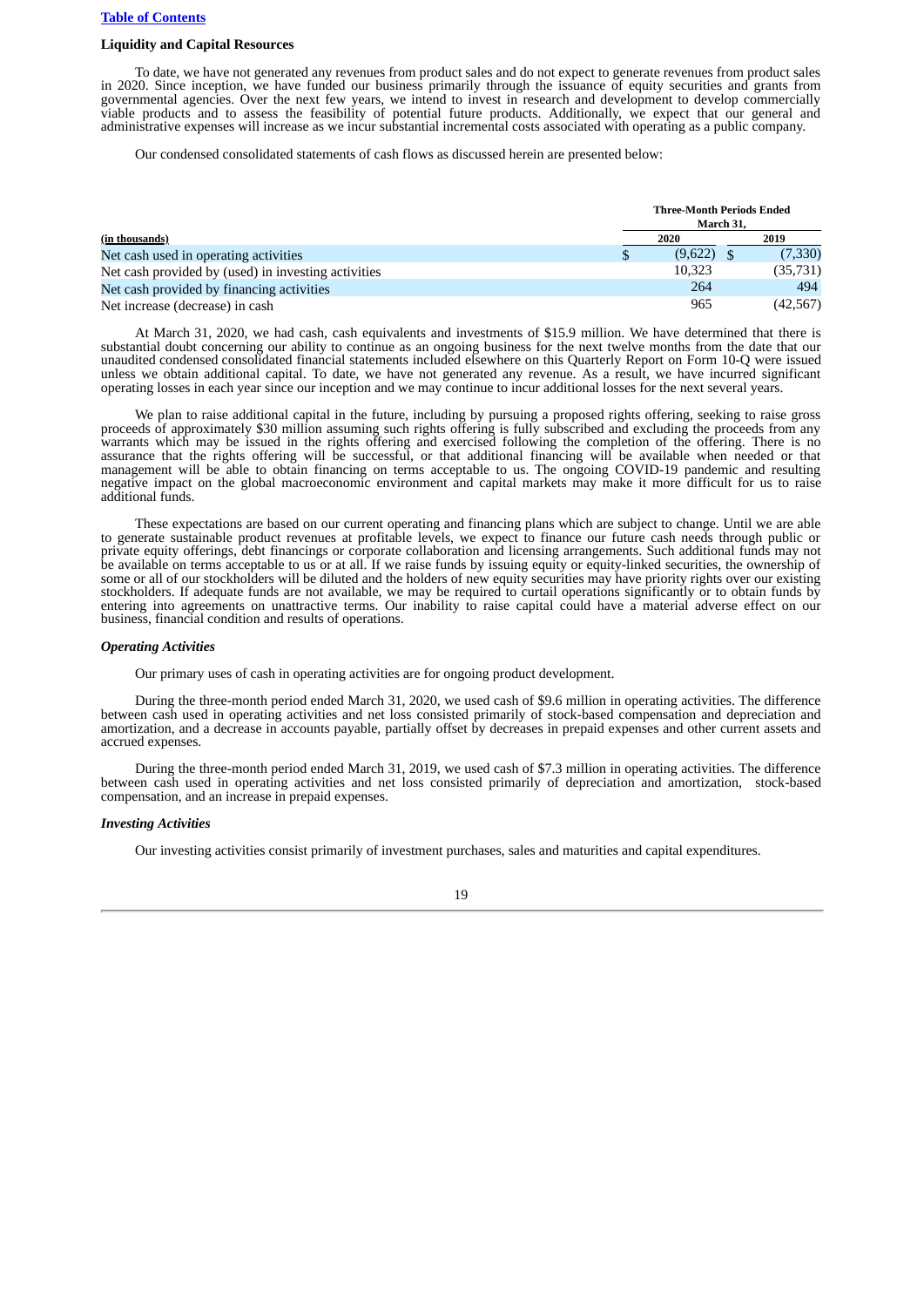### Liquidity and Capital Resources

To date, we have not generated any revenues from product sales and do not expect to generate revenues from product sales in 2020. Since inception, we have funded our business primarily through the issuance of equity securities and grants from governmental agencies. Over the next few years, we intend to invest in research and development to develop commercially viable products and to assess the feasibility of potential future products. Additionally, we expect that our general and administrative expenses will increase as we incur substantial incremental costs associated with operating as a public company.

Our condensed consolidated statements of cash flows as discussed herein are presented below:

| | Three-Month Periods Ended March 31, | |
|---|---|---|
| (in thousands) | 2020 | 2019 |
| Net cash used in operating activities | $ (9,622) | $ (7,330) |
| Net cash provided by (used) in investing activities | 10,323 | (35,731) |
| Net cash provided by financing activities | 264 | 494 |
| Net increase (decrease) in cash | 965 | (42,567) |

At March 31, 2020, we had cash, cash equivalents and investments of $15.9 million. We have determined that there is substantial doubt concerning our ability to continue as an ongoing business for the next twelve months from the date that our unaudited condensed consolidated financial statements included elsewhere on this Quarterly Report on Form 10-Q were issued unless we obtain additional capital. To date, we have not generated any revenue. As a result, we have incurred significant operating losses in each year since our inception and we may continue to incur additional losses for the next several years.

We plan to raise additional capital in the future, including by pursuing a proposed rights offering, seeking to raise gross proceeds of approximately $30 million assuming such rights offering is fully subscribed and excluding the proceeds from any warrants which may be issued in the rights offering and exercised following the completion of the offering. There is no assurance that the rights offering will be successful, or that additional financing will be available when needed or that management will be able to obtain financing on terms acceptable to us. The ongoing COVID-19 pandemic and resulting negative impact on the global macroeconomic environment and capital markets may make it more difficult for us to raise additional funds.

These expectations are based on our current operating and financing plans which are subject to change. Until we are able to generate sustainable product revenues at profitable levels, we expect to finance our future cash needs through public or private equity offerings, debt financings or corporate collaboration and licensing arrangements. Such additional funds may not be available on terms acceptable to us or at all. If we raise funds by issuing equity or equity-linked securities, the ownership of some or all of our stockholders will be diluted and the holders of new equity securities may have priority rights over our existing stockholders. If adequate funds are not available, we may be required to curtail operations significantly or to obtain funds by entering into agreements on unattractive terms. Our inability to raise capital could have a material adverse effect on our business, financial condition and results of operations.

#### *Operating Activities*

Our primary uses of cash in operating activities are for ongoing product development.

During the three-month period ended March 31, 2020, we used cash of $9.6 million in operating activities. The difference between cash used in operating activities and net loss consisted primarily of stock-based compensation and depreciation and amortization, and a decrease in accounts payable, partially offset by decreases in prepaid expenses and other current assets and accrued expenses.

During the three-month period ended March 31, 2019, we used cash of $7.3 million in operating activities. The difference between cash used in operating activities and net loss consisted primarily of depreciation and amortization, stock-based compensation, and an increase in prepaid expenses.

#### *Investing Activities*

Our investing activities consist primarily of investment purchases, sales and maturities and capital expenditures.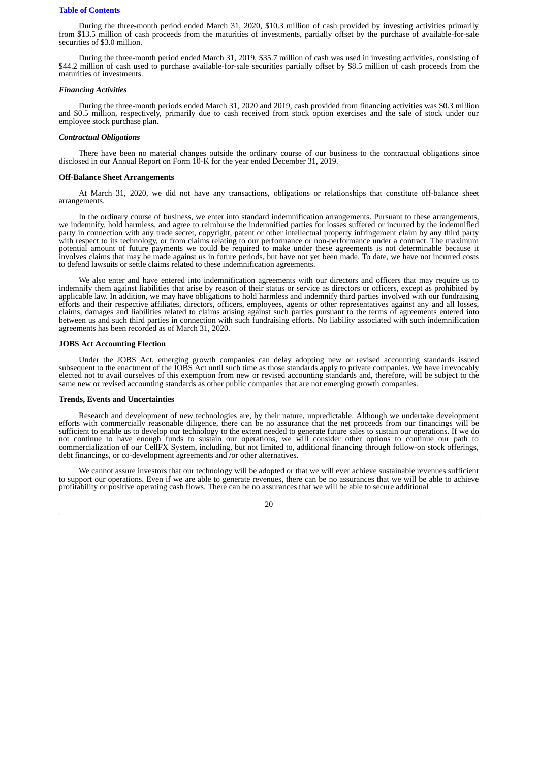During the three-month period ended March 31, 2020, $10.3 million of cash provided by investing activities primarily from $13.5 million of cash proceeds from the maturities of investments, partially offset by the purchase of available-for-sale securities of $3.0 million.

During the three-month period ended March 31, 2019, $35.7 million of cash was used in investing activities, consisting of $44.2 million of cash used to purchase available-for-sale securities partially offset by $8.5 million of cash proceeds from the maturities of investments.

***Financing Activities***

During the three-month periods ended March 31, 2020 and 2019, cash provided from financing activities was $0.3 million and $0.5 million, respectively, primarily due to cash received from stock option exercises and the sale of stock under our employee stock purchase plan.

***Contractual Obligations***

There have been no material changes outside the ordinary course of our business to the contractual obligations since disclosed in our Annual Report on Form 10-K for the year ended December 31, 2019.

**Off-Balance Sheet Arrangements**

At March 31, 2020, we did not have any transactions, obligations or relationships that constitute off-balance sheet arrangements.

In the ordinary course of business, we enter into standard indemnification arrangements. Pursuant to these arrangements, we indemnify, hold harmless, and agree to reimburse the indemnified parties for losses suffered or incurred by the indemnified party in connection with any trade secret, copyright, patent or other intellectual property infringement claim by any third party with respect to its technology, or from claims relating to our performance or non-performance under a contract. The maximum potential amount of future payments we could be required to make under these agreements is not determinable because it involves claims that may be made against us in future periods, but have not yet been made. To date, we have not incurred costs to defend lawsuits or settle claims related to these indemnification agreements.

We also enter and have entered into indemnification agreements with our directors and officers that may require us to indemnify them against liabilities that arise by reason of their status or service as directors or officers, except as prohibited by applicable law. In addition, we may have obligations to hold harmless and indemnify third parties involved with our fundraising efforts and their respective affiliates, directors, officers, employees, agents or other representatives against any and all losses, claims, damages and liabilities related to claims arising against such parties pursuant to the terms of agreements entered into between us and such third parties in connection with such fundraising efforts. No liability associated with such indemnification agreements has been recorded as of March 31, 2020.

**JOBS Act Accounting Election**

Under the JOBS Act, emerging growth companies can delay adopting new or revised accounting standards issued subsequent to the enactment of the JOBS Act until such time as those standards apply to private companies. We have irrevocably elected not to avail ourselves of this exemption from new or revised accounting standards and, therefore, will be subject to the same new or revised accounting standards as other public companies that are not emerging growth companies.

**Trends, Events and Uncertainties**

Research and development of new technologies are, by their nature, unpredictable. Although we undertake development efforts with commercially reasonable diligence, there can be no assurance that the net proceeds from our financings will be sufficient to enable us to develop our technology to the extent needed to generate future sales to sustain our operations. If we do not continue to have enough funds to sustain our operations, we will consider other options to continue our path to commercialization of our CellFX System, including, but not limited to, additional financing through follow-on stock offerings, debt financings, or co-development agreements and /or other alternatives.

We cannot assure investors that our technology will be adopted or that we will ever achieve sustainable revenues sufficient to support our operations. Even if we are able to generate revenues, there can be no assurances that we will be able to achieve profitability or positive operating cash flows. There can be no assurances that we will be able to secure additional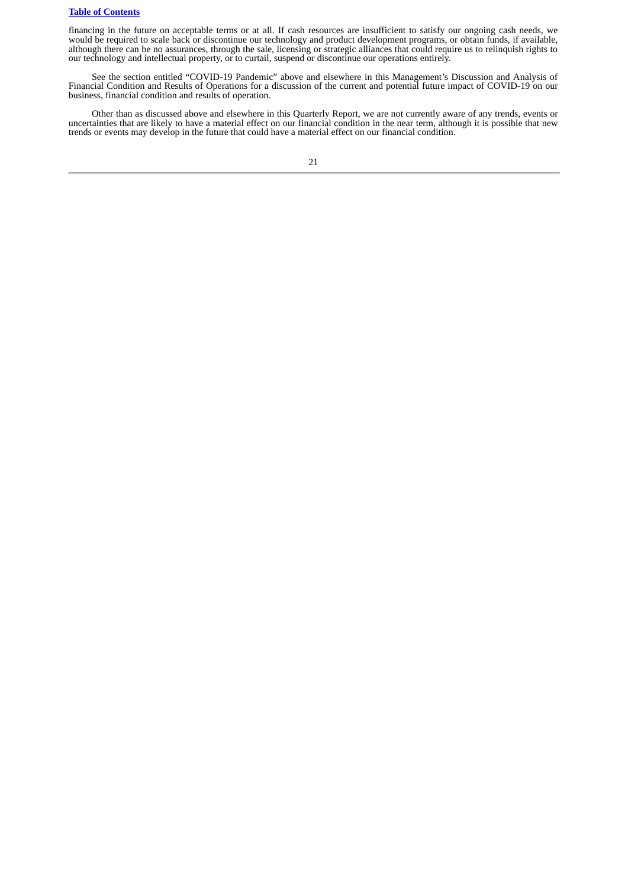financing in the future on acceptable terms or at all. If cash resources are insufficient to satisfy our ongoing cash needs, we would be required to scale back or discontinue our technology and product development programs, or obtain funds, if available, although there can be no assurances, through the sale, licensing or strategic alliances that could require us to relinquish rights to our technology and intellectual property, or to curtail, suspend or discontinue our operations entirely.

See the section entitled "COVID-19 Pandemic" above and elsewhere in this Management's Discussion and Analysis of Financial Condition and Results of Operations for a discussion of the current and potential future impact of COVID-19 on our business, financial condition and results of operation.

Other than as discussed above and elsewhere in this Quarterly Report, we are not currently aware of any trends, events or uncertainties that are likely to have a material effect on our financial condition in the near term, although it is possible that new trends or events may develop in the future that could have a material effect on our financial condition.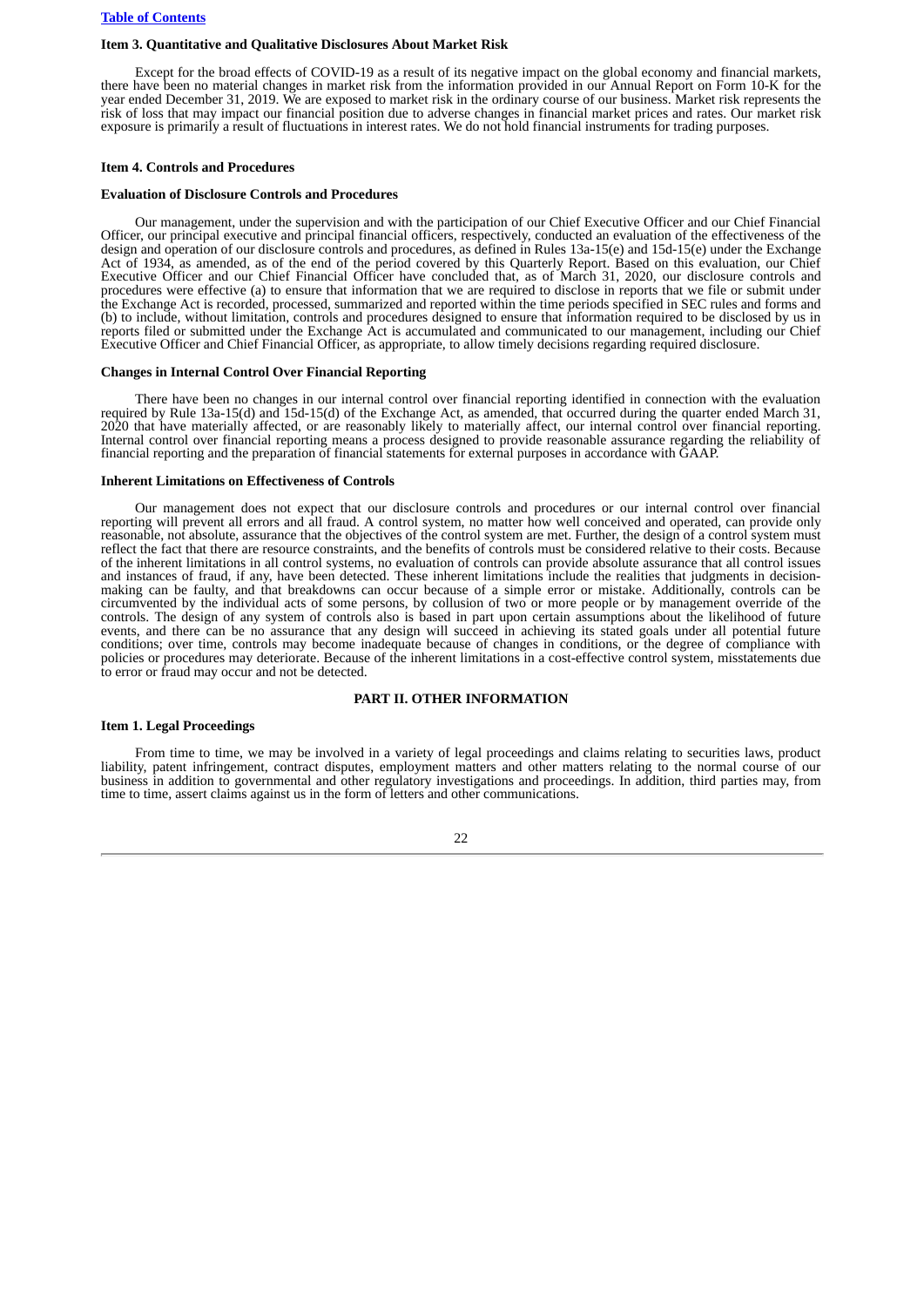### Item 3. Quantitative and Qualitative Disclosures About Market Risk

Except for the broad effects of COVID-19 as a result of its negative impact on the global economy and financial markets, there have been no material changes in market risk from the information provided in our Annual Report on Form 10-K for the year ended December 31, 2019. We are exposed to market risk in the ordinary course of our business. Market risk represents the risk of loss that may impact our financial position due to adverse changes in financial market prices and rates. Our market risk exposure is primarily a result of fluctuations in interest rates. We do not hold financial instruments for trading purposes.

### Item 4. Controls and Procedures

**Evaluation of Disclosure Controls and Procedures**

Our management, under the supervision and with the participation of our Chief Executive Officer and our Chief Financial Officer, our principal executive and principal financial officers, respectively, conducted an evaluation of the effectiveness of the design and operation of our disclosure controls and procedures, as defined in Rules 13a-15(e) and 15d-15(e) under the Exchange Act of 1934, as amended, as of the end of the period covered by this Quarterly Report. Based on this evaluation, our Chief Executive Officer and our Chief Financial Officer have concluded that, as of March 31, 2020, our disclosure controls and procedures were effective (a) to ensure that information that we are required to disclose in reports that we file or submit under the Exchange Act is recorded, processed, summarized and reported within the time periods specified in SEC rules and forms and (b) to include, without limitation, controls and procedures designed to ensure that information required to be disclosed by us in reports filed or submitted under the Exchange Act is accumulated and communicated to our management, including our Chief Executive Officer and Chief Financial Officer, as appropriate, to allow timely decisions regarding required disclosure.

**Changes in Internal Control Over Financial Reporting**

There have been no changes in our internal control over financial reporting identified in connection with the evaluation required by Rule 13a-15(d) and 15d-15(d) of the Exchange Act, as amended, that occurred during the quarter ended March 31, 2020 that have materially affected, or are reasonably likely to materially affect, our internal control over financial reporting. Internal control over financial reporting means a process designed to provide reasonable assurance regarding the reliability of financial reporting and the preparation of financial statements for external purposes in accordance with GAAP.

**Inherent Limitations on Effectiveness of Controls**

Our management does not expect that our disclosure controls and procedures or our internal control over financial reporting will prevent all errors and all fraud. A control system, no matter how well conceived and operated, can provide only reasonable, not absolute, assurance that the objectives of the control system are met. Further, the design of a control system must reflect the fact that there are resource constraints, and the benefits of controls must be considered relative to their costs. Because of the inherent limitations in all control systems, no evaluation of controls can provide absolute assurance that all control issues and instances of fraud, if any, have been detected. These inherent limitations include the realities that judgments in decision-making can be faulty, and that breakdowns can occur because of a simple error or mistake. Additionally, controls can be circumvented by the individual acts of some persons, by collusion of two or more people or by management override of the controls. The design of any system of controls also is based in part upon certain assumptions about the likelihood of future events, and there can be no assurance that any design will succeed in achieving its stated goals under all potential future conditions; over time, controls may become inadequate because of changes in conditions, or the degree of compliance with policies or procedures may deteriorate. Because of the inherent limitations in a cost-effective control system, misstatements due to error or fraud may occur and not be detected.

## PART II. OTHER INFORMATION

### Item 1. Legal Proceedings

From time to time, we may be involved in a variety of legal proceedings and claims relating to securities laws, product liability, patent infringement, contract disputes, employment matters and other matters relating to the normal course of our business in addition to governmental and other regulatory investigations and proceedings. In addition, third parties may, from time to time, assert claims against us in the form of letters and other communications.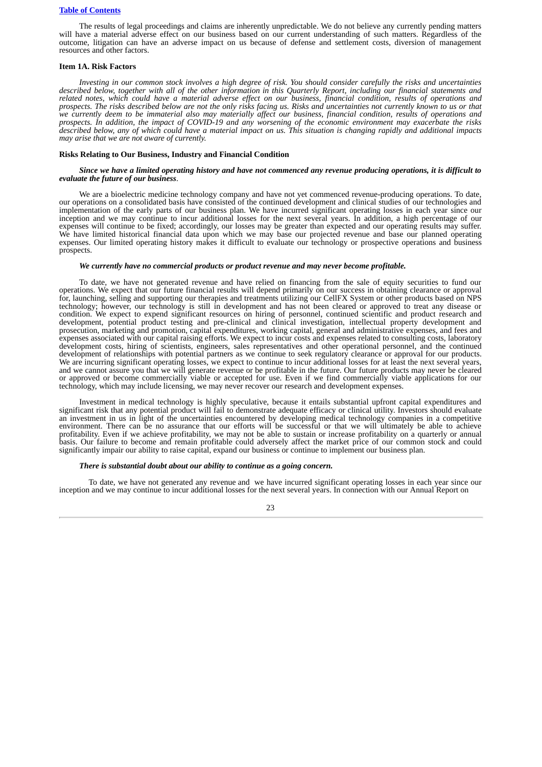The results of legal proceedings and claims are inherently unpredictable. We do not believe any currently pending matters will have a material adverse effect on our business based on our current understanding of such matters. Regardless of the outcome, litigation can have an adverse impact on us because of defense and settlement costs, diversion of management resources and other factors.

## Item 1A. Risk Factors

*Investing in our common stock involves a high degree of risk. You should consider carefully the risks and uncertainties described below, together with all of the other information in this Quarterly Report, including our financial statements and related notes, which could have a material adverse effect on our business, financial condition, results of operations and prospects. The risks described below are not the only risks facing us. Risks and uncertainties not currently known to us or that we currently deem to be immaterial also may materially affect our business, financial condition, results of operations and prospects. In addition, the impact of COVID-19 and any worsening of the economic environment may exacerbate the risks described below, any of which could have a material impact on us. This situation is changing rapidly and additional impacts may arise that we are not aware of currently.*

### Risks Relating to Our Business, Industry and Financial Condition

***Since we have a limited operating history and have not commenced any revenue producing operations, it is difficult to evaluate the future of our business***.

We are a bioelectric medicine technology company and have not yet commenced revenue-producing operations. To date, our operations on a consolidated basis have consisted of the continued development and clinical studies of our technologies and implementation of the early parts of our business plan. We have incurred significant operating losses in each year since our inception and we may continue to incur additional losses for the next several years. In addition, a high percentage of our expenses will continue to be fixed; accordingly, our losses may be greater than expected and our operating results may suffer. We have limited historical financial data upon which we may base our projected revenue and base our planned operating expenses. Our limited operating history makes it difficult to evaluate our technology or prospective operations and business prospects.

***We currently have no commercial products or product revenue and may never become profitable.***

To date, we have not generated revenue and have relied on financing from the sale of equity securities to fund our operations. We expect that our future financial results will depend primarily on our success in obtaining clearance or approval for, launching, selling and supporting our therapies and treatments utilizing our CellFX System or other products based on NPS technology; however, our technology is still in development and has not been cleared or approved to treat any disease or condition. We expect to expend significant resources on hiring of personnel, continued scientific and product research and development, potential product testing and pre-clinical and clinical investigation, intellectual property development and prosecution, marketing and promotion, capital expenditures, working capital, general and administrative expenses, and fees and expenses associated with our capital raising efforts. We expect to incur costs and expenses related to consulting costs, laboratory development costs, hiring of scientists, engineers, sales representatives and other operational personnel, and the continued development of relationships with potential partners as we continue to seek regulatory clearance or approval for our products. We are incurring significant operating losses, we expect to continue to incur additional losses for at least the next several years, and we cannot assure you that we will generate revenue or be profitable in the future. Our future products may never be cleared or approved or become commercially viable or accepted for use. Even if we find commercially viable applications for our technology, which may include licensing, we may never recover our research and development expenses.

Investment in medical technology is highly speculative, because it entails substantial upfront capital expenditures and significant risk that any potential product will fail to demonstrate adequate efficacy or clinical utility. Investors should evaluate an investment in us in light of the uncertainties encountered by developing medical technology companies in a competitive environment. There can be no assurance that our efforts will be successful or that we will ultimately be able to achieve profitability. Even if we achieve profitability, we may not be able to sustain or increase profitability on a quarterly or annual basis. Our failure to become and remain profitable could adversely affect the market price of our common stock and could significantly impair our ability to raise capital, expand our business or continue to implement our business plan.

***There is substantial doubt about our ability to continue as a going concern.***

To date, we have not generated any revenue and we have incurred significant operating losses in each year since our inception and we may continue to incur additional losses for the next several years. In connection with our Annual Report on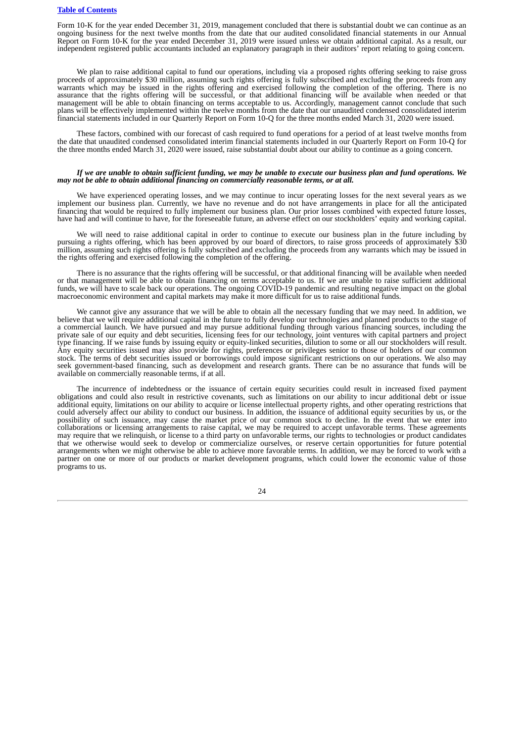Form 10-K for the year ended December 31, 2019, management concluded that there is substantial doubt we can continue as an ongoing business for the next twelve months from the date that our audited consolidated financial statements in our Annual Report on Form 10-K for the year ended December 31, 2019 were issued unless we obtain additional capital. As a result, our independent registered public accountants included an explanatory paragraph in their auditors' report relating to going concern.

We plan to raise additional capital to fund our operations, including via a proposed rights offering seeking to raise gross proceeds of approximately $30 million, assuming such rights offering is fully subscribed and excluding the proceeds from any warrants which may be issued in the rights offering and exercised following the completion of the offering. There is no assurance that the rights offering will be successful, or that additional financing will be available when needed or that management will be able to obtain financing on terms acceptable to us. Accordingly, management cannot conclude that such plans will be effectively implemented within the twelve months from the date that our unaudited condensed consolidated interim financial statements included in our Quarterly Report on Form 10-Q for the three months ended March 31, 2020 were issued.

These factors, combined with our forecast of cash required to fund operations for a period of at least twelve months from the date that unaudited condensed consolidated interim financial statements included in our Quarterly Report on Form 10-Q for the three months ended March 31, 2020 were issued, raise substantial doubt about our ability to continue as a going concern.

***If we are unable to obtain sufficient funding, we may be unable to execute our business plan and fund operations. We may not be able to obtain additional financing on commercially reasonable terms, or at all.***

We have experienced operating losses, and we may continue to incur operating losses for the next several years as we implement our business plan. Currently, we have no revenue and do not have arrangements in place for all the anticipated financing that would be required to fully implement our business plan. Our prior losses combined with expected future losses, have had and will continue to have, for the foreseeable future, an adverse effect on our stockholders' equity and working capital.

We will need to raise additional capital in order to continue to execute our business plan in the future including by pursuing a rights offering, which has been approved by our board of directors, to raise gross proceeds of approximately $30 million, assuming such rights offering is fully subscribed and excluding the proceeds from any warrants which may be issued in the rights offering and exercised following the completion of the offering.

There is no assurance that the rights offering will be successful, or that additional financing will be available when needed or that management will be able to obtain financing on terms acceptable to us. If we are unable to raise sufficient additional funds, we will have to scale back our operations. The ongoing COVID-19 pandemic and resulting negative impact on the global macroeconomic environment and capital markets may make it more difficult for us to raise additional funds.

We cannot give any assurance that we will be able to obtain all the necessary funding that we may need. In addition, we believe that we will require additional capital in the future to fully develop our technologies and planned products to the stage of a commercial launch. We have pursued and may pursue additional funding through various financing sources, including the private sale of our equity and debt securities, licensing fees for our technology, joint ventures with capital partners and project type financing. If we raise funds by issuing equity or equity-linked securities, dilution to some or all our stockholders will result. Any equity securities issued may also provide for rights, preferences or privileges senior to those of holders of our common stock. The terms of debt securities issued or borrowings could impose significant restrictions on our operations. We also may seek government-based financing, such as development and research grants. There can be no assurance that funds will be available on commercially reasonable terms, if at all.

The incurrence of indebtedness or the issuance of certain equity securities could result in increased fixed payment obligations and could also result in restrictive covenants, such as limitations on our ability to incur additional debt or issue additional equity, limitations on our ability to acquire or license intellectual property rights, and other operating restrictions that could adversely affect our ability to conduct our business. In addition, the issuance of additional equity securities by us, or the possibility of such issuance, may cause the market price of our common stock to decline. In the event that we enter into collaborations or licensing arrangements to raise capital, we may be required to accept unfavorable terms. These agreements may require that we relinquish, or license to a third party on unfavorable terms, our rights to technologies or product candidates that we otherwise would seek to develop or commercialize ourselves, or reserve certain opportunities for future potential arrangements when we might otherwise be able to achieve more favorable terms. In addition, we may be forced to work with a partner on one or more of our products or market development programs, which could lower the economic value of those programs to us.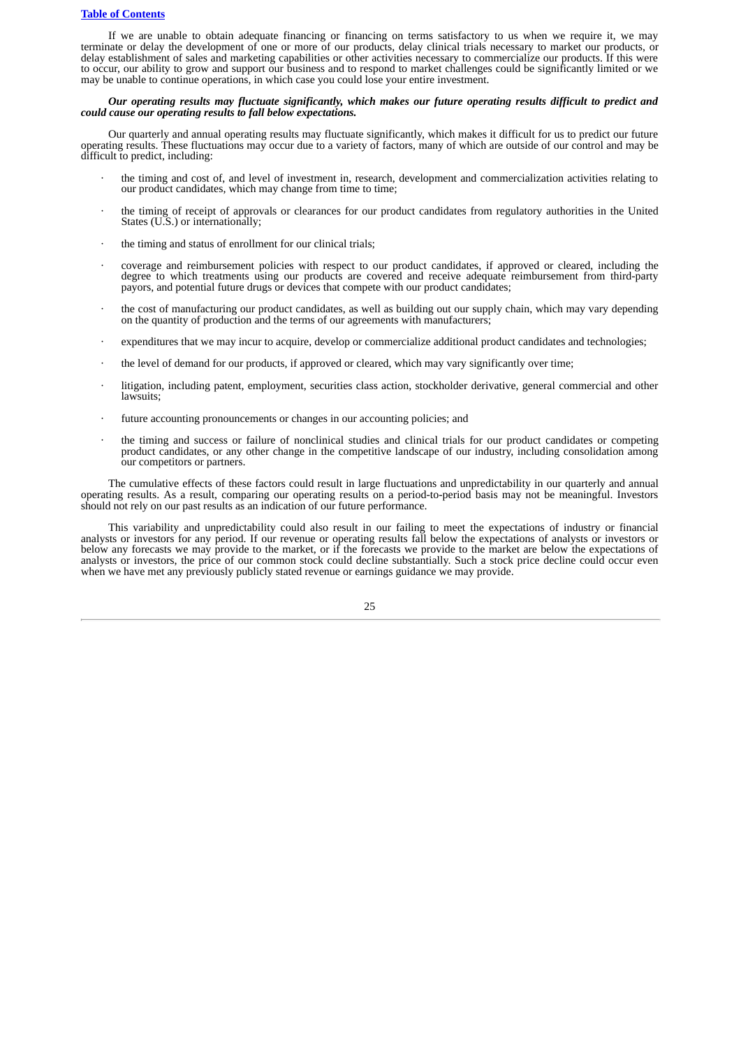If we are unable to obtain adequate financing or financing on terms satisfactory to us when we require it, we may terminate or delay the development of one or more of our products, delay clinical trials necessary to market our products, or delay establishment of sales and marketing capabilities or other activities necessary to commercialize our products. If this were to occur, our ability to grow and support our business and to respond to market challenges could be significantly limited or we may be unable to continue operations, in which case you could lose your entire investment.

***Our operating results may fluctuate significantly, which makes our future operating results difficult to predict and could cause our operating results to fall below expectations.***

Our quarterly and annual operating results may fluctuate significantly, which makes it difficult for us to predict our future operating results. These fluctuations may occur due to a variety of factors, many of which are outside of our control and may be difficult to predict, including:

- the timing and cost of, and level of investment in, research, development and commercialization activities relating to our product candidates, which may change from time to time;
- the timing of receipt of approvals or clearances for our product candidates from regulatory authorities in the United States (U.S.) or internationally;
- the timing and status of enrollment for our clinical trials;
- coverage and reimbursement policies with respect to our product candidates, if approved or cleared, including the degree to which treatments using our products are covered and receive adequate reimbursement from third-party payors, and potential future drugs or devices that compete with our product candidates;
- the cost of manufacturing our product candidates, as well as building out our supply chain, which may vary depending on the quantity of production and the terms of our agreements with manufacturers;
- expenditures that we may incur to acquire, develop or commercialize additional product candidates and technologies;
- the level of demand for our products, if approved or cleared, which may vary significantly over time;
- litigation, including patent, employment, securities class action, stockholder derivative, general commercial and other lawsuits;
- future accounting pronouncements or changes in our accounting policies; and
- the timing and success or failure of nonclinical studies and clinical trials for our product candidates or competing product candidates, or any other change in the competitive landscape of our industry, including consolidation among our competitors or partners.

The cumulative effects of these factors could result in large fluctuations and unpredictability in our quarterly and annual operating results. As a result, comparing our operating results on a period-to-period basis may not be meaningful. Investors should not rely on our past results as an indication of our future performance.

This variability and unpredictability could also result in our failing to meet the expectations of industry or financial analysts or investors for any period. If our revenue or operating results fall below the expectations of analysts or investors or below any forecasts we may provide to the market, or if the forecasts we provide to the market are below the expectations of analysts or investors, the price of our common stock could decline substantially. Such a stock price decline could occur even when we have met any previously publicly stated revenue or earnings guidance we may provide.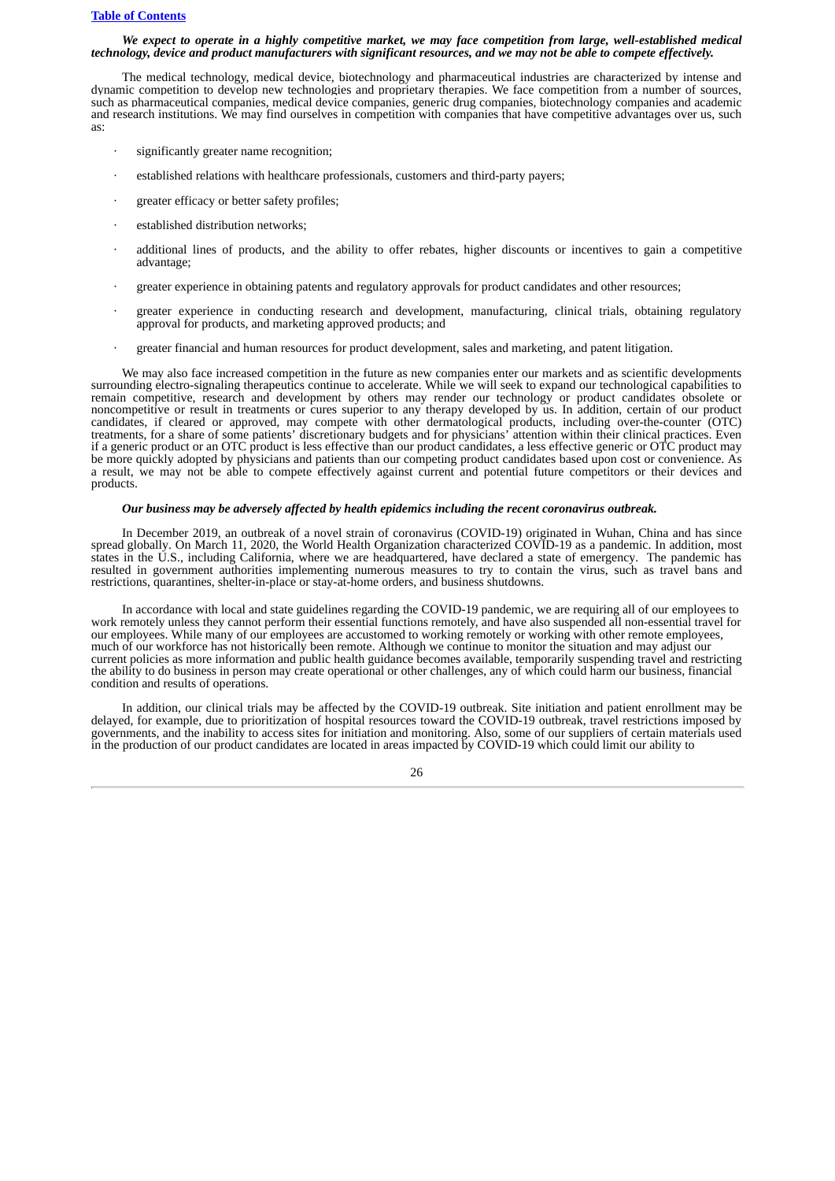***We expect to operate in a highly competitive market, we may face competition from large, well-established medical technology, device and product manufacturers with significant resources, and we may not be able to compete effectively.***

The medical technology, medical device, biotechnology and pharmaceutical industries are characterized by intense and dynamic competition to develop new technologies and proprietary therapies. We face competition from a number of sources, such as pharmaceutical companies, medical device companies, generic drug companies, biotechnology companies and academic and research institutions. We may find ourselves in competition with companies that have competitive advantages over us, such as:

- significantly greater name recognition;
- established relations with healthcare professionals, customers and third-party payers;
- greater efficacy or better safety profiles;
- established distribution networks;
- additional lines of products, and the ability to offer rebates, higher discounts or incentives to gain a competitive advantage;
- greater experience in obtaining patents and regulatory approvals for product candidates and other resources;
- greater experience in conducting research and development, manufacturing, clinical trials, obtaining regulatory approval for products, and marketing approved products; and
- greater financial and human resources for product development, sales and marketing, and patent litigation.

We may also face increased competition in the future as new companies enter our markets and as scientific developments surrounding electro-signaling therapeutics continue to accelerate. While we will seek to expand our technological capabilities to remain competitive, research and development by others may render our technology or product candidates obsolete or noncompetitive or result in treatments or cures superior to any therapy developed by us. In addition, certain of our product candidates, if cleared or approved, may compete with other dermatological products, including over-the-counter (OTC) treatments, for a share of some patients' discretionary budgets and for physicians' attention within their clinical practices. Even if a generic product or an OTC product is less effective than our product candidates, a less effective generic or OTC product may be more quickly adopted by physicians and patients than our competing product candidates based upon cost or convenience. As a result, we may not be able to compete effectively against current and potential future competitors or their devices and products.

***Our business may be adversely affected by health epidemics including the recent coronavirus outbreak.***

In December 2019, an outbreak of a novel strain of coronavirus (COVID-19) originated in Wuhan, China and has since spread globally. On March 11, 2020, the World Health Organization characterized COVID-19 as a pandemic. In addition, most states in the U.S., including California, where we are headquartered, have declared a state of emergency. The pandemic has resulted in government authorities implementing numerous measures to try to contain the virus, such as travel bans and restrictions, quarantines, shelter-in-place or stay-at-home orders, and business shutdowns.

In accordance with local and state guidelines regarding the COVID-19 pandemic, we are requiring all of our employees to work remotely unless they cannot perform their essential functions remotely, and have also suspended all non-essential travel for our employees. While many of our employees are accustomed to working remotely or working with other remote employees, much of our workforce has not historically been remote. Although we continue to monitor the situation and may adjust our current policies as more information and public health guidance becomes available, temporarily suspending travel and restricting the ability to do business in person may create operational or other challenges, any of which could harm our business, financial condition and results of operations.

In addition, our clinical trials may be affected by the COVID-19 outbreak. Site initiation and patient enrollment may be delayed, for example, due to prioritization of hospital resources toward the COVID-19 outbreak, travel restrictions imposed by governments, and the inability to access sites for initiation and monitoring. Also, some of our suppliers of certain materials used in the production of our product candidates are located in areas impacted by COVID-19 which could limit our ability to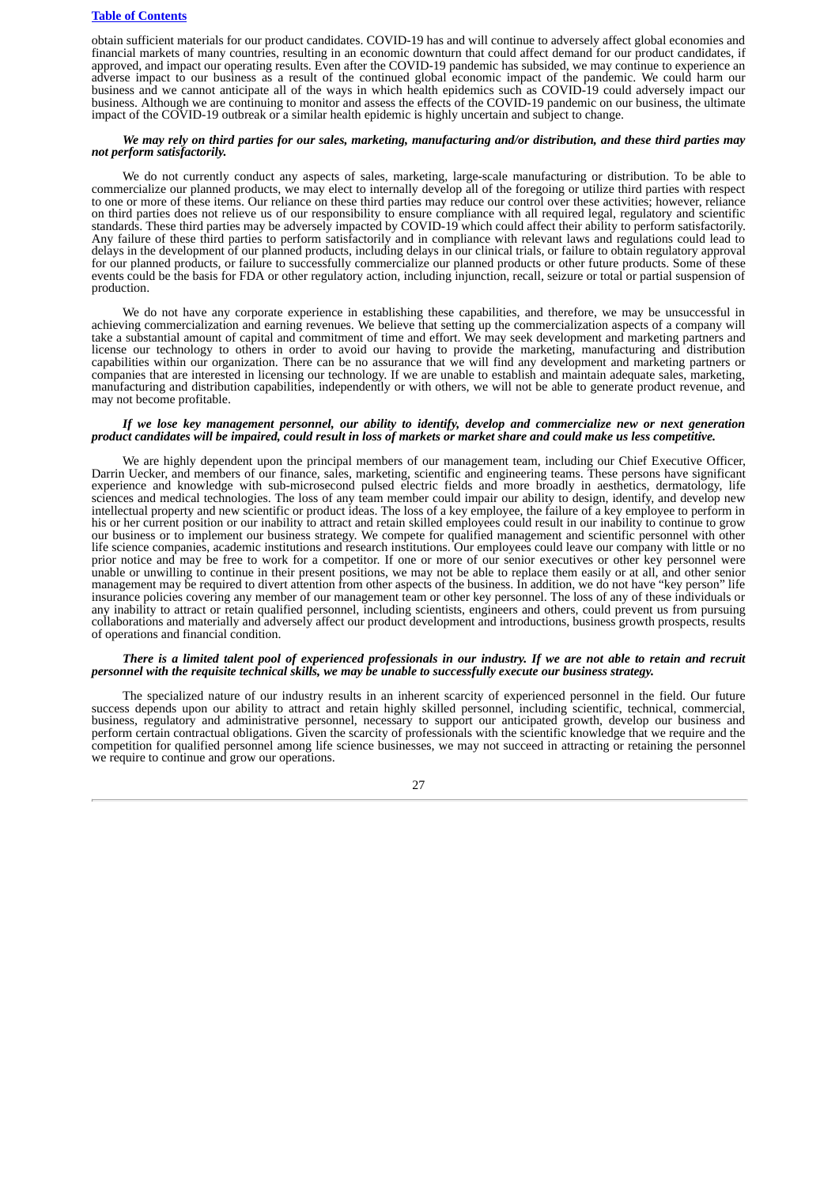obtain sufficient materials for our product candidates. COVID-19 has and will continue to adversely affect global economies and financial markets of many countries, resulting in an economic downturn that could affect demand for our product candidates, if approved, and impact our operating results. Even after the COVID-19 pandemic has subsided, we may continue to experience an adverse impact to our business as a result of the continued global economic impact of the pandemic. We could harm our business and we cannot anticipate all of the ways in which health epidemics such as COVID-19 could adversely impact our business. Although we are continuing to monitor and assess the effects of the COVID-19 pandemic on our business, the ultimate impact of the COVID-19 outbreak or a similar health epidemic is highly uncertain and subject to change.

***We may rely on third parties for our sales, marketing, manufacturing and/or distribution, and these third parties may not perform satisfactorily.***

We do not currently conduct any aspects of sales, marketing, large-scale manufacturing or distribution. To be able to commercialize our planned products, we may elect to internally develop all of the foregoing or utilize third parties with respect to one or more of these items. Our reliance on these third parties may reduce our control over these activities; however, reliance on third parties does not relieve us of our responsibility to ensure compliance with all required legal, regulatory and scientific standards. These third parties may be adversely impacted by COVID-19 which could affect their ability to perform satisfactorily. Any failure of these third parties to perform satisfactorily and in compliance with relevant laws and regulations could lead to delays in the development of our planned products, including delays in our clinical trials, or failure to obtain regulatory approval for our planned products, or failure to successfully commercialize our planned products or other future products. Some of these events could be the basis for FDA or other regulatory action, including injunction, recall, seizure or total or partial suspension of production.

We do not have any corporate experience in establishing these capabilities, and therefore, we may be unsuccessful in achieving commercialization and earning revenues. We believe that setting up the commercialization aspects of a company will take a substantial amount of capital and commitment of time and effort. We may seek development and marketing partners and license our technology to others in order to avoid our having to provide the marketing, manufacturing and distribution capabilities within our organization. There can be no assurance that we will find any development and marketing partners or companies that are interested in licensing our technology. If we are unable to establish and maintain adequate sales, marketing, manufacturing and distribution capabilities, independently or with others, we will not be able to generate product revenue, and may not become profitable.

***If we lose key management personnel, our ability to identify, develop and commercialize new or next generation product candidates will be impaired, could result in loss of markets or market share and could make us less competitive.***

We are highly dependent upon the principal members of our management team, including our Chief Executive Officer, Darrin Uecker, and members of our finance, sales, marketing, scientific and engineering teams. These persons have significant experience and knowledge with sub-microsecond pulsed electric fields and more broadly in aesthetics, dermatology, life sciences and medical technologies. The loss of any team member could impair our ability to design, identify, and develop new intellectual property and new scientific or product ideas. The loss of a key employee, the failure of a key employee to perform in his or her current position or our inability to attract and retain skilled employees could result in our inability to continue to grow our business or to implement our business strategy. We compete for qualified management and scientific personnel with other life science companies, academic institutions and research institutions. Our employees could leave our company with little or no prior notice and may be free to work for a competitor. If one or more of our senior executives or other key personnel were unable or unwilling to continue in their present positions, we may not be able to replace them easily or at all, and other senior management may be required to divert attention from other aspects of the business. In addition, we do not have "key person" life insurance policies covering any member of our management team or other key personnel. The loss of any of these individuals or any inability to attract or retain qualified personnel, including scientists, engineers and others, could prevent us from pursuing collaborations and materially and adversely affect our product development and introductions, business growth prospects, results of operations and financial condition.

***There is a limited talent pool of experienced professionals in our industry. If we are not able to retain and recruit personnel with the requisite technical skills, we may be unable to successfully execute our business strategy.***

The specialized nature of our industry results in an inherent scarcity of experienced personnel in the field. Our future success depends upon our ability to attract and retain highly skilled personnel, including scientific, technical, commercial, business, regulatory and administrative personnel, necessary to support our anticipated growth, develop our business and perform certain contractual obligations. Given the scarcity of professionals with the scientific knowledge that we require and the competition for qualified personnel among life science businesses, we may not succeed in attracting or retaining the personnel we require to continue and grow our operations.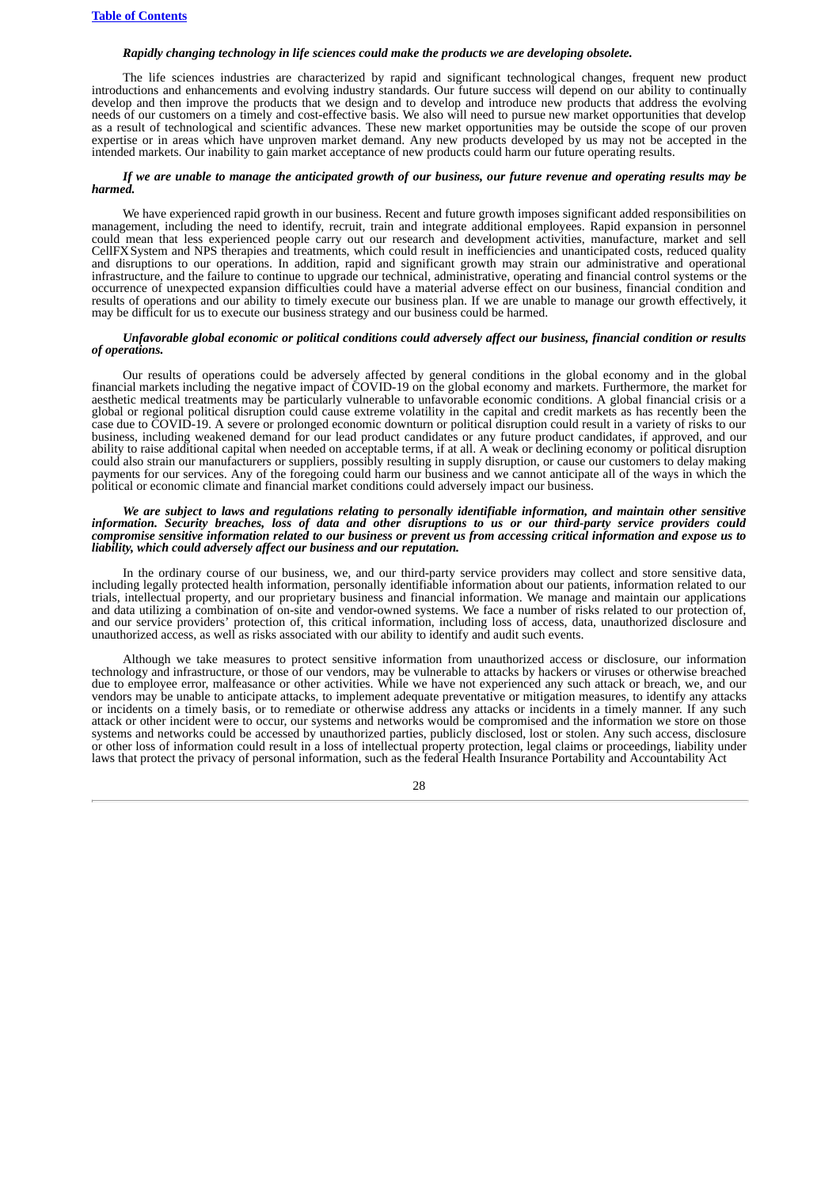*Rapidly changing technology in life sciences could make the products we are developing obsolete.*

The life sciences industries are characterized by rapid and significant technological changes, frequent new product introductions and enhancements and evolving industry standards. Our future success will depend on our ability to continually develop and then improve the products that we design and to develop and introduce new products that address the evolving needs of our customers on a timely and cost-effective basis. We also will need to pursue new market opportunities that develop as a result of technological and scientific advances. These new market opportunities may be outside the scope of our proven expertise or in areas which have unproven market demand. Any new products developed by us may not be accepted in the intended markets. Our inability to gain market acceptance of new products could harm our future operating results.

***If we are unable to manage the anticipated growth of our business, our future revenue and operating results may be harmed.***

We have experienced rapid growth in our business. Recent and future growth imposes significant added responsibilities on management, including the need to identify, recruit, train and integrate additional employees. Rapid expansion in personnel could mean that less experienced people carry out our research and development activities, manufacture, market and sell CellFX System and NPS therapies and treatments, which could result in inefficiencies and unanticipated costs, reduced quality and disruptions to our operations. In addition, rapid and significant growth may strain our administrative and operational infrastructure, and the failure to continue to upgrade our technical, administrative, operating and financial control systems or the occurrence of unexpected expansion difficulties could have a material adverse effect on our business, financial condition and results of operations and our ability to timely execute our business plan. If we are unable to manage our growth effectively, it may be difficult for us to execute our business strategy and our business could be harmed.

***Unfavorable global economic or political conditions could adversely affect our business, financial condition or results of operations.***

Our results of operations could be adversely affected by general conditions in the global economy and in the global financial markets including the negative impact of COVID-19 on the global economy and markets. Furthermore, the market for aesthetic medical treatments may be particularly vulnerable to unfavorable economic conditions. A global financial crisis or a global or regional political disruption could cause extreme volatility in the capital and credit markets as has recently been the case due to COVID-19. A severe or prolonged economic downturn or political disruption could result in a variety of risks to our business, including weakened demand for our lead product candidates or any future product candidates, if approved, and our ability to raise additional capital when needed on acceptable terms, if at all. A weak or declining economy or political disruption could also strain our manufacturers or suppliers, possibly resulting in supply disruption, or cause our customers to delay making payments for our services. Any of the foregoing could harm our business and we cannot anticipate all of the ways in which the political or economic climate and financial market conditions could adversely impact our business.

***We are subject to laws and regulations relating to personally identifiable information, and maintain other sensitive information. Security breaches, loss of data and other disruptions to us or our third-party service providers could compromise sensitive information related to our business or prevent us from accessing critical information and expose us to liability, which could adversely affect our business and our reputation.***

In the ordinary course of our business, we, and our third-party service providers may collect and store sensitive data, including legally protected health information, personally identifiable information about our patients, information related to our trials, intellectual property, and our proprietary business and financial information. We manage and maintain our applications and data utilizing a combination of on-site and vendor-owned systems. We face a number of risks related to our protection of, and our service providers' protection of, this critical information, including loss of access, data, unauthorized disclosure and unauthorized access, as well as risks associated with our ability to identify and audit such events.

Although we take measures to protect sensitive information from unauthorized access or disclosure, our information technology and infrastructure, or those of our vendors, may be vulnerable to attacks by hackers or viruses or otherwise breached due to employee error, malfeasance or other activities. While we have not experienced any such attack or breach, we, and our vendors may be unable to anticipate attacks, to implement adequate preventative or mitigation measures, to identify any attacks or incidents on a timely basis, or to remediate or otherwise address any attacks or incidents in a timely manner. If any such attack or other incident were to occur, our systems and networks would be compromised and the information we store on those systems and networks could be accessed by unauthorized parties, publicly disclosed, lost or stolen. Any such access, disclosure or other loss of information could result in a loss of intellectual property protection, legal claims or proceedings, liability under laws that protect the privacy of personal information, such as the federal Health Insurance Portability and Accountability Act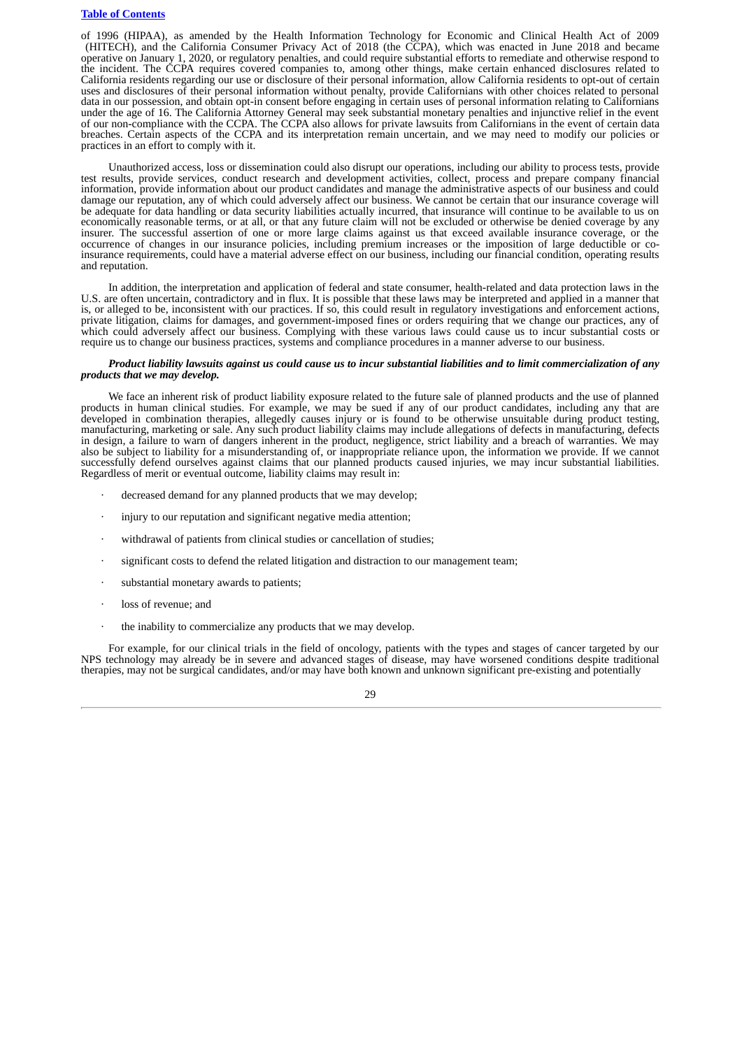of 1996 (HIPAA), as amended by the Health Information Technology for Economic and Clinical Health Act of 2009 (HITECH), and the California Consumer Privacy Act of 2018 (the CCPA), which was enacted in June 2018 and became operative on January 1, 2020, or regulatory penalties, and could require substantial efforts to remediate and otherwise respond to the incident. The CCPA requires covered companies to, among other things, make certain enhanced disclosures related to California residents regarding our use or disclosure of their personal information, allow California residents to opt-out of certain uses and disclosures of their personal information without penalty, provide Californians with other choices related to personal data in our possession, and obtain opt-in consent before engaging in certain uses of personal information relating to Californians under the age of 16. The California Attorney General may seek substantial monetary penalties and injunctive relief in the event of our non-compliance with the CCPA. The CCPA also allows for private lawsuits from Californians in the event of certain data breaches. Certain aspects of the CCPA and its interpretation remain uncertain, and we may need to modify our policies or practices in an effort to comply with it.

Unauthorized access, loss or dissemination could also disrupt our operations, including our ability to process tests, provide test results, provide services, conduct research and development activities, collect, process and prepare company financial information, provide information about our product candidates and manage the administrative aspects of our business and could damage our reputation, any of which could adversely affect our business. We cannot be certain that our insurance coverage will be adequate for data handling or data security liabilities actually incurred, that insurance will continue to be available to us on economically reasonable terms, or at all, or that any future claim will not be excluded or otherwise be denied coverage by any insurer. The successful assertion of one or more large claims against us that exceed available insurance coverage, or the occurrence of changes in our insurance policies, including premium increases or the imposition of large deductible or co-insurance requirements, could have a material adverse effect on our business, including our financial condition, operating results and reputation.

In addition, the interpretation and application of federal and state consumer, health-related and data protection laws in the U.S. are often uncertain, contradictory and in flux. It is possible that these laws may be interpreted and applied in a manner that is, or alleged to be, inconsistent with our practices. If so, this could result in regulatory investigations and enforcement actions, private litigation, claims for damages, and government-imposed fines or orders requiring that we change our practices, any of which could adversely affect our business. Complying with these various laws could cause us to incur substantial costs or require us to change our business practices, systems and compliance procedures in a manner adverse to our business.

***Product liability lawsuits against us could cause us to incur substantial liabilities and to limit commercialization of any products that we may develop.***

We face an inherent risk of product liability exposure related to the future sale of planned products and the use of planned products in human clinical studies. For example, we may be sued if any of our product candidates, including any that are developed in combination therapies, allegedly causes injury or is found to be otherwise unsuitable during product testing, manufacturing, marketing or sale. Any such product liability claims may include allegations of defects in manufacturing, defects in design, a failure to warn of dangers inherent in the product, negligence, strict liability and a breach of warranties. We may also be subject to liability for a misunderstanding of, or inappropriate reliance upon, the information we provide. If we cannot successfully defend ourselves against claims that our planned products caused injuries, we may incur substantial liabilities. Regardless of merit or eventual outcome, liability claims may result in:

- decreased demand for any planned products that we may develop;
- injury to our reputation and significant negative media attention;
- withdrawal of patients from clinical studies or cancellation of studies;
- significant costs to defend the related litigation and distraction to our management team;
- substantial monetary awards to patients;
- loss of revenue; and
- the inability to commercialize any products that we may develop.

For example, for our clinical trials in the field of oncology, patients with the types and stages of cancer targeted by our NPS technology may already be in severe and advanced stages of disease, may have worsened conditions despite traditional therapies, may not be surgical candidates, and/or may have both known and unknown significant pre-existing and potentially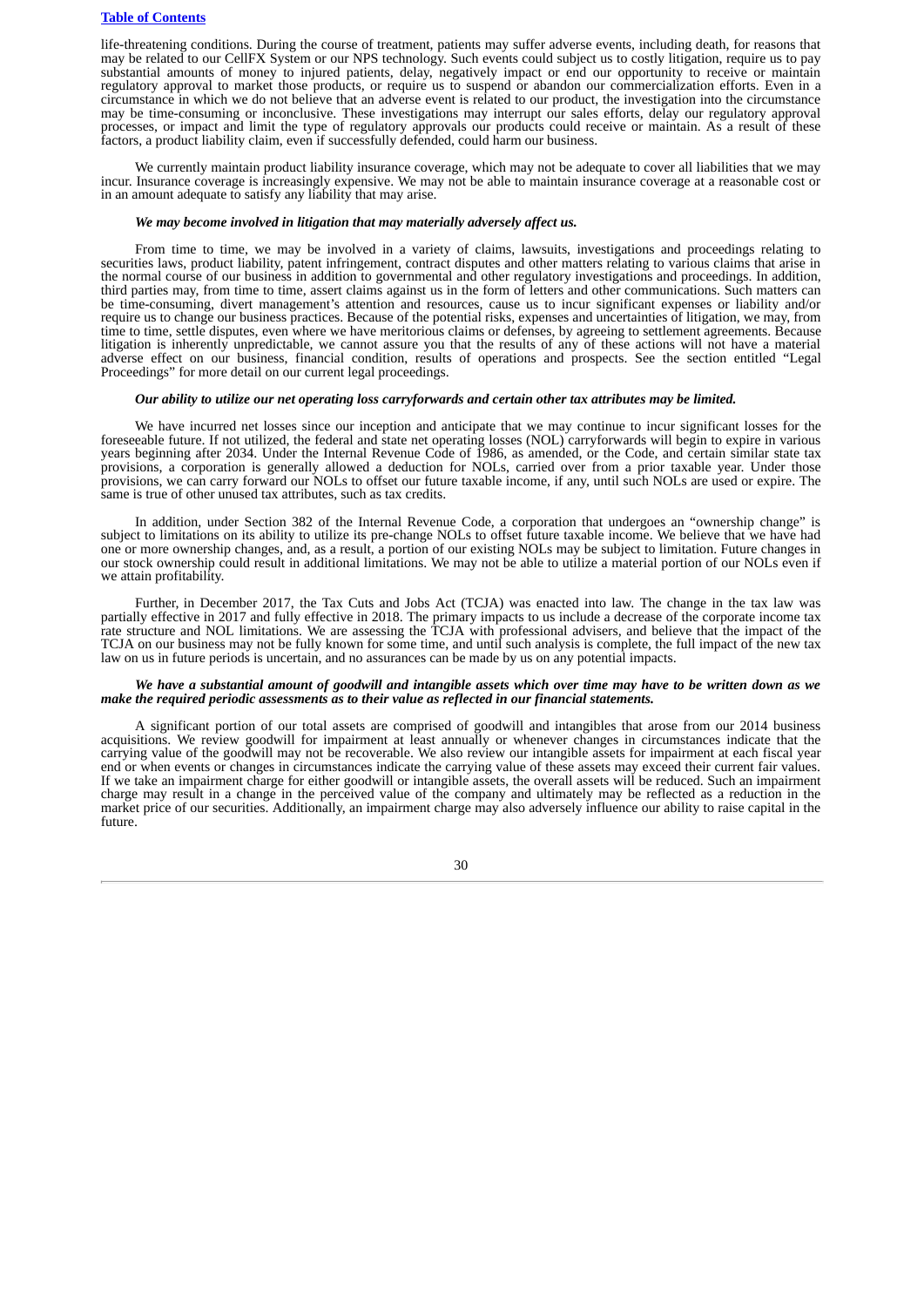life-threatening conditions. During the course of treatment, patients may suffer adverse events, including death, for reasons that may be related to our CellFX System or our NPS technology. Such events could subject us to costly litigation, require us to pay substantial amounts of money to injured patients, delay, negatively impact or end our opportunity to receive or maintain regulatory approval to market those products, or require us to suspend or abandon our commercialization efforts. Even in a circumstance in which we do not believe that an adverse event is related to our product, the investigation into the circumstance may be time-consuming or inconclusive. These investigations may interrupt our sales efforts, delay our regulatory approval processes, or impact and limit the type of regulatory approvals our products could receive or maintain. As a result of these factors, a product liability claim, even if successfully defended, could harm our business.

We currently maintain product liability insurance coverage, which may not be adequate to cover all liabilities that we may incur. Insurance coverage is increasingly expensive. We may not be able to maintain insurance coverage at a reasonable cost or in an amount adequate to satisfy any liability that may arise.

***We may become involved in litigation that may materially adversely affect us.***

From time to time, we may be involved in a variety of claims, lawsuits, investigations and proceedings relating to securities laws, product liability, patent infringement, contract disputes and other matters relating to various claims that arise in the normal course of our business in addition to governmental and other regulatory investigations and proceedings. In addition, third parties may, from time to time, assert claims against us in the form of letters and other communications. Such matters can be time-consuming, divert management's attention and resources, cause us to incur significant expenses or liability and/or require us to change our business practices. Because of the potential risks, expenses and uncertainties of litigation, we may, from time to time, settle disputes, even where we have meritorious claims or defenses, by agreeing to settlement agreements. Because litigation is inherently unpredictable, we cannot assure you that the results of any of these actions will not have a material adverse effect on our business, financial condition, results of operations and prospects. See the section entitled "Legal Proceedings" for more detail on our current legal proceedings.

***Our ability to utilize our net operating loss carryforwards and certain other tax attributes may be limited.***

We have incurred net losses since our inception and anticipate that we may continue to incur significant losses for the foreseeable future. If not utilized, the federal and state net operating losses (NOL) carryforwards will begin to expire in various years beginning after 2034. Under the Internal Revenue Code of 1986, as amended, or the Code, and certain similar state tax provisions, a corporation is generally allowed a deduction for NOLs, carried over from a prior taxable year. Under those provisions, we can carry forward our NOLs to offset our future taxable income, if any, until such NOLs are used or expire. The same is true of other unused tax attributes, such as tax credits.

In addition, under Section 382 of the Internal Revenue Code, a corporation that undergoes an "ownership change" is subject to limitations on its ability to utilize its pre-change NOLs to offset future taxable income. We believe that we have had one or more ownership changes, and, as a result, a portion of our existing NOLs may be subject to limitation. Future changes in our stock ownership could result in additional limitations. We may not be able to utilize a material portion of our NOLs even if we attain profitability.

Further, in December 2017, the Tax Cuts and Jobs Act (TCJA) was enacted into law. The change in the tax law was partially effective in 2017 and fully effective in 2018. The primary impacts to us include a decrease of the corporate income tax rate structure and NOL limitations. We are assessing the TCJA with professional advisers, and believe that the impact of the TCJA on our business may not be fully known for some time, and until such analysis is complete, the full impact of the new tax law on us in future periods is uncertain, and no assurances can be made by us on any potential impacts.

***We have a substantial amount of goodwill and intangible assets which over time may have to be written down as we make the required periodic assessments as to their value as reflected in our financial statements.***

A significant portion of our total assets are comprised of goodwill and intangibles that arose from our 2014 business acquisitions. We review goodwill for impairment at least annually or whenever changes in circumstances indicate that the carrying value of the goodwill may not be recoverable. We also review our intangible assets for impairment at each fiscal year end or when events or changes in circumstances indicate the carrying value of these assets may exceed their current fair values. If we take an impairment charge for either goodwill or intangible assets, the overall assets will be reduced. Such an impairment charge may result in a change in the perceived value of the company and ultimately may be reflected as a reduction in the market price of our securities. Additionally, an impairment charge may also adversely influence our ability to raise capital in the future.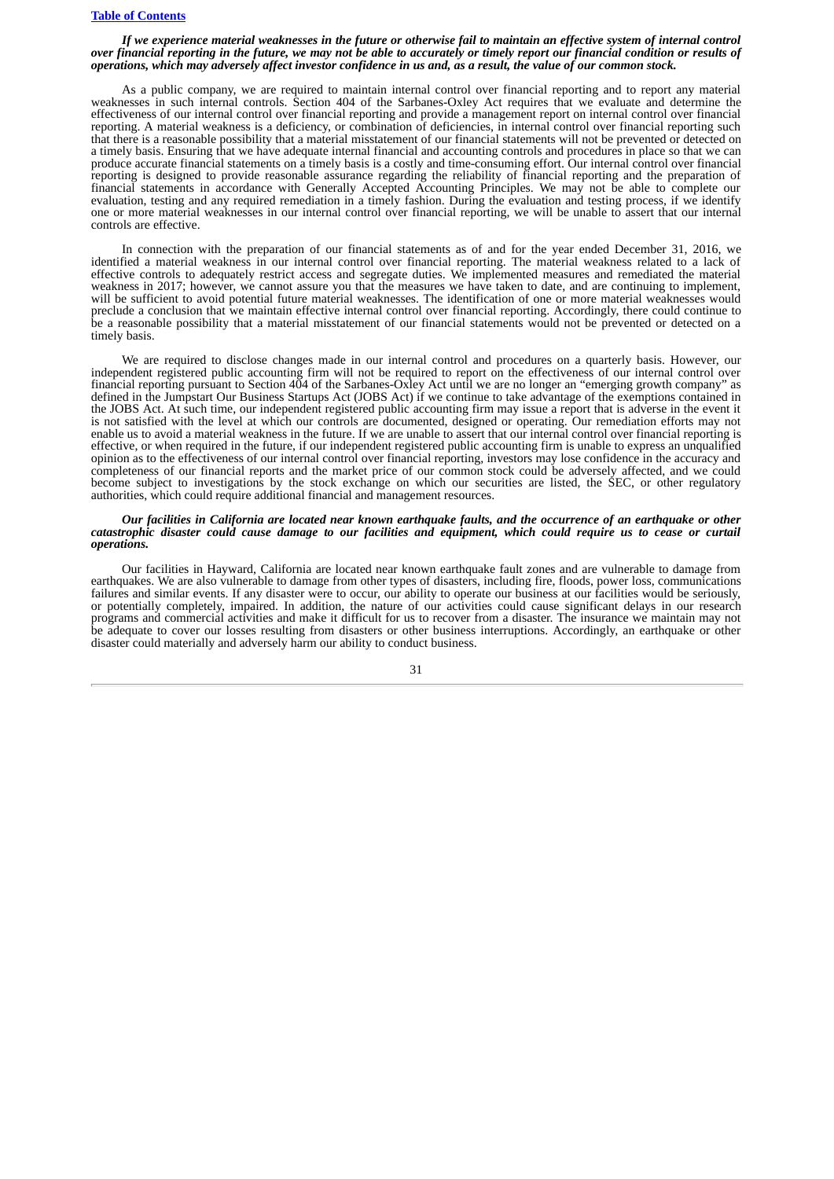***If we experience material weaknesses in the future or otherwise fail to maintain an effective system of internal control over financial reporting in the future, we may not be able to accurately or timely report our financial condition or results of operations, which may adversely affect investor confidence in us and, as a result, the value of our common stock.***

As a public company, we are required to maintain internal control over financial reporting and to report any material weaknesses in such internal controls. Section 404 of the Sarbanes-Oxley Act requires that we evaluate and determine the effectiveness of our internal control over financial reporting and provide a management report on internal control over financial reporting. A material weakness is a deficiency, or combination of deficiencies, in internal control over financial reporting such that there is a reasonable possibility that a material misstatement of our financial statements will not be prevented or detected on a timely basis. Ensuring that we have adequate internal financial and accounting controls and procedures in place so that we can produce accurate financial statements on a timely basis is a costly and time-consuming effort. Our internal control over financial reporting is designed to provide reasonable assurance regarding the reliability of financial reporting and the preparation of financial statements in accordance with Generally Accepted Accounting Principles. We may not be able to complete our evaluation, testing and any required remediation in a timely fashion. During the evaluation and testing process, if we identify one or more material weaknesses in our internal control over financial reporting, we will be unable to assert that our internal controls are effective.

In connection with the preparation of our financial statements as of and for the year ended December 31, 2016, we identified a material weakness in our internal control over financial reporting. The material weakness related to a lack of effective controls to adequately restrict access and segregate duties. We implemented measures and remediated the material weakness in 2017; however, we cannot assure you that the measures we have taken to date, and are continuing to implement, will be sufficient to avoid potential future material weaknesses. The identification of one or more material weaknesses would preclude a conclusion that we maintain effective internal control over financial reporting. Accordingly, there could continue to be a reasonable possibility that a material misstatement of our financial statements would not be prevented or detected on a timely basis.

We are required to disclose changes made in our internal control and procedures on a quarterly basis. However, our independent registered public accounting firm will not be required to report on the effectiveness of our internal control over financial reporting pursuant to Section 404 of the Sarbanes-Oxley Act until we are no longer an "emerging growth company" as defined in the Jumpstart Our Business Startups Act (JOBS Act) if we continue to take advantage of the exemptions contained in the JOBS Act. At such time, our independent registered public accounting firm may issue a report that is adverse in the event it is not satisfied with the level at which our controls are documented, designed or operating. Our remediation efforts may not enable us to avoid a material weakness in the future. If we are unable to assert that our internal control over financial reporting is effective, or when required in the future, if our independent registered public accounting firm is unable to express an unqualified opinion as to the effectiveness of our internal control over financial reporting, investors may lose confidence in the accuracy and completeness of our financial reports and the market price of our common stock could be adversely affected, and we could become subject to investigations by the stock exchange on which our securities are listed, the SEC, or other regulatory authorities, which could require additional financial and management resources.

***Our facilities in California are located near known earthquake faults, and the occurrence of an earthquake or other catastrophic disaster could cause damage to our facilities and equipment, which could require us to cease or curtail operations.***

Our facilities in Hayward, California are located near known earthquake fault zones and are vulnerable to damage from earthquakes. We are also vulnerable to damage from other types of disasters, including fire, floods, power loss, communications failures and similar events. If any disaster were to occur, our ability to operate our business at our facilities would be seriously, or potentially completely, impaired. In addition, the nature of our activities could cause significant delays in our research programs and commercial activities and make it difficult for us to recover from a disaster. The insurance we maintain may not be adequate to cover our losses resulting from disasters or other business interruptions. Accordingly, an earthquake or other disaster could materially and adversely harm our ability to conduct business.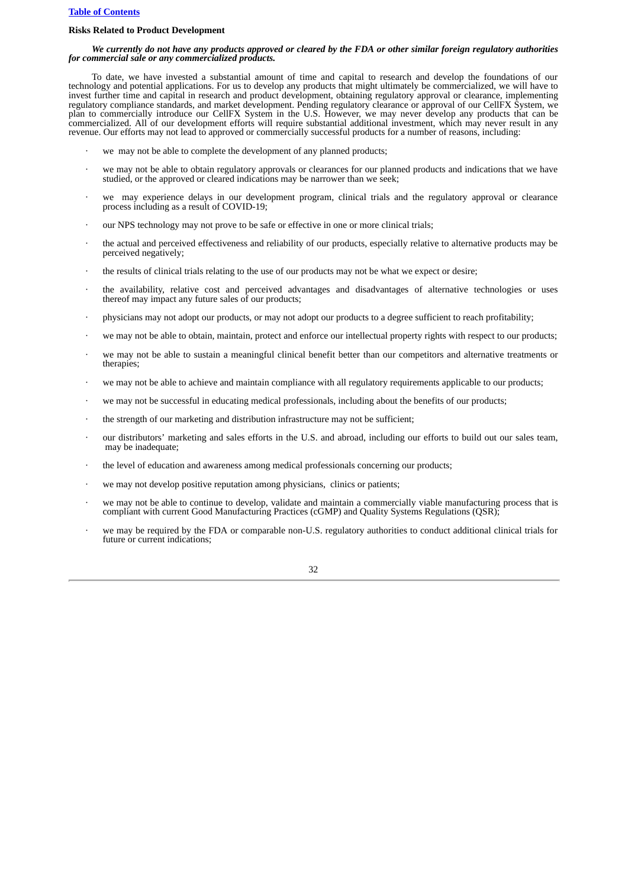### Risks Related to Product Development

***We currently do not have any products approved or cleared by the FDA or other similar foreign regulatory authorities for commercial sale or any commercialized products.***

To date, we have invested a substantial amount of time and capital to research and develop the foundations of our technology and potential applications. For us to develop any products that might ultimately be commercialized, we will have to invest further time and capital in research and product development, obtaining regulatory approval or clearance, implementing regulatory compliance standards, and market development. Pending regulatory clearance or approval of our CellFX System, we plan to commercially introduce our CellFX System in the U.S. However, we may never develop any products that can be commercialized. All of our development efforts will require substantial additional investment, which may never result in any revenue. Our efforts may not lead to approved or commercially successful products for a number of reasons, including:

- we may not be able to complete the development of any planned products;
- we may not be able to obtain regulatory approvals or clearances for our planned products and indications that we have studied, or the approved or cleared indications may be narrower than we seek;
- we may experience delays in our development program, clinical trials and the regulatory approval or clearance process including as a result of COVID-19;
- our NPS technology may not prove to be safe or effective in one or more clinical trials;
- the actual and perceived effectiveness and reliability of our products, especially relative to alternative products may be perceived negatively;
- the results of clinical trials relating to the use of our products may not be what we expect or desire;
- the availability, relative cost and perceived advantages and disadvantages of alternative technologies or uses thereof may impact any future sales of our products;
- physicians may not adopt our products, or may not adopt our products to a degree sufficient to reach profitability;
- we may not be able to obtain, maintain, protect and enforce our intellectual property rights with respect to our products;
- we may not be able to sustain a meaningful clinical benefit better than our competitors and alternative treatments or therapies;
- we may not be able to achieve and maintain compliance with all regulatory requirements applicable to our products;
- we may not be successful in educating medical professionals, including about the benefits of our products;
- the strength of our marketing and distribution infrastructure may not be sufficient;
- our distributors' marketing and sales efforts in the U.S. and abroad, including our efforts to build out our sales team, may be inadequate;
- the level of education and awareness among medical professionals concerning our products;
- we may not develop positive reputation among physicians, clinics or patients;
- we may not be able to continue to develop, validate and maintain a commercially viable manufacturing process that is compliant with current Good Manufacturing Practices (cGMP) and Quality Systems Regulations (QSR);
- we may be required by the FDA or comparable non-U.S. regulatory authorities to conduct additional clinical trials for future or current indications;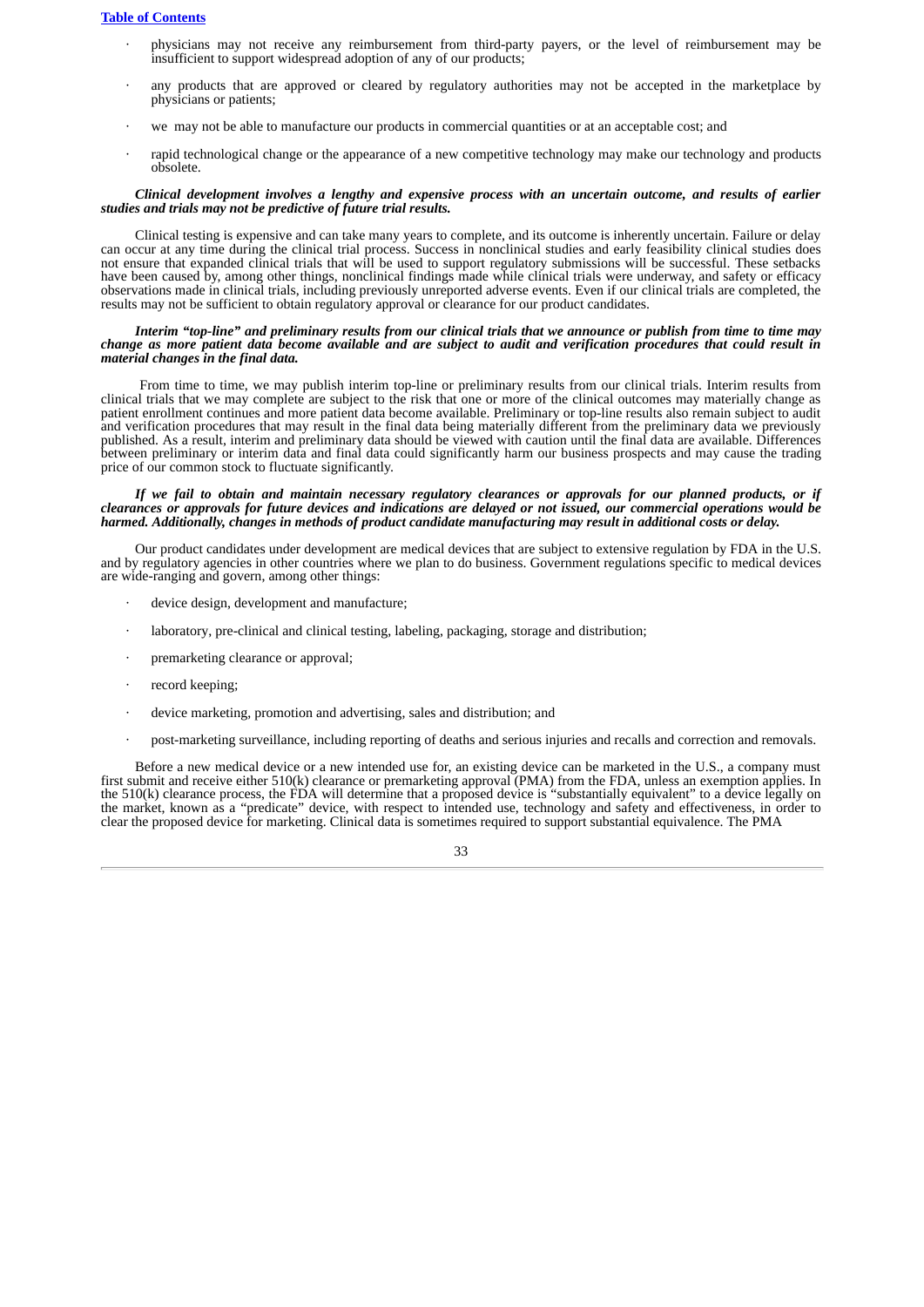- physicians may not receive any reimbursement from third-party payers, or the level of reimbursement may be insufficient to support widespread adoption of any of our products;
- any products that are approved or cleared by regulatory authorities may not be accepted in the marketplace by physicians or patients;
- we may not be able to manufacture our products in commercial quantities or at an acceptable cost; and
- rapid technological change or the appearance of a new competitive technology may make our technology and products obsolete.

***Clinical development involves a lengthy and expensive process with an uncertain outcome, and results of earlier studies and trials may not be predictive of future trial results.***

Clinical testing is expensive and can take many years to complete, and its outcome is inherently uncertain. Failure or delay can occur at any time during the clinical trial process. Success in nonclinical studies and early feasibility clinical studies does not ensure that expanded clinical trials that will be used to support regulatory submissions will be successful. These setbacks have been caused by, among other things, nonclinical findings made while clinical trials were underway, and safety or efficacy observations made in clinical trials, including previously unreported adverse events. Even if our clinical trials are completed, the results may not be sufficient to obtain regulatory approval or clearance for our product candidates.

***Interim "top-line" and preliminary results from our clinical trials that we announce or publish from time to time may change as more patient data become available and are subject to audit and verification procedures that could result in material changes in the final data.***

From time to time, we may publish interim top-line or preliminary results from our clinical trials. Interim results from clinical trials that we may complete are subject to the risk that one or more of the clinical outcomes may materially change as patient enrollment continues and more patient data become available. Preliminary or top-line results also remain subject to audit and verification procedures that may result in the final data being materially different from the preliminary data we previously published. As a result, interim and preliminary data should be viewed with caution until the final data are available. Differences between preliminary or interim data and final data could significantly harm our business prospects and may cause the trading price of our common stock to fluctuate significantly.

***If we fail to obtain and maintain necessary regulatory clearances or approvals for our planned products, or if clearances or approvals for future devices and indications are delayed or not issued, our commercial operations would be harmed. Additionally, changes in methods of product candidate manufacturing may result in additional costs or delay.***

Our product candidates under development are medical devices that are subject to extensive regulation by FDA in the U.S. and by regulatory agencies in other countries where we plan to do business. Government regulations specific to medical devices are wide-ranging and govern, among other things:

- device design, development and manufacture;
- laboratory, pre-clinical and clinical testing, labeling, packaging, storage and distribution;
- premarketing clearance or approval;
- record keeping;
- device marketing, promotion and advertising, sales and distribution; and
- post-marketing surveillance, including reporting of deaths and serious injuries and recalls and correction and removals.

Before a new medical device or a new intended use for, an existing device can be marketed in the U.S., a company must first submit and receive either 510(k) clearance or premarketing approval (PMA) from the FDA, unless an exemption applies. In the 510(k) clearance process, the FDA will determine that a proposed device is "substantially equivalent" to a device legally on the market, known as a "predicate" device, with respect to intended use, technology and safety and effectiveness, in order to clear the proposed device for marketing. Clinical data is sometimes required to support substantial equivalence. The PMA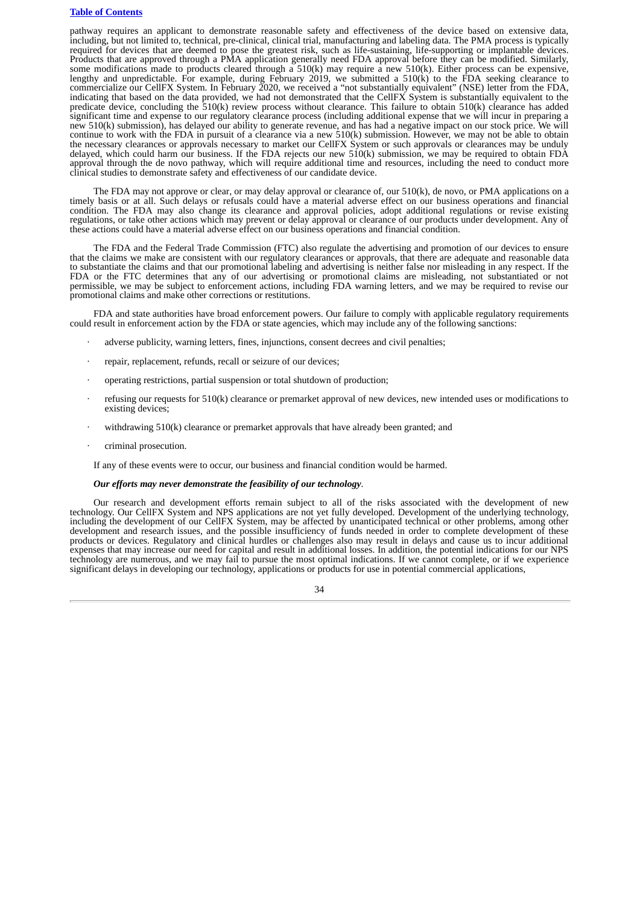pathway requires an applicant to demonstrate reasonable safety and effectiveness of the device based on extensive data, including, but not limited to, technical, pre-clinical, clinical trial, manufacturing and labeling data. The PMA process is typically required for devices that are deemed to pose the greatest risk, such as life-sustaining, life-supporting or implantable devices. Products that are approved through a PMA application generally need FDA approval before they can be modified. Similarly, some modifications made to products cleared through a 510(k) may require a new 510(k). Either process can be expensive, lengthy and unpredictable. For example, during February 2019, we submitted a 510(k) to the FDA seeking clearance to commercialize our CellFX System. In February 2020, we received a "not substantially equivalent" (NSE) letter from the FDA, indicating that based on the data provided, we had not demonstrated that the CellFX System is substantially equivalent to the predicate device, concluding the 510(k) review process without clearance. This failure to obtain 510(k) clearance has added significant time and expense to our regulatory clearance process (including additional expense that we will incur in preparing a new 510(k) submission), has delayed our ability to generate revenue, and has had a negative impact on our stock price. We will continue to work with the FDA in pursuit of a clearance via a new 510(k) submission. However, we may not be able to obtain the necessary clearances or approvals necessary to market our CellFX System or such approvals or clearances may be unduly delayed, which could harm our business. If the FDA rejects our new 510(k) submission, we may be required to obtain FDA approval through the de novo pathway, which will require additional time and resources, including the need to conduct more clinical studies to demonstrate safety and effectiveness of our candidate device.

The FDA may not approve or clear, or may delay approval or clearance of, our 510(k), de novo, or PMA applications on a timely basis or at all. Such delays or refusals could have a material adverse effect on our business operations and financial condition. The FDA may also change its clearance and approval policies, adopt additional regulations or revise existing regulations, or take other actions which may prevent or delay approval or clearance of our products under development. Any of these actions could have a material adverse effect on our business operations and financial condition.

The FDA and the Federal Trade Commission (FTC) also regulate the advertising and promotion of our devices to ensure that the claims we make are consistent with our regulatory clearances or approvals, that there are adequate and reasonable data to substantiate the claims and that our promotional labeling and advertising is neither false nor misleading in any respect. If the FDA or the FTC determines that any of our advertising or promotional claims are misleading, not substantiated or not permissible, we may be subject to enforcement actions, including FDA warning letters, and we may be required to revise our promotional claims and make other corrections or restitutions.

FDA and state authorities have broad enforcement powers. Our failure to comply with applicable regulatory requirements could result in enforcement action by the FDA or state agencies, which may include any of the following sanctions:

- adverse publicity, warning letters, fines, injunctions, consent decrees and civil penalties;
- repair, replacement, refunds, recall or seizure of our devices;
- operating restrictions, partial suspension or total shutdown of production;
- refusing our requests for 510(k) clearance or premarket approval of new devices, new intended uses or modifications to existing devices;
- withdrawing 510(k) clearance or premarket approvals that have already been granted; and
- criminal prosecution.

If any of these events were to occur, our business and financial condition would be harmed.

***Our efforts may never demonstrate the feasibility of our technology*.**

Our research and development efforts remain subject to all of the risks associated with the development of new technology. Our CellFX System and NPS applications are not yet fully developed. Development of the underlying technology, including the development of our CellFX System, may be affected by unanticipated technical or other problems, among other development and research issues, and the possible insufficiency of funds needed in order to complete development of these products or devices. Regulatory and clinical hurdles or challenges also may result in delays and cause us to incur additional expenses that may increase our need for capital and result in additional losses. In addition, the potential indications for our NPS technology are numerous, and we may fail to pursue the most optimal indications. If we cannot complete, or if we experience significant delays in developing our technology, applications or products for use in potential commercial applications,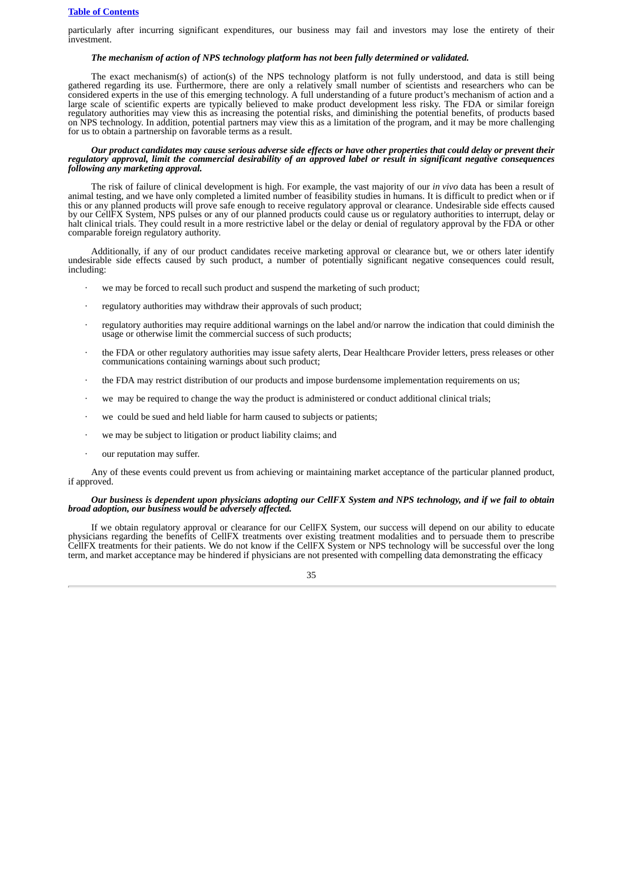particularly after incurring significant expenditures, our business may fail and investors may lose the entirety of their investment.

***The mechanism of action of NPS technology platform has not been fully determined or validated.***

The exact mechanism(s) of action(s) of the NPS technology platform is not fully understood, and data is still being gathered regarding its use. Furthermore, there are only a relatively small number of scientists and researchers who can be considered experts in the use of this emerging technology. A full understanding of a future product's mechanism of action and a large scale of scientific experts are typically believed to make product development less risky. The FDA or similar foreign regulatory authorities may view this as increasing the potential risks, and diminishing the potential benefits, of products based on NPS technology. In addition, potential partners may view this as a limitation of the program, and it may be more challenging for us to obtain a partnership on favorable terms as a result.

***Our product candidates may cause serious adverse side effects or have other properties that could delay or prevent their regulatory approval, limit the commercial desirability of an approved label or result in significant negative consequences following any marketing approval.***

The risk of failure of clinical development is high. For example, the vast majority of our *in vivo* data has been a result of animal testing, and we have only completed a limited number of feasibility studies in humans. It is difficult to predict when or if this or any planned products will prove safe enough to receive regulatory approval or clearance. Undesirable side effects caused by our CellFX System, NPS pulses or any of our planned products could cause us or regulatory authorities to interrupt, delay or halt clinical trials. They could result in a more restrictive label or the delay or denial of regulatory approval by the FDA or other comparable foreign regulatory authority.

Additionally, if any of our product candidates receive marketing approval or clearance but, we or others later identify undesirable side effects caused by such product, a number of potentially significant negative consequences could result, including:

- we may be forced to recall such product and suspend the marketing of such product;
- regulatory authorities may withdraw their approvals of such product;
- regulatory authorities may require additional warnings on the label and/or narrow the indication that could diminish the usage or otherwise limit the commercial success of such products;
- the FDA or other regulatory authorities may issue safety alerts, Dear Healthcare Provider letters, press releases or other communications containing warnings about such product;
- the FDA may restrict distribution of our products and impose burdensome implementation requirements on us;
- we may be required to change the way the product is administered or conduct additional clinical trials;
- we could be sued and held liable for harm caused to subjects or patients;
- we may be subject to litigation or product liability claims; and
- our reputation may suffer.

Any of these events could prevent us from achieving or maintaining market acceptance of the particular planned product, if approved.

***Our business is dependent upon physicians adopting our CellFX System and NPS technology, and if we fail to obtain broad adoption, our business would be adversely affected.***

If we obtain regulatory approval or clearance for our CellFX System, our success will depend on our ability to educate physicians regarding the benefits of CellFX treatments over existing treatment modalities and to persuade them to prescribe CellFX treatments for their patients. We do not know if the CellFX System or NPS technology will be successful over the long term, and market acceptance may be hindered if physicians are not presented with compelling data demonstrating the efficacy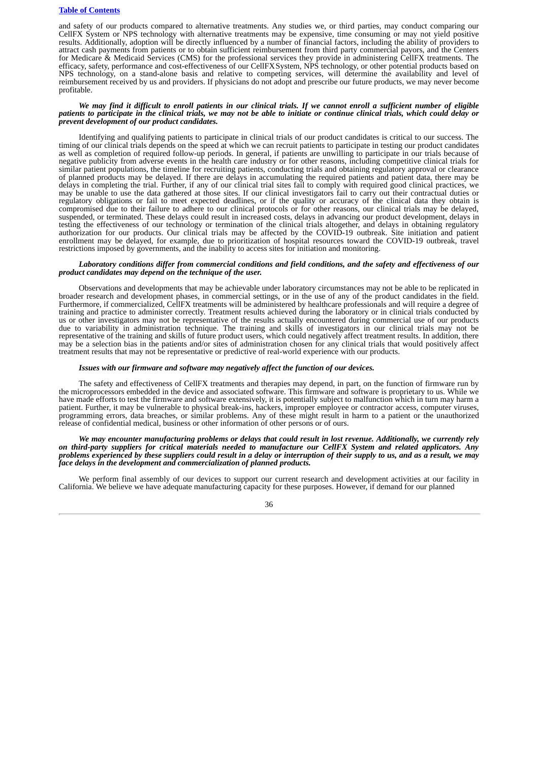and safety of our products compared to alternative treatments. Any studies we, or third parties, may conduct comparing our CellFX System or NPS technology with alternative treatments may be expensive, time consuming or may not yield positive results. Additionally, adoption will be directly influenced by a number of financial factors, including the ability of providers to attract cash payments from patients or to obtain sufficient reimbursement from third party commercial payors, and the Centers for Medicare & Medicaid Services (CMS) for the professional services they provide in administering CellFX treatments. The efficacy, safety, performance and cost-effectiveness of our CellFX System, NPS technology, or other potential products based on NPS technology, on a stand-alone basis and relative to competing services, will determine the availability and level of reimbursement received by us and providers. If physicians do not adopt and prescribe our future products, we may never become profitable.

***We may find it difficult to enroll patients in our clinical trials. If we cannot enroll a sufficient number of eligible patients to participate in the clinical trials, we may not be able to initiate or continue clinical trials, which could delay or prevent development of our product candidates.***

Identifying and qualifying patients to participate in clinical trials of our product candidates is critical to our success. The timing of our clinical trials depends on the speed at which we can recruit patients to participate in testing our product candidates as well as completion of required follow-up periods. In general, if patients are unwilling to participate in our trials because of negative publicity from adverse events in the health care industry or for other reasons, including competitive clinical trials for similar patient populations, the timeline for recruiting patients, conducting trials and obtaining regulatory approval or clearance of planned products may be delayed. If there are delays in accumulating the required patients and patient data, there may be delays in completing the trial. Further, if any of our clinical trial sites fail to comply with required good clinical practices, we may be unable to use the data gathered at those sites. If our clinical investigators fail to carry out their contractual duties or regulatory obligations or fail to meet expected deadlines, or if the quality or accuracy of the clinical data they obtain is compromised due to their failure to adhere to our clinical protocols or for other reasons, our clinical trials may be delayed, suspended, or terminated. These delays could result in increased costs, delays in advancing our product development, delays in testing the effectiveness of our technology or termination of the clinical trials altogether, and delays in obtaining regulatory authorization for our products. Our clinical trials may be affected by the COVID-19 outbreak. Site initiation and patient enrollment may be delayed, for example, due to prioritization of hospital resources toward the COVID-19 outbreak, travel restrictions imposed by governments, and the inability to access sites for initiation and monitoring.

***Laboratory conditions differ from commercial conditions and field conditions, and the safety and effectiveness of our product candidates may depend on the technique of the user.***

Observations and developments that may be achievable under laboratory circumstances may not be able to be replicated in broader research and development phases, in commercial settings, or in the use of any of the product candidates in the field. Furthermore, if commercialized, CellFX treatments will be administered by healthcare professionals and will require a degree of training and practice to administer correctly. Treatment results achieved during the laboratory or in clinical trials conducted by us or other investigators may not be representative of the results actually encountered during commercial use of our products due to variability in administration technique. The training and skills of investigators in our clinical trials may not be representative of the training and skills of future product users, which could negatively affect treatment results. In addition, there may be a selection bias in the patients and/or sites of administration chosen for any clinical trials that would positively affect treatment results that may not be representative or predictive of real-world experience with our products.

***Issues with our firmware and software may negatively affect the function of our devices.***

The safety and effectiveness of CellFX treatments and therapies may depend, in part, on the function of firmware run by the microprocessors embedded in the device and associated software. This firmware and software is proprietary to us. While we have made efforts to test the firmware and software extensively, it is potentially subject to malfunction which in turn may harm a patient. Further, it may be vulnerable to physical break-ins, hackers, improper employee or contractor access, computer viruses, programming errors, data breaches, or similar problems. Any of these might result in harm to a patient or the unauthorized release of confidential medical, business or other information of other persons or of ours.

***We may encounter manufacturing problems or delays that could result in lost revenue. Additionally, we currently rely on third-party suppliers for critical materials needed to manufacture our CellFX System and related applicators. Any problems experienced by these suppliers could result in a delay or interruption of their supply to us, and as a result, we may face delays in the development and commercialization of planned products.***

We perform final assembly of our devices to support our current research and development activities at our facility in California. We believe we have adequate manufacturing capacity for these purposes. However, if demand for our planned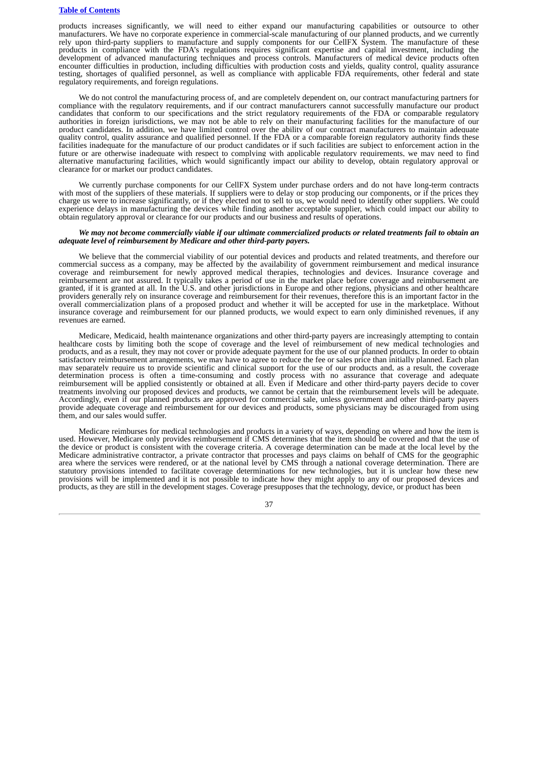products increases significantly, we will need to either expand our manufacturing capabilities or outsource to other manufacturers. We have no corporate experience in commercial-scale manufacturing of our planned products, and we currently rely upon third-party suppliers to manufacture and supply components for our CellFX System. The manufacture of these products in compliance with the FDA's regulations requires significant expertise and capital investment, including the development of advanced manufacturing techniques and process controls. Manufacturers of medical device products often encounter difficulties in production, including difficulties with production costs and yields, quality control, quality assurance testing, shortages of qualified personnel, as well as compliance with applicable FDA requirements, other federal and state regulatory requirements, and foreign regulations.

We do not control the manufacturing process of, and are completely dependent on, our contract manufacturing partners for compliance with the regulatory requirements, and if our contract manufacturers cannot successfully manufacture our product candidates that conform to our specifications and the strict regulatory requirements of the FDA or comparable regulatory authorities in foreign jurisdictions, we may not be able to rely on their manufacturing facilities for the manufacture of our product candidates. In addition, we have limited control over the ability of our contract manufacturers to maintain adequate quality control, quality assurance and qualified personnel. If the FDA or a comparable foreign regulatory authority finds these facilities inadequate for the manufacture of our product candidates or if such facilities are subject to enforcement action in the future or are otherwise inadequate with respect to complying with applicable regulatory requirements, we may need to find alternative manufacturing facilities, which would significantly impact our ability to develop, obtain regulatory approval or clearance for or market our product candidates.

We currently purchase components for our CellFX System under purchase orders and do not have long-term contracts with most of the suppliers of these materials. If suppliers were to delay or stop producing our components, or if the prices they charge us were to increase significantly, or if they elected not to sell to us, we would need to identify other suppliers. We could experience delays in manufacturing the devices while finding another acceptable supplier, which could impact our ability to obtain regulatory approval or clearance for our products and our business and results of operations.

***We may not become commercially viable if our ultimate commercialized products or related treatments fail to obtain an adequate level of reimbursement by Medicare and other third-party payers.***

We believe that the commercial viability of our potential devices and products and related treatments, and therefore our commercial success as a company, may be affected by the availability of government reimbursement and medical insurance coverage and reimbursement for newly approved medical therapies, technologies and devices. Insurance coverage and reimbursement are not assured. It typically takes a period of use in the market place before coverage and reimbursement are granted, if it is granted at all. In the U.S. and other jurisdictions in Europe and other regions, physicians and other healthcare providers generally rely on insurance coverage and reimbursement for their revenues, therefore this is an important factor in the overall commercialization plans of a proposed product and whether it will be accepted for use in the marketplace. Without insurance coverage and reimbursement for our planned products, we would expect to earn only diminished revenues, if any revenues are earned.

Medicare, Medicaid, health maintenance organizations and other third-party payers are increasingly attempting to contain healthcare costs by limiting both the scope of coverage and the level of reimbursement of new medical technologies and products, and as a result, they may not cover or provide adequate payment for the use of our planned products. In order to obtain satisfactory reimbursement arrangements, we may have to agree to reduce the fee or sales price than initially planned. Each plan may separately require us to provide scientific and clinical support for the use of our products and, as a result, the coverage determination process is often a time-consuming and costly process with no assurance that coverage and adequate reimbursement will be applied consistently or obtained at all. Even if Medicare and other third-party payers decide to cover treatments involving our proposed devices and products, we cannot be certain that the reimbursement levels will be adequate. Accordingly, even if our planned products are approved for commercial sale, unless government and other third-party payers provide adequate coverage and reimbursement for our devices and products, some physicians may be discouraged from using them, and our sales would suffer.

Medicare reimburses for medical technologies and products in a variety of ways, depending on where and how the item is used. However, Medicare only provides reimbursement if CMS determines that the item should be covered and that the use of the device or product is consistent with the coverage criteria. A coverage determination can be made at the local level by the Medicare administrative contractor, a private contractor that processes and pays claims on behalf of CMS for the geographic area where the services were rendered, or at the national level by CMS through a national coverage determination. There are statutory provisions intended to facilitate coverage determinations for new technologies, but it is unclear how these new provisions will be implemented and it is not possible to indicate how they might apply to any of our proposed devices and products, as they are still in the development stages. Coverage presupposes that the technology, device, or product has been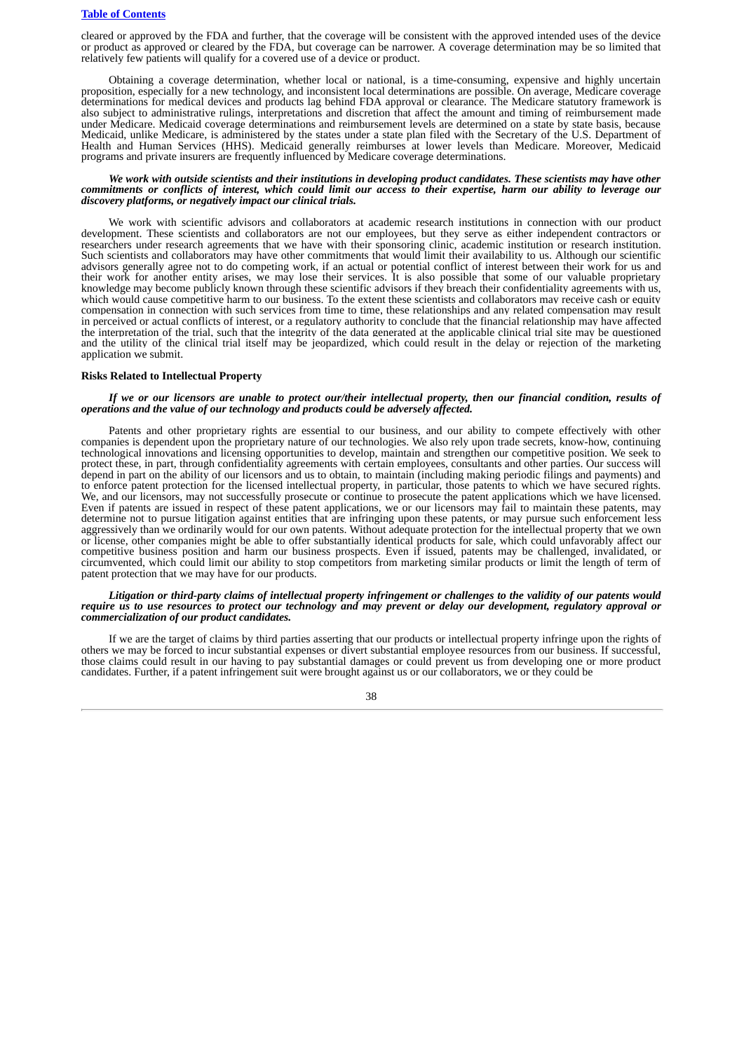cleared or approved by the FDA and further, that the coverage will be consistent with the approved intended uses of the device or product as approved or cleared by the FDA, but coverage can be narrower. A coverage determination may be so limited that relatively few patients will qualify for a covered use of a device or product.

Obtaining a coverage determination, whether local or national, is a time-consuming, expensive and highly uncertain proposition, especially for a new technology, and inconsistent local determinations are possible. On average, Medicare coverage determinations for medical devices and products lag behind FDA approval or clearance. The Medicare statutory framework is also subject to administrative rulings, interpretations and discretion that affect the amount and timing of reimbursement made under Medicare. Medicaid coverage determinations and reimbursement levels are determined on a state by state basis, because Medicaid, unlike Medicare, is administered by the states under a state plan filed with the Secretary of the U.S. Department of Health and Human Services (HHS). Medicaid generally reimburses at lower levels than Medicare. Moreover, Medicaid programs and private insurers are frequently influenced by Medicare coverage determinations.

***We work with outside scientists and their institutions in developing product candidates. These scientists may have other commitments or conflicts of interest, which could limit our access to their expertise, harm our ability to leverage our discovery platforms, or negatively impact our clinical trials.***

We work with scientific advisors and collaborators at academic research institutions in connection with our product development. These scientists and collaborators are not our employees, but they serve as either independent contractors or researchers under research agreements that we have with their sponsoring clinic, academic institution or research institution. Such scientists and collaborators may have other commitments that would limit their availability to us. Although our scientific advisors generally agree not to do competing work, if an actual or potential conflict of interest between their work for us and their work for another entity arises, we may lose their services. It is also possible that some of our valuable proprietary knowledge may become publicly known through these scientific advisors if they breach their confidentiality agreements with us, which would cause competitive harm to our business. To the extent these scientists and collaborators may receive cash or equity compensation in connection with such services from time to time, these relationships and any related compensation may result in perceived or actual conflicts of interest, or a regulatory authority to conclude that the financial relationship may have affected the interpretation of the trial, such that the integrity of the data generated at the applicable clinical trial site may be questioned and the utility of the clinical trial itself may be jeopardized, which could result in the delay or rejection of the marketing application we submit.

**Risks Related to Intellectual Property**

***If we or our licensors are unable to protect our/their intellectual property, then our financial condition, results of operations and the value of our technology and products could be adversely affected.***

Patents and other proprietary rights are essential to our business, and our ability to compete effectively with other companies is dependent upon the proprietary nature of our technologies. We also rely upon trade secrets, know-how, continuing technological innovations and licensing opportunities to develop, maintain and strengthen our competitive position. We seek to protect these, in part, through confidentiality agreements with certain employees, consultants and other parties. Our success will depend in part on the ability of our licensors and us to obtain, to maintain (including making periodic filings and payments) and to enforce patent protection for the licensed intellectual property, in particular, those patents to which we have secured rights. We, and our licensors, may not successfully prosecute or continue to prosecute the patent applications which we have licensed. Even if patents are issued in respect of these patent applications, we or our licensors may fail to maintain these patents, may determine not to pursue litigation against entities that are infringing upon these patents, or may pursue such enforcement less aggressively than we ordinarily would for our own patents. Without adequate protection for the intellectual property that we own or license, other companies might be able to offer substantially identical products for sale, which could unfavorably affect our competitive business position and harm our business prospects. Even if issued, patents may be challenged, invalidated, or circumvented, which could limit our ability to stop competitors from marketing similar products or limit the length of term of patent protection that we may have for our products.

***Litigation or third-party claims of intellectual property infringement or challenges to the validity of our patents would require us to use resources to protect our technology and may prevent or delay our development, regulatory approval or commercialization of our product candidates.***

If we are the target of claims by third parties asserting that our products or intellectual property infringe upon the rights of others we may be forced to incur substantial expenses or divert substantial employee resources from our business. If successful, those claims could result in our having to pay substantial damages or could prevent us from developing one or more product candidates. Further, if a patent infringement suit were brought against us or our collaborators, we or they could be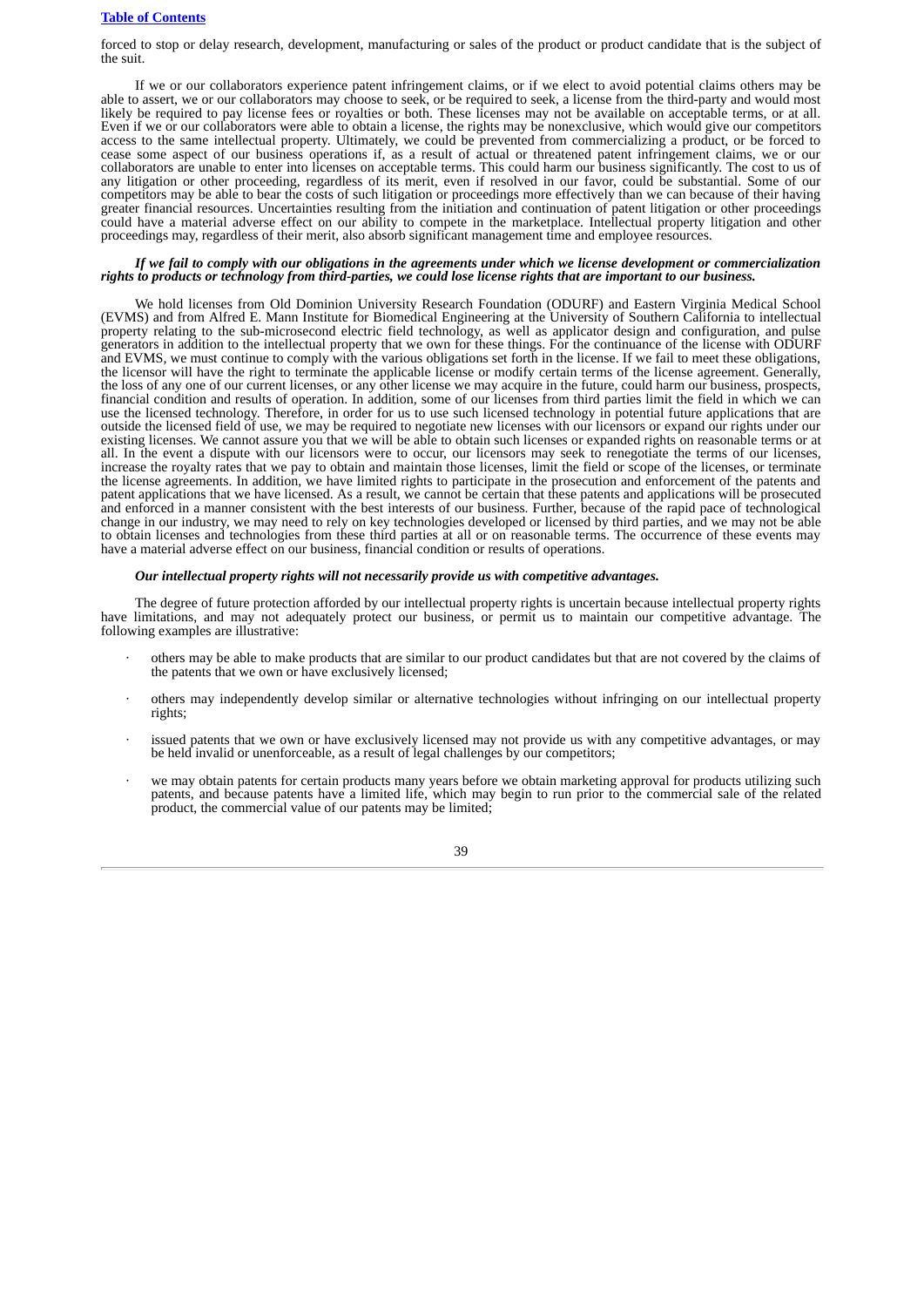forced to stop or delay research, development, manufacturing or sales of the product or product candidate that is the subject of the suit.

If we or our collaborators experience patent infringement claims, or if we elect to avoid potential claims others may be able to assert, we or our collaborators may choose to seek, or be required to seek, a license from the third-party and would most likely be required to pay license fees or royalties or both. These licenses may not be available on acceptable terms, or at all. Even if we or our collaborators were able to obtain a license, the rights may be nonexclusive, which would give our competitors access to the same intellectual property. Ultimately, we could be prevented from commercializing a product, or be forced to cease some aspect of our business operations if, as a result of actual or threatened patent infringement claims, we or our collaborators are unable to enter into licenses on acceptable terms. This could harm our business significantly. The cost to us of any litigation or other proceeding, regardless of its merit, even if resolved in our favor, could be substantial. Some of our competitors may be able to bear the costs of such litigation or proceedings more effectively than we can because of their having greater financial resources. Uncertainties resulting from the initiation and continuation of patent litigation or other proceedings could have a material adverse effect on our ability to compete in the marketplace. Intellectual property litigation and other proceedings may, regardless of their merit, also absorb significant management time and employee resources.

***If we fail to comply with our obligations in the agreements under which we license development or commercialization rights to products or technology from third-parties, we could lose license rights that are important to our business.***

We hold licenses from Old Dominion University Research Foundation (ODURF) and Eastern Virginia Medical School (EVMS) and from Alfred E. Mann Institute for Biomedical Engineering at the University of Southern California to intellectual property relating to the sub-microsecond electric field technology, as well as applicator design and configuration, and pulse generators in addition to the intellectual property that we own for these things. For the continuance of the license with ODURF and EVMS, we must continue to comply with the various obligations set forth in the license. If we fail to meet these obligations, the licensor will have the right to terminate the applicable license or modify certain terms of the license agreement. Generally, the loss of any one of our current licenses, or any other license we may acquire in the future, could harm our business, prospects, financial condition and results of operation. In addition, some of our licenses from third parties limit the field in which we can use the licensed technology. Therefore, in order for us to use such licensed technology in potential future applications that are outside the licensed field of use, we may be required to negotiate new licenses with our licensors or expand our rights under our existing licenses. We cannot assure you that we will be able to obtain such licenses or expanded rights on reasonable terms or at all. In the event a dispute with our licensors were to occur, our licensors may seek to renegotiate the terms of our licenses, increase the royalty rates that we pay to obtain and maintain those licenses, limit the field or scope of the licenses, or terminate the license agreements. In addition, we have limited rights to participate in the prosecution and enforcement of the patents and patent applications that we have licensed. As a result, we cannot be certain that these patents and applications will be prosecuted and enforced in a manner consistent with the best interests of our business. Further, because of the rapid pace of technological change in our industry, we may need to rely on key technologies developed or licensed by third parties, and we may not be able to obtain licenses and technologies from these third parties at all or on reasonable terms. The occurrence of these events may have a material adverse effect on our business, financial condition or results of operations.

***Our intellectual property rights will not necessarily provide us with competitive advantages.***

The degree of future protection afforded by our intellectual property rights is uncertain because intellectual property rights have limitations, and may not adequately protect our business, or permit us to maintain our competitive advantage. The following examples are illustrative:

- others may be able to make products that are similar to our product candidates but that are not covered by the claims of the patents that we own or have exclusively licensed;
- others may independently develop similar or alternative technologies without infringing on our intellectual property rights;
- issued patents that we own or have exclusively licensed may not provide us with any competitive advantages, or may be held invalid or unenforceable, as a result of legal challenges by our competitors;
- we may obtain patents for certain products many years before we obtain marketing approval for products utilizing such patents, and because patents have a limited life, which may begin to run prior to the commercial sale of the related product, the commercial value of our patents may be limited;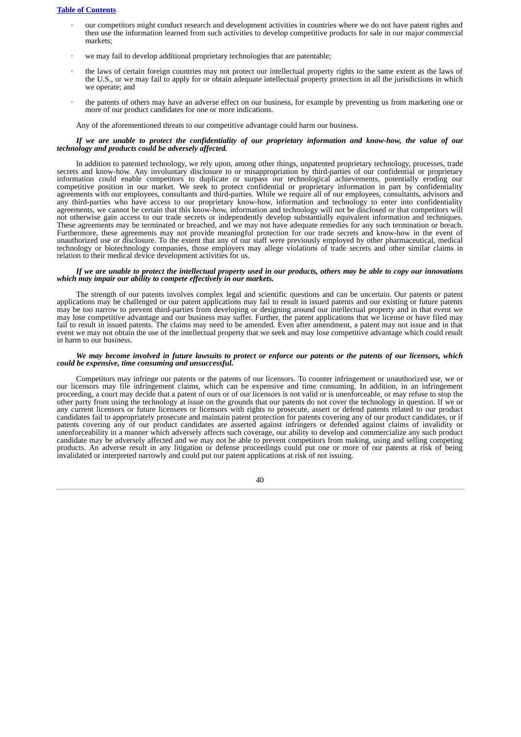- our competitors might conduct research and development activities in countries where we do not have patent rights and then use the information learned from such activities to develop competitive products for sale in our major commercial markets;
- we may fail to develop additional proprietary technologies that are patentable;
- the laws of certain foreign countries may not protect our intellectual property rights to the same extent as the laws of the U.S., or we may fail to apply for or obtain adequate intellectual property protection in all the jurisdictions in which we operate; and
- the patents of others may have an adverse effect on our business, for example by preventing us from marketing one or more of our product candidates for one or more indications.

Any of the aforementioned threats to our competitive advantage could harm our business.

***If we are unable to protect the confidentiality of our proprietary information and know-how, the value of our technology and products could be adversely affected.***

In addition to patented technology, we rely upon, among other things, unpatented proprietary technology, processes, trade secrets and know-how. Any involuntary disclosure to or misappropriation by third-parties of our confidential or proprietary information could enable competitors to duplicate or surpass our technological achievements, potentially eroding our competitive position in our market. We seek to protect confidential or proprietary information in part by confidentiality agreements with our employees, consultants and third-parties. While we require all of our employees, consultants, advisors and any third-parties who have access to our proprietary know-how, information and technology to enter into confidentiality agreements, we cannot be certain that this know-how, information and technology will not be disclosed or that competitors will not otherwise gain access to our trade secrets or independently develop substantially equivalent information and techniques. These agreements may be terminated or breached, and we may not have adequate remedies for any such termination or breach. Furthermore, these agreements may not provide meaningful protection for our trade secrets and know-how in the event of unauthorized use or disclosure. To the extent that any of our staff were previously employed by other pharmaceutical, medical technology or biotechnology companies, those employers may allege violations of trade secrets and other similar claims in relation to their medical device development activities for us.

***If we are unable to protect the intellectual property used in our products, others may be able to copy our innovations which may impair our ability to compete effectively in our markets.***

The strength of our patents involves complex legal and scientific questions and can be uncertain. Our patents or patent applications may be challenged or our patent applications may fail to result in issued patents and our existing or future patents may be too narrow to prevent third-parties from developing or designing around our intellectual property and in that event we may lose competitive advantage and our business may suffer. Further, the patent applications that we license or have filed may fail to result in issued patents. The claims may need to be amended. Even after amendment, a patent may not issue and in that event we may not obtain the use of the intellectual property that we seek and may lose competitive advantage which could result in harm to our business.

***We may become involved in future lawsuits to protect or enforce our patents or the patents of our licensors, which could be expensive, time consuming and unsuccessful.***

Competitors may infringe our patents or the patents of our licensors. To counter infringement or unauthorized use, we or our licensors may file infringement claims, which can be expensive and time consuming. In addition, in an infringement proceeding, a court may decide that a patent of ours or of our licensors is not valid or is unenforceable, or may refuse to stop the other party from using the technology at issue on the grounds that our patents do not cover the technology in question. If we or any current licensors or future licensees or licensors with rights to prosecute, assert or defend patents related to our product candidates fail to appropriately prosecute and maintain patent protection for patents covering any of our product candidates, or if patents covering any of our product candidates are asserted against infringers or defended against claims of invalidity or unenforceability in a manner which adversely affects such coverage, our ability to develop and commercialize any such product candidate may be adversely affected and we may not be able to prevent competitors from making, using and selling competing products. An adverse result in any litigation or defense proceedings could put one or more of our patents at risk of being invalidated or interpreted narrowly and could put our patent applications at risk of not issuing.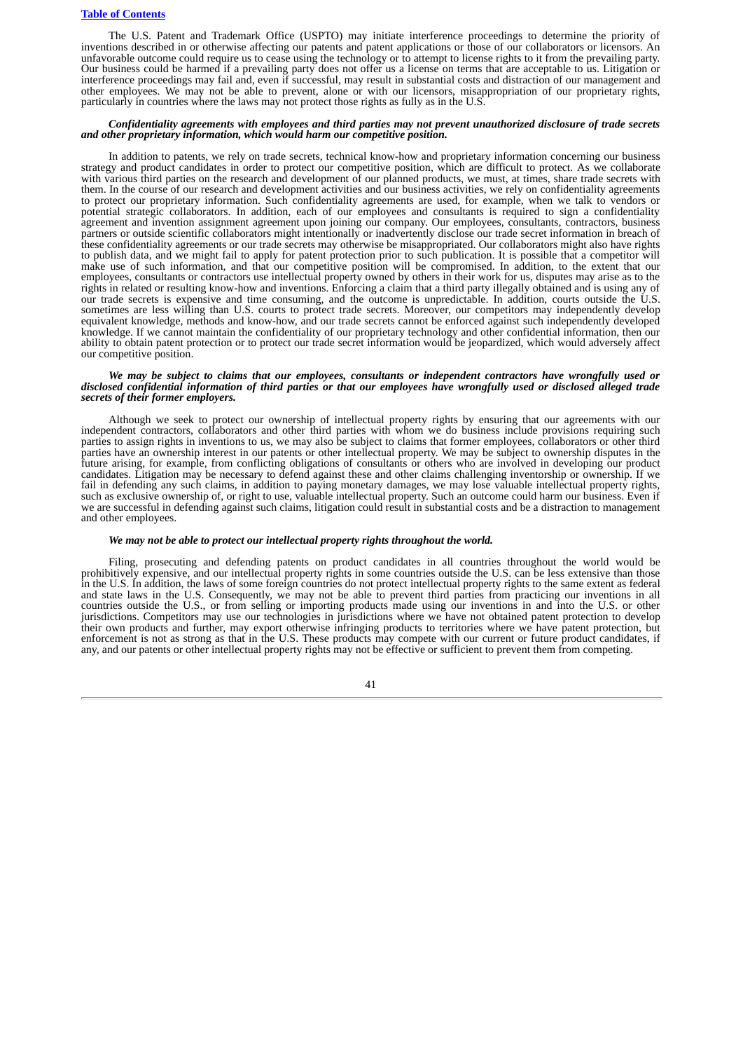The U.S. Patent and Trademark Office (USPTO) may initiate interference proceedings to determine the priority of inventions described in or otherwise affecting our patents and patent applications or those of our collaborators or licensors. An unfavorable outcome could require us to cease using the technology or to attempt to license rights to it from the prevailing party. Our business could be harmed if a prevailing party does not offer us a license on terms that are acceptable to us. Litigation or interference proceedings may fail and, even if successful, may result in substantial costs and distraction of our management and other employees. We may not be able to prevent, alone or with our licensors, misappropriation of our proprietary rights, particularly in countries where the laws may not protect those rights as fully as in the U.S.

***Confidentiality agreements with employees and third parties may not prevent unauthorized disclosure of trade secrets and other proprietary information, which would harm our competitive position.***

In addition to patents, we rely on trade secrets, technical know-how and proprietary information concerning our business strategy and product candidates in order to protect our competitive position, which are difficult to protect. As we collaborate with various third parties on the research and development of our planned products, we must, at times, share trade secrets with them. In the course of our research and development activities and our business activities, we rely on confidentiality agreements to protect our proprietary information. Such confidentiality agreements are used, for example, when we talk to vendors or potential strategic collaborators. In addition, each of our employees and consultants is required to sign a confidentiality agreement and invention assignment agreement upon joining our company. Our employees, consultants, contractors, business partners or outside scientific collaborators might intentionally or inadvertently disclose our trade secret information in breach of these confidentiality agreements or our trade secrets may otherwise be misappropriated. Our collaborators might also have rights to publish data, and we might fail to apply for patent protection prior to such publication. It is possible that a competitor will make use of such information, and that our competitive position will be compromised. In addition, to the extent that our employees, consultants or contractors use intellectual property owned by others in their work for us, disputes may arise as to the rights in related or resulting know-how and inventions. Enforcing a claim that a third party illegally obtained and is using any of our trade secrets is expensive and time consuming, and the outcome is unpredictable. In addition, courts outside the U.S. sometimes are less willing than U.S. courts to protect trade secrets. Moreover, our competitors may independently develop equivalent knowledge, methods and know-how, and our trade secrets cannot be enforced against such independently developed knowledge. If we cannot maintain the confidentiality of our proprietary technology and other confidential information, then our ability to obtain patent protection or to protect our trade secret information would be jeopardized, which would adversely affect our competitive position.

***We may be subject to claims that our employees, consultants or independent contractors have wrongfully used or disclosed confidential information of third parties or that our employees have wrongfully used or disclosed alleged trade secrets of their former employers.***

Although we seek to protect our ownership of intellectual property rights by ensuring that our agreements with our independent contractors, collaborators and other third parties with whom we do business include provisions requiring such parties to assign rights in inventions to us, we may also be subject to claims that former employees, collaborators or other third parties have an ownership interest in our patents or other intellectual property. We may be subject to ownership disputes in the future arising, for example, from conflicting obligations of consultants or others who are involved in developing our product candidates. Litigation may be necessary to defend against these and other claims challenging inventorship or ownership. If we fail in defending any such claims, in addition to paying monetary damages, we may lose valuable intellectual property rights, such as exclusive ownership of, or right to use, valuable intellectual property. Such an outcome could harm our business. Even if we are successful in defending against such claims, litigation could result in substantial costs and be a distraction to management and other employees.

***We may not be able to protect our intellectual property rights throughout the world.***

Filing, prosecuting and defending patents on product candidates in all countries throughout the world would be prohibitively expensive, and our intellectual property rights in some countries outside the U.S. can be less extensive than those in the U.S. In addition, the laws of some foreign countries do not protect intellectual property rights to the same extent as federal and state laws in the U.S. Consequently, we may not be able to prevent third parties from practicing our inventions in all countries outside the U.S., or from selling or importing products made using our inventions in and into the U.S. or other jurisdictions. Competitors may use our technologies in jurisdictions where we have not obtained patent protection to develop their own products and further, may export otherwise infringing products to territories where we have patent protection, but enforcement is not as strong as that in the U.S. These products may compete with our current or future product candidates, if any, and our patents or other intellectual property rights may not be effective or sufficient to prevent them from competing.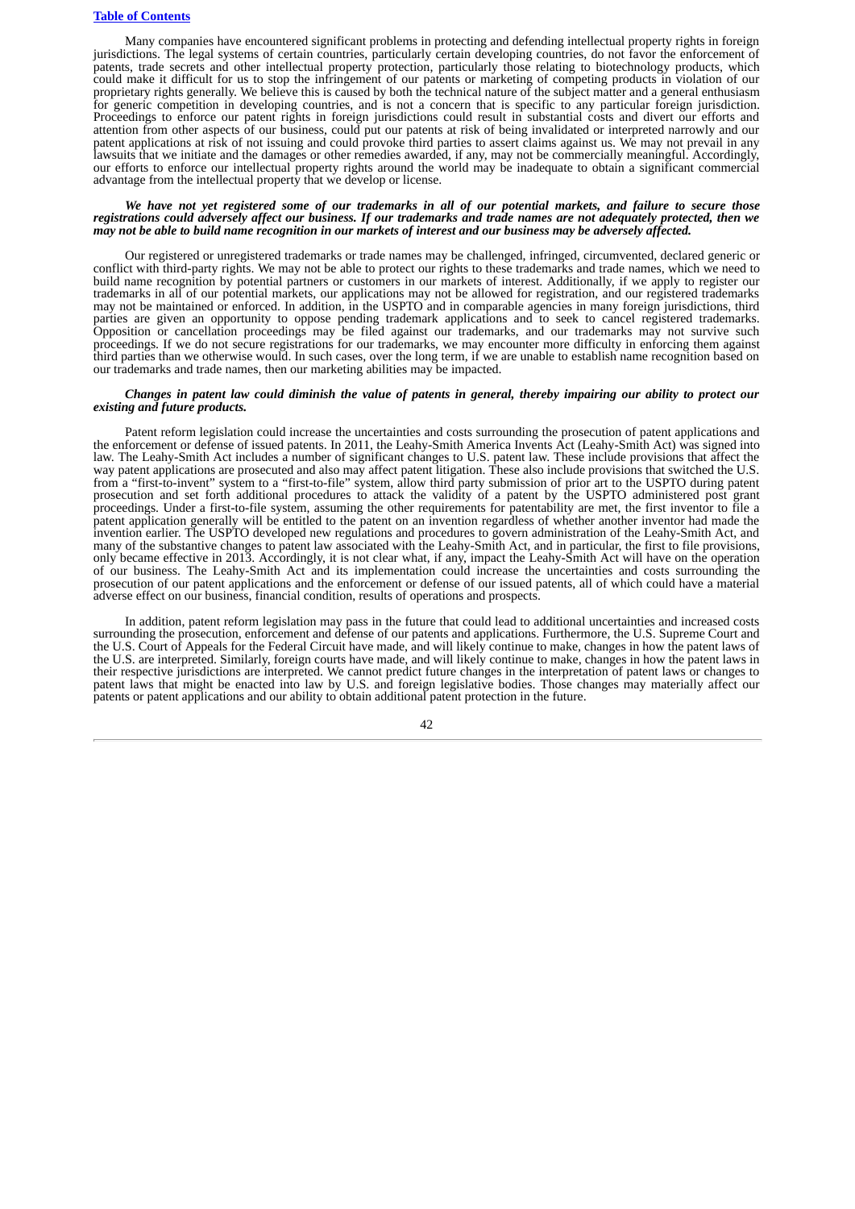Many companies have encountered significant problems in protecting and defending intellectual property rights in foreign jurisdictions. The legal systems of certain countries, particularly certain developing countries, do not favor the enforcement of patents, trade secrets and other intellectual property protection, particularly those relating to biotechnology products, which could make it difficult for us to stop the infringement of our patents or marketing of competing products in violation of our proprietary rights generally. We believe this is caused by both the technical nature of the subject matter and a general enthusiasm for generic competition in developing countries, and is not a concern that is specific to any particular foreign jurisdiction. Proceedings to enforce our patent rights in foreign jurisdictions could result in substantial costs and divert our efforts and attention from other aspects of our business, could put our patents at risk of being invalidated or interpreted narrowly and our patent applications at risk of not issuing and could provoke third parties to assert claims against us. We may not prevail in any lawsuits that we initiate and the damages or other remedies awarded, if any, may not be commercially meaningful. Accordingly, our efforts to enforce our intellectual property rights around the world may be inadequate to obtain a significant commercial advantage from the intellectual property that we develop or license.

***We have not yet registered some of our trademarks in all of our potential markets, and failure to secure those registrations could adversely affect our business. If our trademarks and trade names are not adequately protected, then we may not be able to build name recognition in our markets of interest and our business may be adversely affected.***

Our registered or unregistered trademarks or trade names may be challenged, infringed, circumvented, declared generic or conflict with third-party rights. We may not be able to protect our rights to these trademarks and trade names, which we need to build name recognition by potential partners or customers in our markets of interest. Additionally, if we apply to register our trademarks in all of our potential markets, our applications may not be allowed for registration, and our registered trademarks may not be maintained or enforced. In addition, in the USPTO and in comparable agencies in many foreign jurisdictions, third parties are given an opportunity to oppose pending trademark applications and to seek to cancel registered trademarks. Opposition or cancellation proceedings may be filed against our trademarks, and our trademarks may not survive such proceedings. If we do not secure registrations for our trademarks, we may encounter more difficulty in enforcing them against third parties than we otherwise would. In such cases, over the long term, if we are unable to establish name recognition based on our trademarks and trade names, then our marketing abilities may be impacted.

***Changes in patent law could diminish the value of patents in general, thereby impairing our ability to protect our existing and future products.***

Patent reform legislation could increase the uncertainties and costs surrounding the prosecution of patent applications and the enforcement or defense of issued patents. In 2011, the Leahy-Smith America Invents Act (Leahy-Smith Act) was signed into law. The Leahy-Smith Act includes a number of significant changes to U.S. patent law. These include provisions that affect the way patent applications are prosecuted and also may affect patent litigation. These also include provisions that switched the U.S. from a "first-to-invent" system to a "first-to-file" system, allow third party submission of prior art to the USPTO during patent prosecution and set forth additional procedures to attack the validity of a patent by the USPTO administered post grant proceedings. Under a first-to-file system, assuming the other requirements for patentability are met, the first inventor to file a patent application generally will be entitled to the patent on an invention regardless of whether another inventor had made the invention earlier. The USPTO developed new regulations and procedures to govern administration of the Leahy-Smith Act, and many of the substantive changes to patent law associated with the Leahy-Smith Act, and in particular, the first to file provisions, only became effective in 2013. Accordingly, it is not clear what, if any, impact the Leahy-Smith Act will have on the operation of our business. The Leahy-Smith Act and its implementation could increase the uncertainties and costs surrounding the prosecution of our patent applications and the enforcement or defense of our issued patents, all of which could have a material adverse effect on our business, financial condition, results of operations and prospects.

In addition, patent reform legislation may pass in the future that could lead to additional uncertainties and increased costs surrounding the prosecution, enforcement and defense of our patents and applications. Furthermore, the U.S. Supreme Court and the U.S. Court of Appeals for the Federal Circuit have made, and will likely continue to make, changes in how the patent laws of the U.S. are interpreted. Similarly, foreign courts have made, and will likely continue to make, changes in how the patent laws in their respective jurisdictions are interpreted. We cannot predict future changes in the interpretation of patent laws or changes to patent laws that might be enacted into law by U.S. and foreign legislative bodies. Those changes may materially affect our patents or patent applications and our ability to obtain additional patent protection in the future.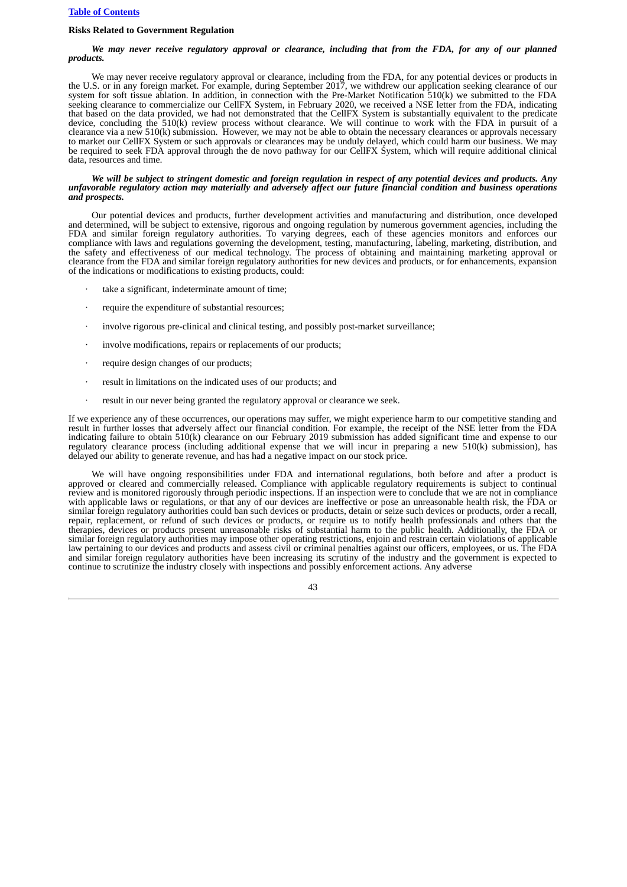## Risks Related to Government Regulation

***We may never receive regulatory approval or clearance, including that from the FDA, for any of our planned products.***

We may never receive regulatory approval or clearance, including from the FDA, for any potential devices or products in the U.S. or in any foreign market. For example, during September 2017, we withdrew our application seeking clearance of our system for soft tissue ablation. In addition, in connection with the Pre-Market Notification 510(k) we submitted to the FDA seeking clearance to commercialize our CellFX System, in February 2020, we received a NSE letter from the FDA, indicating that based on the data provided, we had not demonstrated that the CellFX System is substantially equivalent to the predicate device, concluding the 510(k) review process without clearance. We will continue to work with the FDA in pursuit of a clearance via a new 510(k) submission. However, we may not be able to obtain the necessary clearances or approvals necessary to market our CellFX System or such approvals or clearances may be unduly delayed, which could harm our business. We may be required to seek FDA approval through the de novo pathway for our CellFX System, which will require additional clinical data, resources and time.

***We will be subject to stringent domestic and foreign regulation in respect of any potential devices and products. Any unfavorable regulatory action may materially and adversely affect our future financial condition and business operations and prospects.***

Our potential devices and products, further development activities and manufacturing and distribution, once developed and determined, will be subject to extensive, rigorous and ongoing regulation by numerous government agencies, including the FDA and similar foreign regulatory authorities. To varying degrees, each of these agencies monitors and enforces our compliance with laws and regulations governing the development, testing, manufacturing, labeling, marketing, distribution, and the safety and effectiveness of our medical technology. The process of obtaining and maintaining marketing approval or clearance from the FDA and similar foreign regulatory authorities for new devices and products, or for enhancements, expansion of the indications or modifications to existing products, could:

- take a significant, indeterminate amount of time;
- require the expenditure of substantial resources;
- involve rigorous pre-clinical and clinical testing, and possibly post-market surveillance;
- involve modifications, repairs or replacements of our products;
- require design changes of our products;
- result in limitations on the indicated uses of our products; and
- result in our never being granted the regulatory approval or clearance we seek.

If we experience any of these occurrences, our operations may suffer, we might experience harm to our competitive standing and result in further losses that adversely affect our financial condition. For example, the receipt of the NSE letter from the FDA indicating failure to obtain 510(k) clearance on our February 2019 submission has added significant time and expense to our regulatory clearance process (including additional expense that we will incur in preparing a new 510(k) submission), has delayed our ability to generate revenue, and has had a negative impact on our stock price.

We will have ongoing responsibilities under FDA and international regulations, both before and after a product is approved or cleared and commercially released. Compliance with applicable regulatory requirements is subject to continual review and is monitored rigorously through periodic inspections. If an inspection were to conclude that we are not in compliance with applicable laws or regulations, or that any of our devices are ineffective or pose an unreasonable health risk, the FDA or similar foreign regulatory authorities could ban such devices or products, detain or seize such devices or products, order a recall, repair, replacement, or refund of such devices or products, or require us to notify health professionals and others that the therapies, devices or products present unreasonable risks of substantial harm to the public health. Additionally, the FDA or similar foreign regulatory authorities may impose other operating restrictions, enjoin and restrain certain violations of applicable law pertaining to our devices and products and assess civil or criminal penalties against our officers, employees, or us. The FDA and similar foreign regulatory authorities have been increasing its scrutiny of the industry and the government is expected to continue to scrutinize the industry closely with inspections and possibly enforcement actions. Any adverse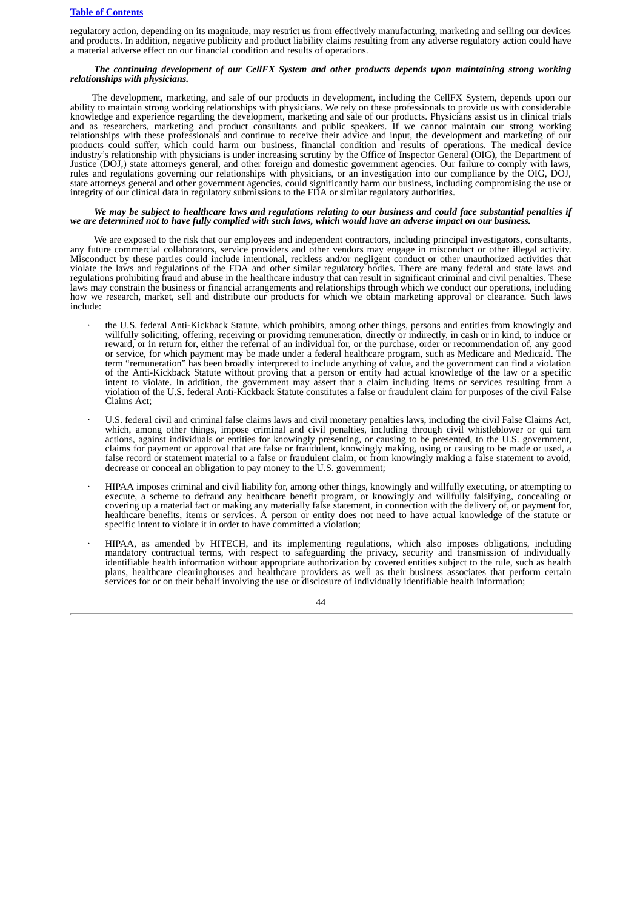regulatory action, depending on its magnitude, may restrict us from effectively manufacturing, marketing and selling our devices and products. In addition, negative publicity and product liability claims resulting from any adverse regulatory action could have a material adverse effect on our financial condition and results of operations.

***The continuing development of our CellFX System and other products depends upon maintaining strong working relationships with physicians.***

The development, marketing, and sale of our products in development, including the CellFX System, depends upon our ability to maintain strong working relationships with physicians. We rely on these professionals to provide us with considerable knowledge and experience regarding the development, marketing and sale of our products. Physicians assist us in clinical trials and as researchers, marketing and product consultants and public speakers. If we cannot maintain our strong working relationships with these professionals and continue to receive their advice and input, the development and marketing of our products could suffer, which could harm our business, financial condition and results of operations. The medical device industry's relationship with physicians is under increasing scrutiny by the Office of Inspector General (OIG), the Department of Justice (DOJ,) state attorneys general, and other foreign and domestic government agencies. Our failure to comply with laws, rules and regulations governing our relationships with physicians, or an investigation into our compliance by the OIG, DOJ, state attorneys general and other government agencies, could significantly harm our business, including compromising the use or integrity of our clinical data in regulatory submissions to the FDA or similar regulatory authorities.

***We may be subject to healthcare laws and regulations relating to our business and could face substantial penalties if we are determined not to have fully complied with such laws, which would have an adverse impact on our business.***

We are exposed to the risk that our employees and independent contractors, including principal investigators, consultants, any future commercial collaborators, service providers and other vendors may engage in misconduct or other illegal activity. Misconduct by these parties could include intentional, reckless and/or negligent conduct or other unauthorized activities that violate the laws and regulations of the FDA and other similar regulatory bodies. There are many federal and state laws and regulations prohibiting fraud and abuse in the healthcare industry that can result in significant criminal and civil penalties. These laws may constrain the business or financial arrangements and relationships through which we conduct our operations, including how we research, market, sell and distribute our products for which we obtain marketing approval or clearance. Such laws include:

- the U.S. federal Anti-Kickback Statute, which prohibits, among other things, persons and entities from knowingly and willfully soliciting, offering, receiving or providing remuneration, directly or indirectly, in cash or in kind, to induce or reward, or in return for, either the referral of an individual for, or the purchase, order or recommendation of, any good or service, for which payment may be made under a federal healthcare program, such as Medicare and Medicaid. The term "remuneration" has been broadly interpreted to include anything of value, and the government can find a violation of the Anti-Kickback Statute without proving that a person or entity had actual knowledge of the law or a specific intent to violate. In addition, the government may assert that a claim including items or services resulting from a violation of the U.S. federal Anti-Kickback Statute constitutes a false or fraudulent claim for purposes of the civil False Claims Act;

- U.S. federal civil and criminal false claims laws and civil monetary penalties laws, including the civil False Claims Act, which, among other things, impose criminal and civil penalties, including through civil whistleblower or qui tam actions, against individuals or entities for knowingly presenting, or causing to be presented, to the U.S. government, claims for payment or approval that are false or fraudulent, knowingly making, using or causing to be made or used, a false record or statement material to a false or fraudulent claim, or from knowingly making a false statement to avoid, decrease or conceal an obligation to pay money to the U.S. government;

- HIPAA imposes criminal and civil liability for, among other things, knowingly and willfully executing, or attempting to execute, a scheme to defraud any healthcare benefit program, or knowingly and willfully falsifying, concealing or covering up a material fact or making any materially false statement, in connection with the delivery of, or payment for, healthcare benefits, items or services. A person or entity does not need to have actual knowledge of the statute or specific intent to violate it in order to have committed a violation;

- HIPAA, as amended by HITECH, and its implementing regulations, which also imposes obligations, including mandatory contractual terms, with respect to safeguarding the privacy, security and transmission of individually identifiable health information without appropriate authorization by covered entities subject to the rule, such as health plans, healthcare clearinghouses and healthcare providers as well as their business associates that perform certain services for or on their behalf involving the use or disclosure of individually identifiable health information;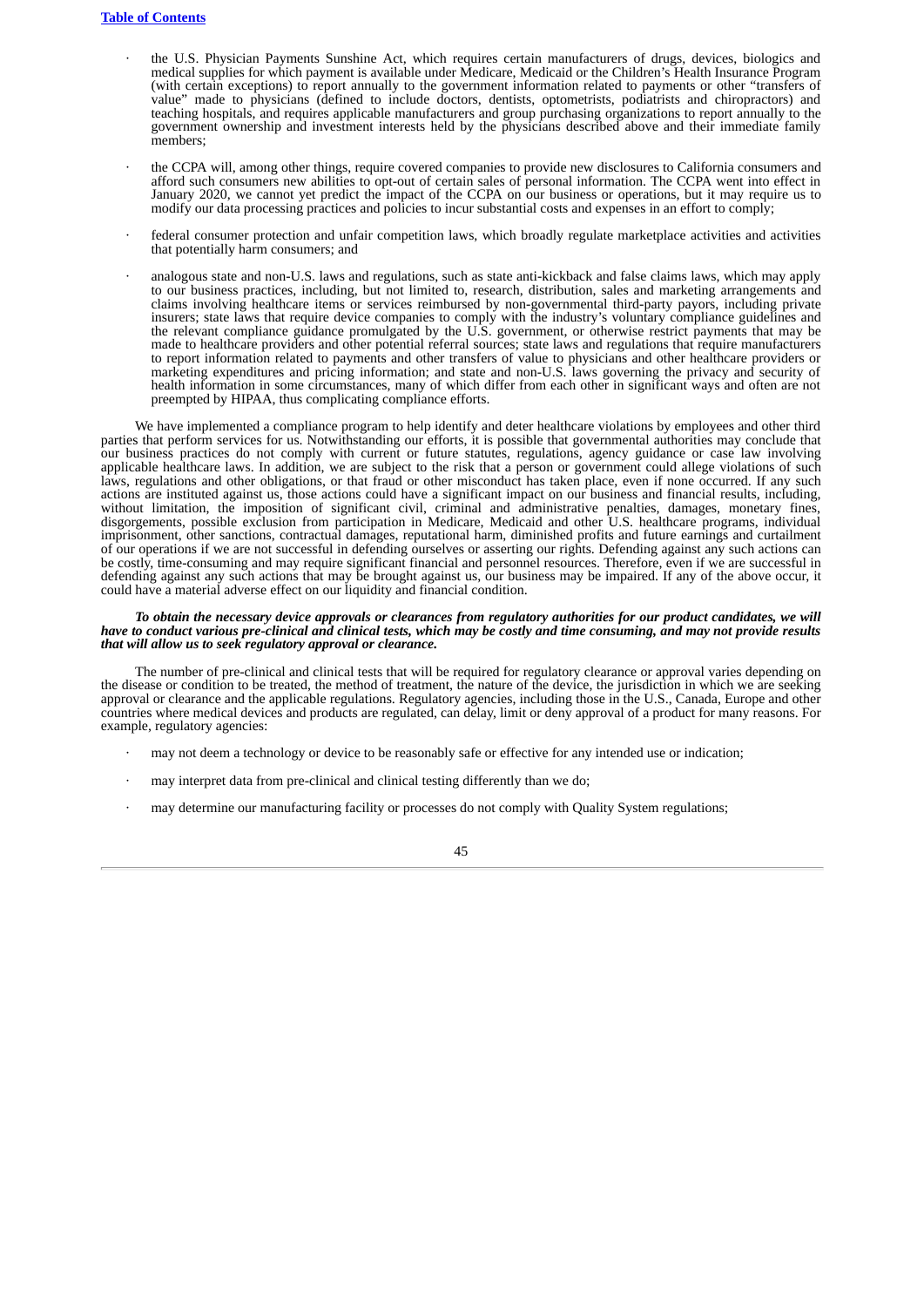- the U.S. Physician Payments Sunshine Act, which requires certain manufacturers of drugs, devices, biologics and medical supplies for which payment is available under Medicare, Medicaid or the Children's Health Insurance Program (with certain exceptions) to report annually to the government information related to payments or other "transfers of value" made to physicians (defined to include doctors, dentists, optometrists, podiatrists and chiropractors) and teaching hospitals, and requires applicable manufacturers and group purchasing organizations to report annually to the government ownership and investment interests held by the physicians described above and their immediate family members;

- the CCPA will, among other things, require covered companies to provide new disclosures to California consumers and afford such consumers new abilities to opt-out of certain sales of personal information. The CCPA went into effect in January 2020, we cannot yet predict the impact of the CCPA on our business or operations, but it may require us to modify our data processing practices and policies to incur substantial costs and expenses in an effort to comply;

- federal consumer protection and unfair competition laws, which broadly regulate marketplace activities and activities that potentially harm consumers; and

- analogous state and non-U.S. laws and regulations, such as state anti-kickback and false claims laws, which may apply to our business practices, including, but not limited to, research, distribution, sales and marketing arrangements and claims involving healthcare items or services reimbursed by non-governmental third-party payors, including private insurers; state laws that require device companies to comply with the industry's voluntary compliance guidelines and the relevant compliance guidance promulgated by the U.S. government, or otherwise restrict payments that may be made to healthcare providers and other potential referral sources; state laws and regulations that require manufacturers to report information related to payments and other transfers of value to physicians and other healthcare providers or marketing expenditures and pricing information; and state and non-U.S. laws governing the privacy and security of health information in some circumstances, many of which differ from each other in significant ways and often are not preempted by HIPAA, thus complicating compliance efforts.

We have implemented a compliance program to help identify and deter healthcare violations by employees and other third parties that perform services for us. Notwithstanding our efforts, it is possible that governmental authorities may conclude that our business practices do not comply with current or future statutes, regulations, agency guidance or case law involving applicable healthcare laws. In addition, we are subject to the risk that a person or government could allege violations of such laws, regulations and other obligations, or that fraud or other misconduct has taken place, even if none occurred. If any such actions are instituted against us, those actions could have a significant impact on our business and financial results, including, without limitation, the imposition of significant civil, criminal and administrative penalties, damages, monetary fines, disgorgements, possible exclusion from participation in Medicare, Medicaid and other U.S. healthcare programs, individual imprisonment, other sanctions, contractual damages, reputational harm, diminished profits and future earnings and curtailment of our operations if we are not successful in defending ourselves or asserting our rights. Defending against any such actions can be costly, time-consuming and may require significant financial and personnel resources. Therefore, even if we are successful in defending against any such actions that may be brought against us, our business may be impaired. If any of the above occur, it could have a material adverse effect on our liquidity and financial condition.

***To obtain the necessary device approvals or clearances from regulatory authorities for our product candidates, we will have to conduct various pre-clinical and clinical tests, which may be costly and time consuming, and may not provide results that will allow us to seek regulatory approval or clearance.***

The number of pre-clinical and clinical tests that will be required for regulatory clearance or approval varies depending on the disease or condition to be treated, the method of treatment, the nature of the device, the jurisdiction in which we are seeking approval or clearance and the applicable regulations. Regulatory agencies, including those in the U.S., Canada, Europe and other countries where medical devices and products are regulated, can delay, limit or deny approval of a product for many reasons. For example, regulatory agencies:

- may not deem a technology or device to be reasonably safe or effective for any intended use or indication;

- may interpret data from pre-clinical and clinical testing differently than we do;

- may determine our manufacturing facility or processes do not comply with Quality System regulations;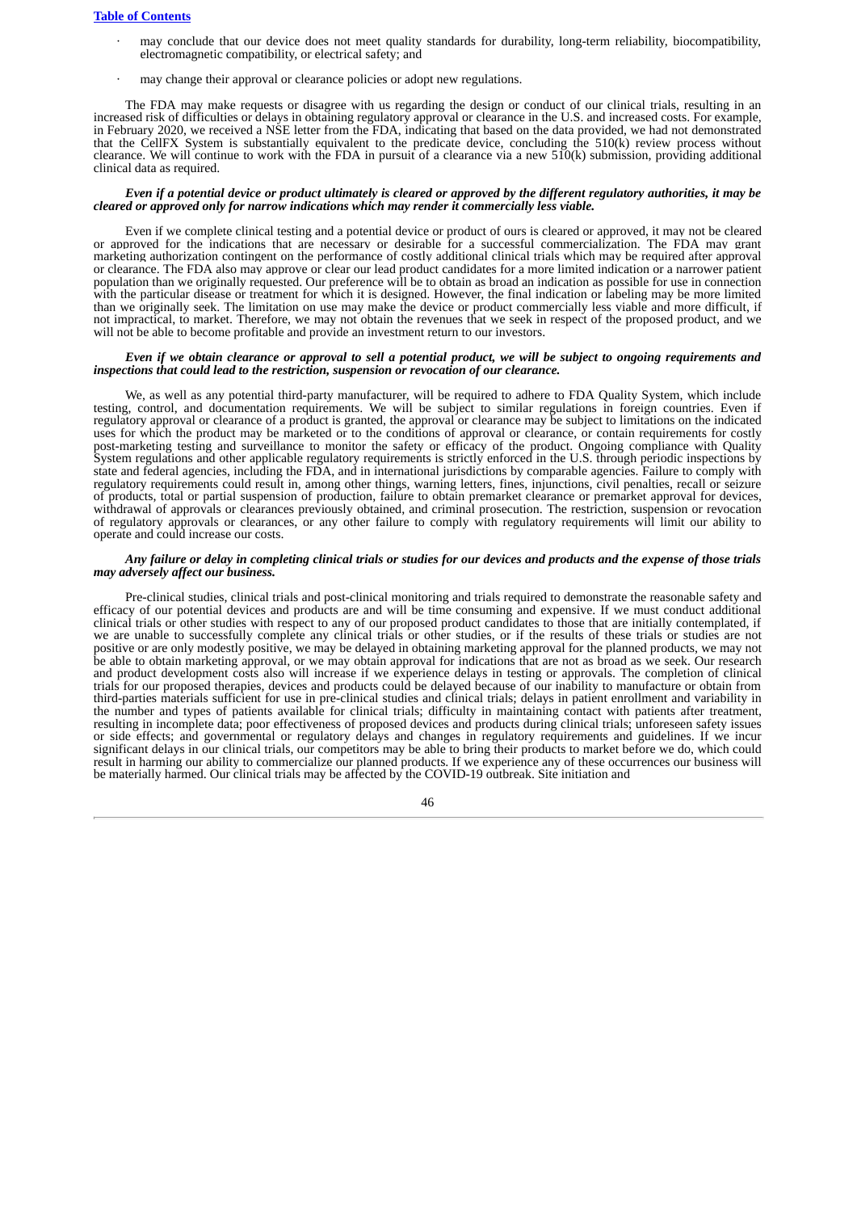- may conclude that our device does not meet quality standards for durability, long-term reliability, biocompatibility, electromagnetic compatibility, or electrical safety; and
- may change their approval or clearance policies or adopt new regulations.

The FDA may make requests or disagree with us regarding the design or conduct of our clinical trials, resulting in an increased risk of difficulties or delays in obtaining regulatory approval or clearance in the U.S. and increased costs. For example, in February 2020, we received a NSE letter from the FDA, indicating that based on the data provided, we had not demonstrated that the CellFX System is substantially equivalent to the predicate device, concluding the 510(k) review process without clearance. We will continue to work with the FDA in pursuit of a clearance via a new 510(k) submission, providing additional clinical data as required.

***Even if a potential device or product ultimately is cleared or approved by the different regulatory authorities, it may be cleared or approved only for narrow indications which may render it commercially less viable.***

Even if we complete clinical testing and a potential device or product of ours is cleared or approved, it may not be cleared or approved for the indications that are necessary or desirable for a successful commercialization. The FDA may grant marketing authorization contingent on the performance of costly additional clinical trials which may be required after approval or clearance. The FDA also may approve or clear our lead product candidates for a more limited indication or a narrower patient population than we originally requested. Our preference will be to obtain as broad an indication as possible for use in connection with the particular disease or treatment for which it is designed. However, the final indication or labeling may be more limited than we originally seek. The limitation on use may make the device or product commercially less viable and more difficult, if not impractical, to market. Therefore, we may not obtain the revenues that we seek in respect of the proposed product, and we will not be able to become profitable and provide an investment return to our investors.

***Even if we obtain clearance or approval to sell a potential product, we will be subject to ongoing requirements and inspections that could lead to the restriction, suspension or revocation of our clearance.***

We, as well as any potential third-party manufacturer, will be required to adhere to FDA Quality System, which include testing, control, and documentation requirements. We will be subject to similar regulations in foreign countries. Even if regulatory approval or clearance of a product is granted, the approval or clearance may be subject to limitations on the indicated uses for which the product may be marketed or to the conditions of approval or clearance, or contain requirements for costly post-marketing testing and surveillance to monitor the safety or efficacy of the product. Ongoing compliance with Quality System regulations and other applicable regulatory requirements is strictly enforced in the U.S. through periodic inspections by state and federal agencies, including the FDA, and in international jurisdictions by comparable agencies. Failure to comply with regulatory requirements could result in, among other things, warning letters, fines, injunctions, civil penalties, recall or seizure of products, total or partial suspension of production, failure to obtain premarket clearance or premarket approval for devices, withdrawal of approvals or clearances previously obtained, and criminal prosecution. The restriction, suspension or revocation of regulatory approvals or clearances, or any other failure to comply with regulatory requirements will limit our ability to operate and could increase our costs.

***Any failure or delay in completing clinical trials or studies for our devices and products and the expense of those trials may adversely affect our business.***

Pre-clinical studies, clinical trials and post-clinical monitoring and trials required to demonstrate the reasonable safety and efficacy of our potential devices and products are and will be time consuming and expensive. If we must conduct additional clinical trials or other studies with respect to any of our proposed product candidates to those that are initially contemplated, if we are unable to successfully complete any clinical trials or other studies, or if the results of these trials or studies are not positive or are only modestly positive, we may be delayed in obtaining marketing approval for the planned products, we may not be able to obtain marketing approval, or we may obtain approval for indications that are not as broad as we seek. Our research and product development costs also will increase if we experience delays in testing or approvals. The completion of clinical trials for our proposed therapies, devices and products could be delayed because of our inability to manufacture or obtain from third-parties materials sufficient for use in pre-clinical studies and clinical trials; delays in patient enrollment and variability in the number and types of patients available for clinical trials; difficulty in maintaining contact with patients after treatment, resulting in incomplete data; poor effectiveness of proposed devices and products during clinical trials; unforeseen safety issues or side effects; and governmental or regulatory delays and changes in regulatory requirements and guidelines. If we incur significant delays in our clinical trials, our competitors may be able to bring their products to market before we do, which could result in harming our ability to commercialize our planned products. If we experience any of these occurrences our business will be materially harmed. Our clinical trials may be affected by the COVID-19 outbreak. Site initiation and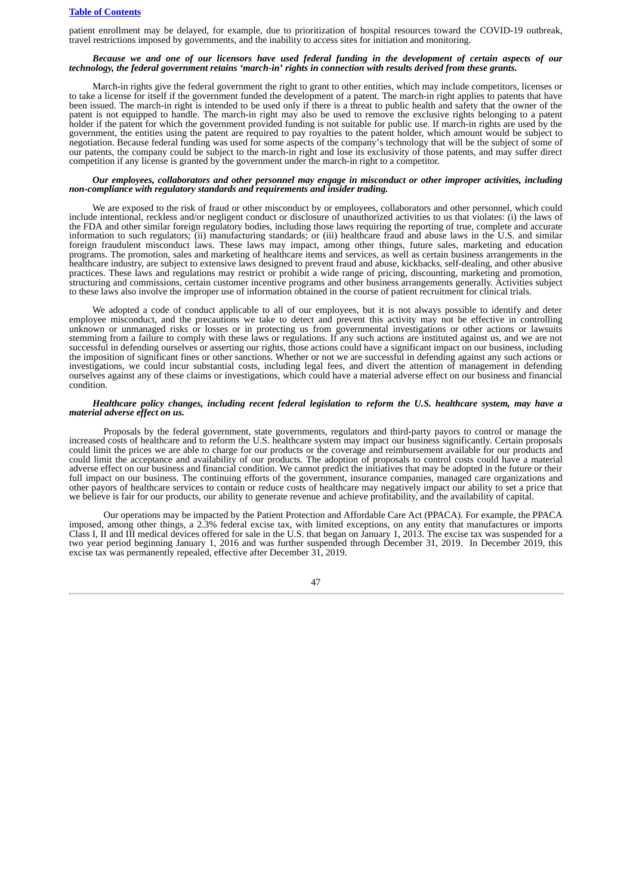patient enrollment may be delayed, for example, due to prioritization of hospital resources toward the COVID-19 outbreak, travel restrictions imposed by governments, and the inability to access sites for initiation and monitoring.

***Because we and one of our licensors have used federal funding in the development of certain aspects of our technology, the federal government retains 'march-in' rights in connection with results derived from these grants.***

March-in rights give the federal government the right to grant to other entities, which may include competitors, licenses or to take a license for itself if the government funded the development of a patent. The march-in right applies to patents that have been issued. The march-in right is intended to be used only if there is a threat to public health and safety that the owner of the patent is not equipped to handle. The march-in right may also be used to remove the exclusive rights belonging to a patent holder if the patent for which the government provided funding is not suitable for public use. If march-in rights are used by the government, the entities using the patent are required to pay royalties to the patent holder, which amount would be subject to negotiation. Because federal funding was used for some aspects of the company's technology that will be the subject of some of our patents, the company could be subject to the march-in right and lose its exclusivity of those patents, and may suffer direct competition if any license is granted by the government under the march-in right to a competitor.

***Our employees, collaborators and other personnel may engage in misconduct or other improper activities, including non-compliance with regulatory standards and requirements and insider trading.***

We are exposed to the risk of fraud or other misconduct by or employees, collaborators and other personnel, which could include intentional, reckless and/or negligent conduct or disclosure of unauthorized activities to us that violates: (i) the laws of the FDA and other similar foreign regulatory bodies, including those laws requiring the reporting of true, complete and accurate information to such regulators; (ii) manufacturing standards; or (iii) healthcare fraud and abuse laws in the U.S. and similar foreign fraudulent misconduct laws. These laws may impact, among other things, future sales, marketing and education programs. The promotion, sales and marketing of healthcare items and services, as well as certain business arrangements in the healthcare industry, are subject to extensive laws designed to prevent fraud and abuse, kickbacks, self-dealing, and other abusive practices. These laws and regulations may restrict or prohibit a wide range of pricing, discounting, marketing and promotion, structuring and commissions, certain customer incentive programs and other business arrangements generally. Activities subject to these laws also involve the improper use of information obtained in the course of patient recruitment for clinical trials.

We adopted a code of conduct applicable to all of our employees, but it is not always possible to identify and deter employee misconduct, and the precautions we take to detect and prevent this activity may not be effective in controlling unknown or unmanaged risks or losses or in protecting us from governmental investigations or other actions or lawsuits stemming from a failure to comply with these laws or regulations. If any such actions are instituted against us, and we are not successful in defending ourselves or asserting our rights, those actions could have a significant impact on our business, including the imposition of significant fines or other sanctions. Whether or not we are successful in defending against any such actions or investigations, we could incur substantial costs, including legal fees, and divert the attention of management in defending ourselves against any of these claims or investigations, which could have a material adverse effect on our business and financial condition.

***Healthcare policy changes, including recent federal legislation to reform the U.S. healthcare system, may have a material adverse effect on us.***

Proposals by the federal government, state governments, regulators and third-party payors to control or manage the increased costs of healthcare and to reform the U.S. healthcare system may impact our business significantly. Certain proposals could limit the prices we are able to charge for our products or the coverage and reimbursement available for our products and could limit the acceptance and availability of our products. The adoption of proposals to control costs could have a material adverse effect on our business and financial condition. We cannot predict the initiatives that may be adopted in the future or their full impact on our business. The continuing efforts of the government, insurance companies, managed care organizations and other payors of healthcare services to contain or reduce costs of healthcare may negatively impact our ability to set a price that we believe is fair for our products, our ability to generate revenue and achieve profitability, and the availability of capital.

Our operations may be impacted by the Patient Protection and Affordable Care Act (PPACA). For example, the PPACA imposed, among other things, a 2.3% federal excise tax, with limited exceptions, on any entity that manufactures or imports Class I, II and III medical devices offered for sale in the U.S. that began on January 1, 2013. The excise tax was suspended for a two year period beginning January 1, 2016 and was further suspended through December 31, 2019. In December 2019, this excise tax was permanently repealed, effective after December 31, 2019.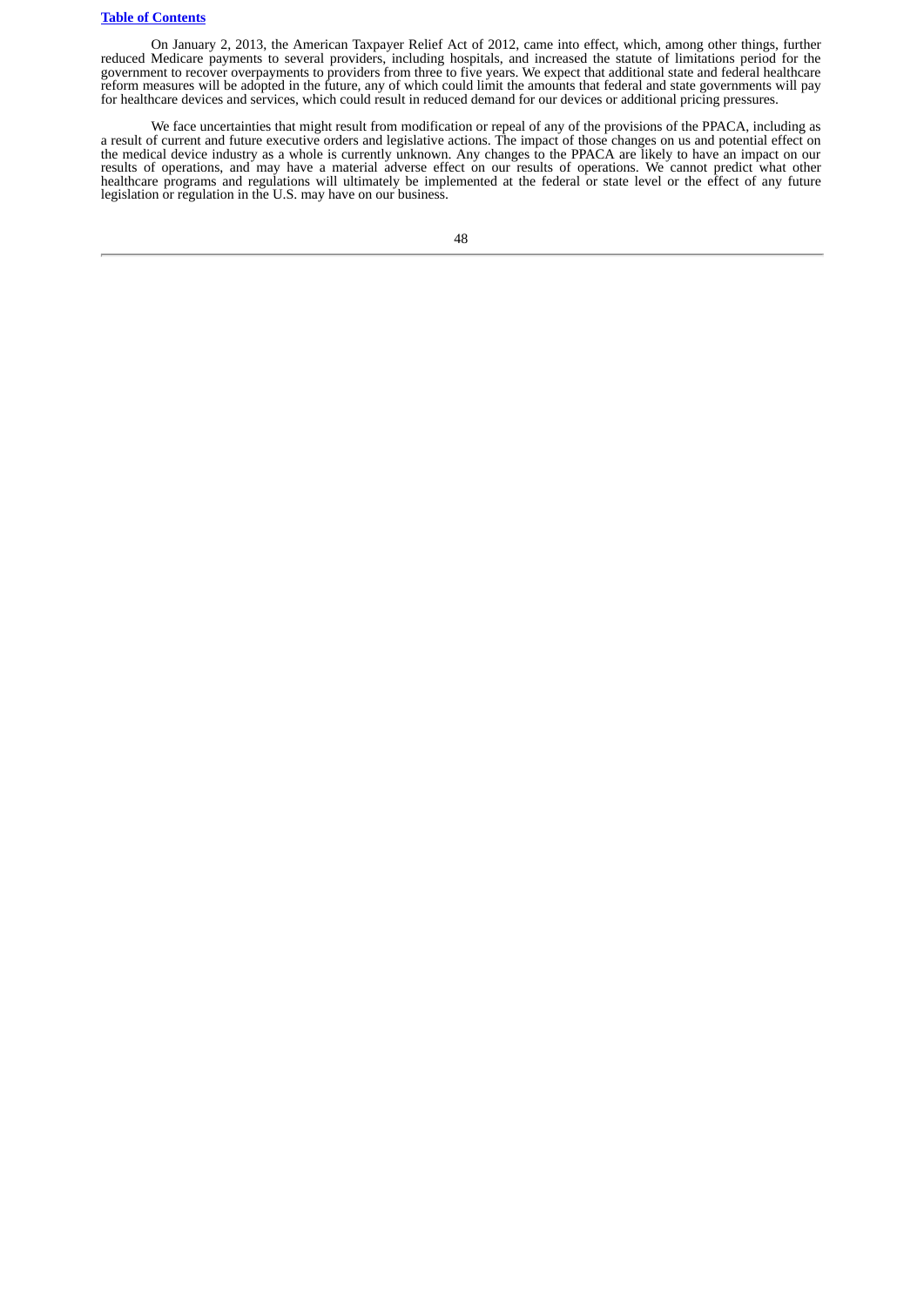On January 2, 2013, the American Taxpayer Relief Act of 2012, came into effect, which, among other things, further reduced Medicare payments to several providers, including hospitals, and increased the statute of limitations period for the government to recover overpayments to providers from three to five years. We expect that additional state and federal healthcare reform measures will be adopted in the future, any of which could limit the amounts that federal and state governments will pay for healthcare devices and services, which could result in reduced demand for our devices or additional pricing pressures.

We face uncertainties that might result from modification or repeal of any of the provisions of the PPACA, including as a result of current and future executive orders and legislative actions. The impact of those changes on us and potential effect on the medical device industry as a whole is currently unknown. Any changes to the PPACA are likely to have an impact on our results of operations, and may have a material adverse effect on our results of operations. We cannot predict what other healthcare programs and regulations will ultimately be implemented at the federal or state level or the effect of any future legislation or regulation in the U.S. may have on our business.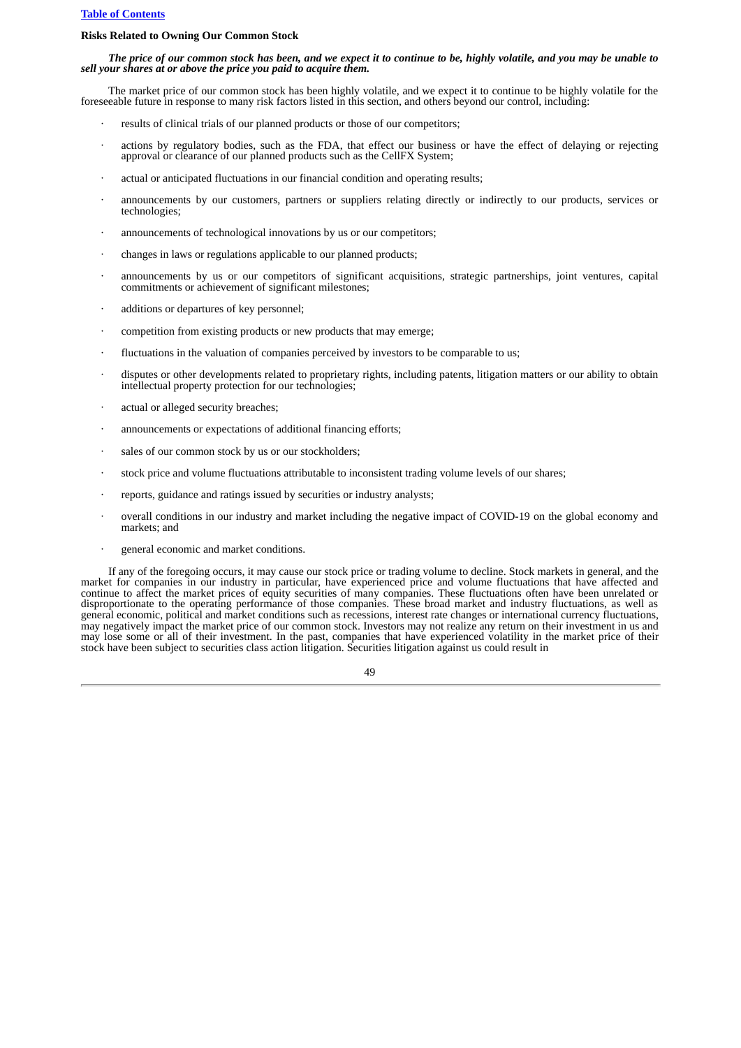### Risks Related to Owning Our Common Stock

***The price of our common stock has been, and we expect it to continue to be, highly volatile, and you may be unable to sell your shares at or above the price you paid to acquire them.***

The market price of our common stock has been highly volatile, and we expect it to continue to be highly volatile for the foreseeable future in response to many risk factors listed in this section, and others beyond our control, including:

- results of clinical trials of our planned products or those of our competitors;
- actions by regulatory bodies, such as the FDA, that effect our business or have the effect of delaying or rejecting approval or clearance of our planned products such as the CellFX System;
- actual or anticipated fluctuations in our financial condition and operating results;
- announcements by our customers, partners or suppliers relating directly or indirectly to our products, services or technologies;
- announcements of technological innovations by us or our competitors;
- changes in laws or regulations applicable to our planned products;
- announcements by us or our competitors of significant acquisitions, strategic partnerships, joint ventures, capital commitments or achievement of significant milestones;
- additions or departures of key personnel;
- competition from existing products or new products that may emerge;
- fluctuations in the valuation of companies perceived by investors to be comparable to us;
- disputes or other developments related to proprietary rights, including patents, litigation matters or our ability to obtain intellectual property protection for our technologies;
- actual or alleged security breaches;
- announcements or expectations of additional financing efforts;
- sales of our common stock by us or our stockholders;
- stock price and volume fluctuations attributable to inconsistent trading volume levels of our shares;
- reports, guidance and ratings issued by securities or industry analysts;
- overall conditions in our industry and market including the negative impact of COVID-19 on the global economy and markets; and
- general economic and market conditions.

If any of the foregoing occurs, it may cause our stock price or trading volume to decline. Stock markets in general, and the market for companies in our industry in particular, have experienced price and volume fluctuations that have affected and continue to affect the market prices of equity securities of many companies. These fluctuations often have been unrelated or disproportionate to the operating performance of those companies. These broad market and industry fluctuations, as well as general economic, political and market conditions such as recessions, interest rate changes or international currency fluctuations, may negatively impact the market price of our common stock. Investors may not realize any return on their investment in us and may lose some or all of their investment. In the past, companies that have experienced volatility in the market price of their stock have been subject to securities class action litigation. Securities litigation against us could result in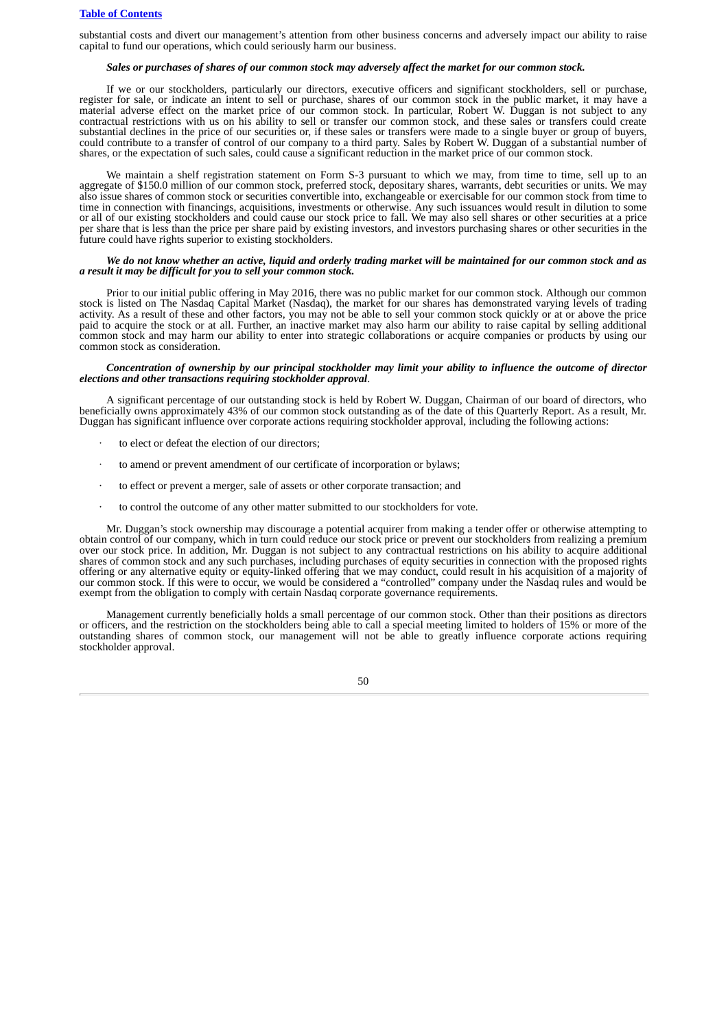substantial costs and divert our management's attention from other business concerns and adversely impact our ability to raise capital to fund our operations, which could seriously harm our business.

***Sales or purchases of shares of our common stock may adversely affect the market for our common stock.***

If we or our stockholders, particularly our directors, executive officers and significant stockholders, sell or purchase, register for sale, or indicate an intent to sell or purchase, shares of our common stock in the public market, it may have a material adverse effect on the market price of our common stock. In particular, Robert W. Duggan is not subject to any contractual restrictions with us on his ability to sell or transfer our common stock, and these sales or transfers could create substantial declines in the price of our securities or, if these sales or transfers were made to a single buyer or group of buyers, could contribute to a transfer of control of our company to a third party. Sales by Robert W. Duggan of a substantial number of shares, or the expectation of such sales, could cause a significant reduction in the market price of our common stock.

We maintain a shelf registration statement on Form S-3 pursuant to which we may, from time to time, sell up to an aggregate of $150.0 million of our common stock, preferred stock, depositary shares, warrants, debt securities or units. We may also issue shares of common stock or securities convertible into, exchangeable or exercisable for our common stock from time to time in connection with financings, acquisitions, investments or otherwise. Any such issuances would result in dilution to some or all of our existing stockholders and could cause our stock price to fall. We may also sell shares or other securities at a price per share that is less than the price per share paid by existing investors, and investors purchasing shares or other securities in the future could have rights superior to existing stockholders.

***We do not know whether an active, liquid and orderly trading market will be maintained for our common stock and as a result it may be difficult for you to sell your common stock.***

Prior to our initial public offering in May 2016, there was no public market for our common stock. Although our common stock is listed on The Nasdaq Capital Market (Nasdaq), the market for our shares has demonstrated varying levels of trading activity. As a result of these and other factors, you may not be able to sell your common stock quickly or at or above the price paid to acquire the stock or at all. Further, an inactive market may also harm our ability to raise capital by selling additional common stock and may harm our ability to enter into strategic collaborations or acquire companies or products by using our common stock as consideration.

***Concentration of ownership by our principal stockholder may limit your ability to influence the outcome of director elections and other transactions requiring stockholder approval***.

A significant percentage of our outstanding stock is held by Robert W. Duggan, Chairman of our board of directors, who beneficially owns approximately 43% of our common stock outstanding as of the date of this Quarterly Report. As a result, Mr. Duggan has significant influence over corporate actions requiring stockholder approval, including the following actions:

- to elect or defeat the election of our directors;
- to amend or prevent amendment of our certificate of incorporation or bylaws;
- to effect or prevent a merger, sale of assets or other corporate transaction; and
- to control the outcome of any other matter submitted to our stockholders for vote.

Mr. Duggan's stock ownership may discourage a potential acquirer from making a tender offer or otherwise attempting to obtain control of our company, which in turn could reduce our stock price or prevent our stockholders from realizing a premium over our stock price. In addition, Mr. Duggan is not subject to any contractual restrictions on his ability to acquire additional shares of common stock and any such purchases, including purchases of equity securities in connection with the proposed rights offering or any alternative equity or equity-linked offering that we may conduct, could result in his acquisition of a majority of our common stock. If this were to occur, we would be considered a "controlled" company under the Nasdaq rules and would be exempt from the obligation to comply with certain Nasdaq corporate governance requirements.

Management currently beneficially holds a small percentage of our common stock. Other than their positions as directors or officers, and the restriction on the stockholders being able to call a special meeting limited to holders of 15% or more of the outstanding shares of common stock, our management will not be able to greatly influence corporate actions requiring stockholder approval.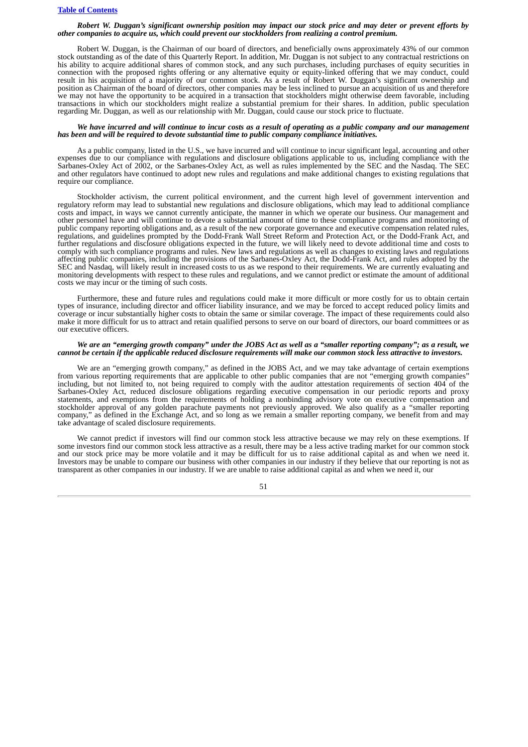***Robert W. Duggan's significant ownership position may impact our stock price and may deter or prevent efforts by other companies to acquire us, which could prevent our stockholders from realizing a control premium.***

Robert W. Duggan, is the Chairman of our board of directors, and beneficially owns approximately 43% of our common stock outstanding as of the date of this Quarterly Report. In addition, Mr. Duggan is not subject to any contractual restrictions on his ability to acquire additional shares of common stock, and any such purchases, including purchases of equity securities in connection with the proposed rights offering or any alternative equity or equity-linked offering that we may conduct, could result in his acquisition of a majority of our common stock. As a result of Robert W. Duggan's significant ownership and position as Chairman of the board of directors, other companies may be less inclined to pursue an acquisition of us and therefore we may not have the opportunity to be acquired in a transaction that stockholders might otherwise deem favorable, including transactions in which our stockholders might realize a substantial premium for their shares. In addition, public speculation regarding Mr. Duggan, as well as our relationship with Mr. Duggan, could cause our stock price to fluctuate.

***We have incurred and will continue to incur costs as a result of operating as a public company and our management has been and will be required to devote substantial time to public company compliance initiatives.***

As a public company, listed in the U.S., we have incurred and will continue to incur significant legal, accounting and other expenses due to our compliance with regulations and disclosure obligations applicable to us, including compliance with the Sarbanes-Oxley Act of 2002, or the Sarbanes-Oxley Act, as well as rules implemented by the SEC and the Nasdaq. The SEC and other regulators have continued to adopt new rules and regulations and make additional changes to existing regulations that require our compliance.

Stockholder activism, the current political environment, and the current high level of government intervention and regulatory reform may lead to substantial new regulations and disclosure obligations, which may lead to additional compliance costs and impact, in ways we cannot currently anticipate, the manner in which we operate our business. Our management and other personnel have and will continue to devote a substantial amount of time to these compliance programs and monitoring of public company reporting obligations and, as a result of the new corporate governance and executive compensation related rules, regulations, and guidelines prompted by the Dodd-Frank Wall Street Reform and Protection Act, or the Dodd-Frank Act, and further regulations and disclosure obligations expected in the future, we will likely need to devote additional time and costs to comply with such compliance programs and rules. New laws and regulations as well as changes to existing laws and regulations affecting public companies, including the provisions of the Sarbanes-Oxley Act, the Dodd-Frank Act, and rules adopted by the SEC and Nasdaq, will likely result in increased costs to us as we respond to their requirements. We are currently evaluating and monitoring developments with respect to these rules and regulations, and we cannot predict or estimate the amount of additional costs we may incur or the timing of such costs.

Furthermore, these and future rules and regulations could make it more difficult or more costly for us to obtain certain types of insurance, including director and officer liability insurance, and we may be forced to accept reduced policy limits and coverage or incur substantially higher costs to obtain the same or similar coverage. The impact of these requirements could also make it more difficult for us to attract and retain qualified persons to serve on our board of directors, our board committees or as our executive officers.

***We are an "emerging growth company" under the JOBS Act as well as a "smaller reporting company"; as a result, we cannot be certain if the applicable reduced disclosure requirements will make our common stock less attractive to investors.***

We are an "emerging growth company," as defined in the JOBS Act, and we may take advantage of certain exemptions from various reporting requirements that are applicable to other public companies that are not "emerging growth companies" including, but not limited to, not being required to comply with the auditor attestation requirements of section 404 of the Sarbanes-Oxley Act, reduced disclosure obligations regarding executive compensation in our periodic reports and proxy statements, and exemptions from the requirements of holding a nonbinding advisory vote on executive compensation and stockholder approval of any golden parachute payments not previously approved. We also qualify as a "smaller reporting company," as defined in the Exchange Act, and so long as we remain a smaller reporting company, we benefit from and may take advantage of scaled disclosure requirements.

We cannot predict if investors will find our common stock less attractive because we may rely on these exemptions. If some investors find our common stock less attractive as a result, there may be a less active trading market for our common stock and our stock price may be more volatile and it may be difficult for us to raise additional capital as and when we need it. Investors may be unable to compare our business with other companies in our industry if they believe that our reporting is not as transparent as other companies in our industry. If we are unable to raise additional capital as and when we need it, our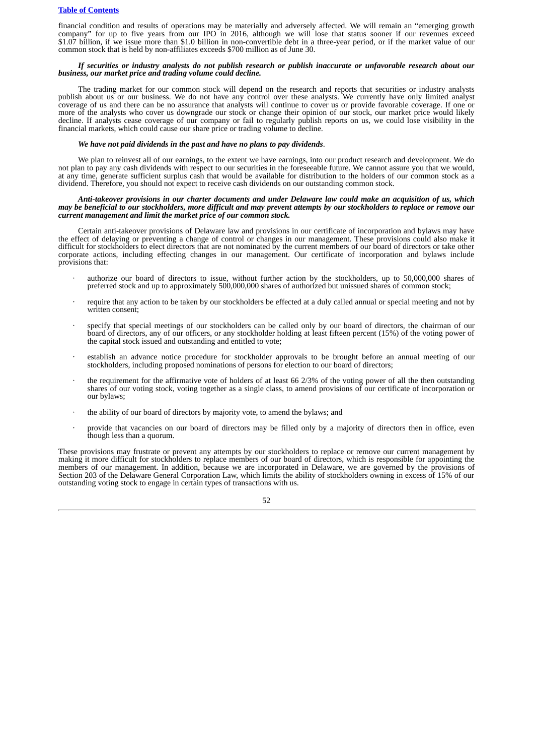financial condition and results of operations may be materially and adversely affected. We will remain an "emerging growth company" for up to five years from our IPO in 2016, although we will lose that status sooner if our revenues exceed $1.07 billion, if we issue more than $1.0 billion in non-convertible debt in a three-year period, or if the market value of our common stock that is held by non-affiliates exceeds $700 million as of June 30.

***If securities or industry analysts do not publish research or publish inaccurate or unfavorable research about our business, our market price and trading volume could decline.***

The trading market for our common stock will depend on the research and reports that securities or industry analysts publish about us or our business. We do not have any control over these analysts. We currently have only limited analyst coverage of us and there can be no assurance that analysts will continue to cover us or provide favorable coverage. If one or more of the analysts who cover us downgrade our stock or change their opinion of our stock, our market price would likely decline. If analysts cease coverage of our company or fail to regularly publish reports on us, we could lose visibility in the financial markets, which could cause our share price or trading volume to decline.

***We have not paid dividends in the past and have no plans to pay dividends***.

We plan to reinvest all of our earnings, to the extent we have earnings, into our product research and development. We do not plan to pay any cash dividends with respect to our securities in the foreseeable future. We cannot assure you that we would, at any time, generate sufficient surplus cash that would be available for distribution to the holders of our common stock as a dividend. Therefore, you should not expect to receive cash dividends on our outstanding common stock.

***Anti-takeover provisions in our charter documents and under Delaware law could make an acquisition of us, which may be beneficial to our stockholders, more difficult and may prevent attempts by our stockholders to replace or remove our current management and limit the market price of our common stock.***

Certain anti-takeover provisions of Delaware law and provisions in our certificate of incorporation and bylaws may have the effect of delaying or preventing a change of control or changes in our management. These provisions could also make it difficult for stockholders to elect directors that are not nominated by the current members of our board of directors or take other corporate actions, including effecting changes in our management. Our certificate of incorporation and bylaws include provisions that:

- authorize our board of directors to issue, without further action by the stockholders, up to 50,000,000 shares of preferred stock and up to approximately 500,000,000 shares of authorized but unissued shares of common stock;
- require that any action to be taken by our stockholders be effected at a duly called annual or special meeting and not by written consent;
- specify that special meetings of our stockholders can be called only by our board of directors, the chairman of our board of directors, any of our officers, or any stockholder holding at least fifteen percent (15%) of the voting power of the capital stock issued and outstanding and entitled to vote;
- establish an advance notice procedure for stockholder approvals to be brought before an annual meeting of our stockholders, including proposed nominations of persons for election to our board of directors;
- the requirement for the affirmative vote of holders of at least 66 2/3% of the voting power of all the then outstanding shares of our voting stock, voting together as a single class, to amend provisions of our certificate of incorporation or our bylaws;
- the ability of our board of directors by majority vote, to amend the bylaws; and
- provide that vacancies on our board of directors may be filled only by a majority of directors then in office, even though less than a quorum.

These provisions may frustrate or prevent any attempts by our stockholders to replace or remove our current management by making it more difficult for stockholders to replace members of our board of directors, which is responsible for appointing the members of our management. In addition, because we are incorporated in Delaware, we are governed by the provisions of Section 203 of the Delaware General Corporation Law, which limits the ability of stockholders owning in excess of 15% of our outstanding voting stock to engage in certain types of transactions with us.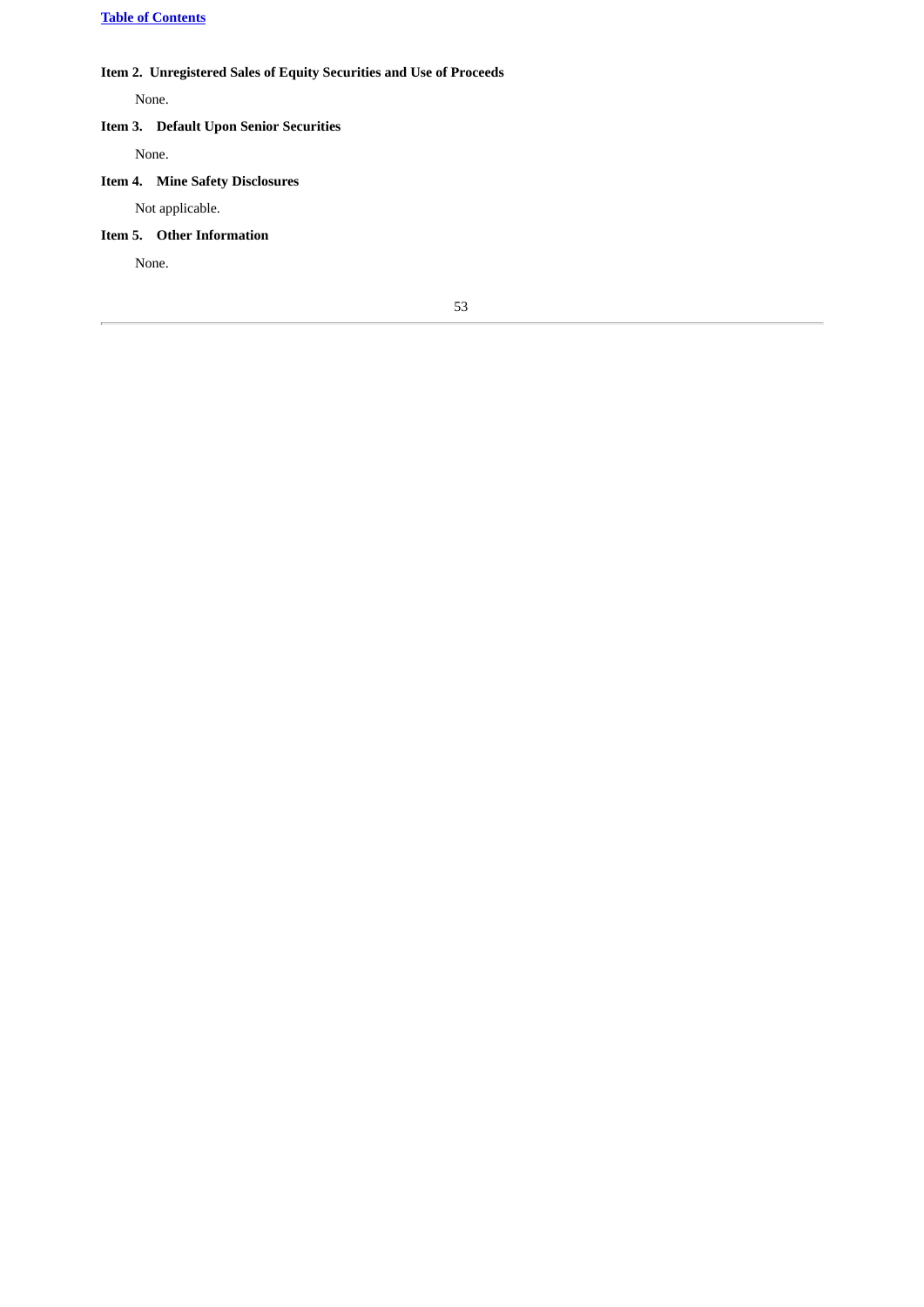### Item 2. Unregistered Sales of Equity Securities and Use of Proceeds

None.

### Item 3. Default Upon Senior Securities

None.

### Item 4. Mine Safety Disclosures

Not applicable.

### Item 5. Other Information

None.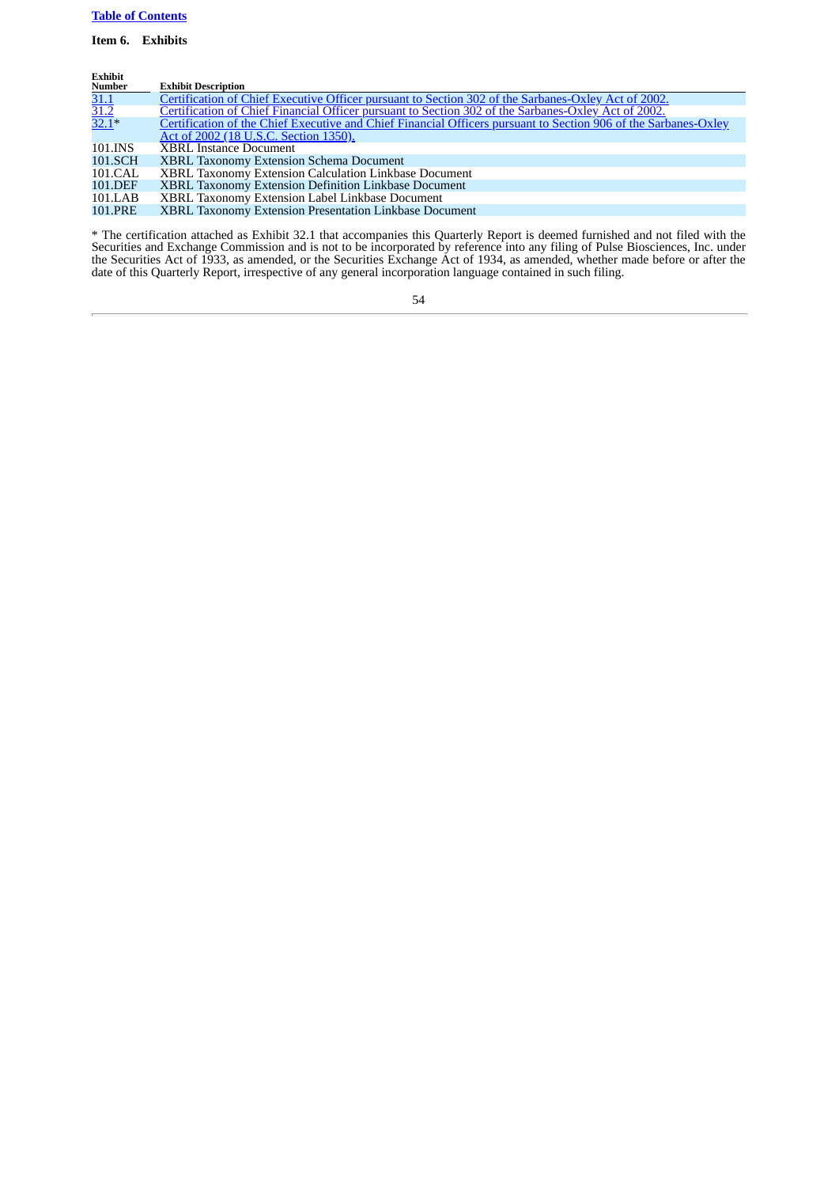[Table of Contents](#)

**Item 6. Exhibits**

| Exhibit Number | Exhibit Description |
|---|---|
| 31.1 | Certification of Chief Executive Officer pursuant to Section 302 of the Sarbanes-Oxley Act of 2002. |
| 31.2 | Certification of Chief Financial Officer pursuant to Section 302 of the Sarbanes-Oxley Act of 2002. |
| 32.1* | Certification of the Chief Executive and Chief Financial Officers pursuant to Section 906 of the Sarbanes-Oxley Act of 2002 (18 U.S.C. Section 1350). |
| 101.INS | XBRL Instance Document |
| 101.SCH | XBRL Taxonomy Extension Schema Document |
| 101.CAL | XBRL Taxonomy Extension Calculation Linkbase Document |
| 101.DEF | XBRL Taxonomy Extension Definition Linkbase Document |
| 101.LAB | XBRL Taxonomy Extension Label Linkbase Document |
| 101.PRE | XBRL Taxonomy Extension Presentation Linkbase Document |

* The certification attached as Exhibit 32.1 that accompanies this Quarterly Report is deemed furnished and not filed with the Securities and Exchange Commission and is not to be incorporated by reference into any filing of Pulse Biosciences, Inc. under the Securities Act of 1933, as amended, or the Securities Exchange Act of 1934, as amended, whether made before or after the date of this Quarterly Report, irrespective of any general incorporation language contained in such filing.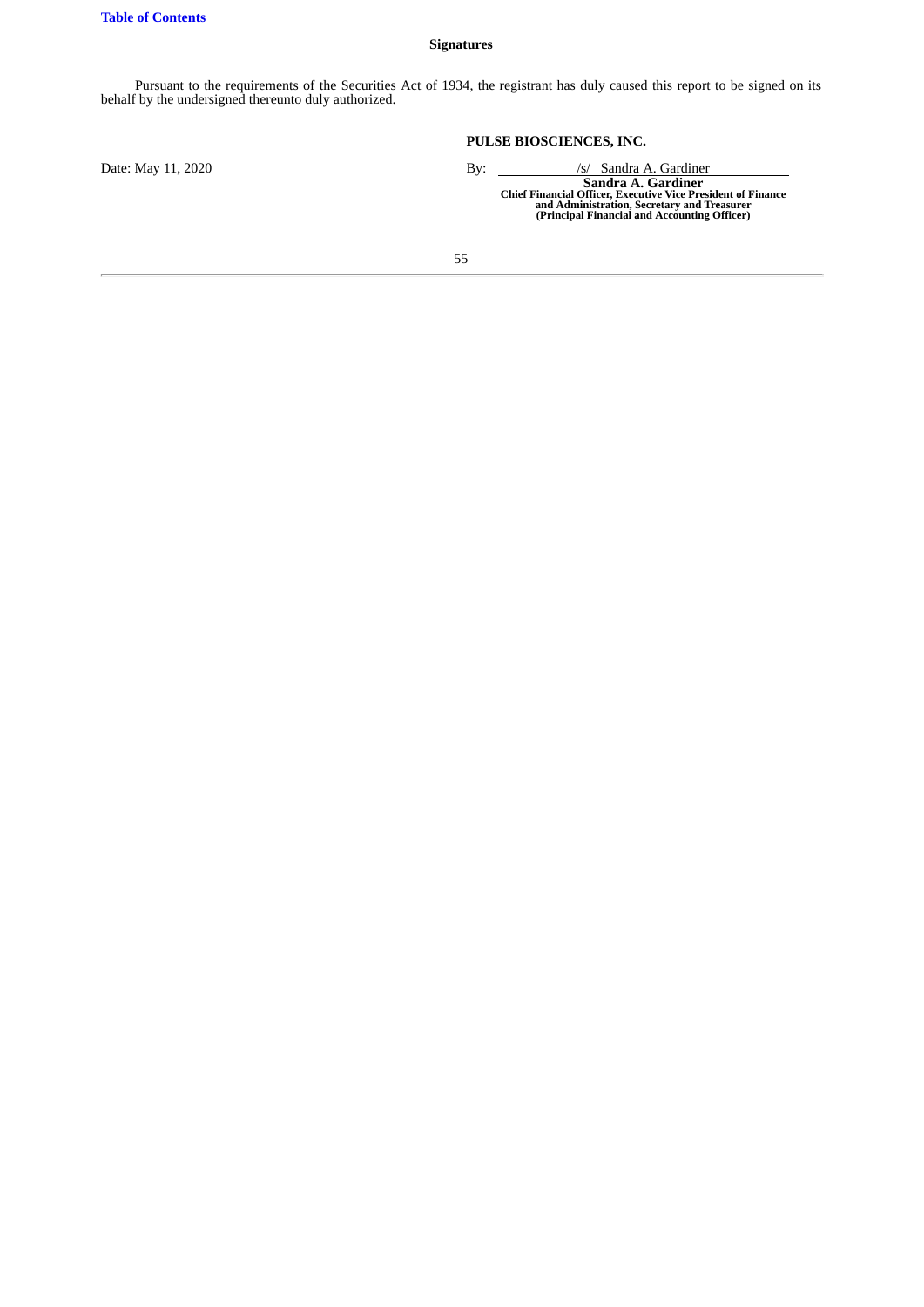[Table of Contents](#)

**Signatures**

Pursuant to the requirements of the Securities Act of 1934, the registrant has duly caused this report to be signed on its behalf by the undersigned thereunto duly authorized.

**PULSE BIOSCIENCES, INC.**

| | |
|---|---|
| Date: May 11, 2020 | By: /s/ Sandra A. Gardiner |
| | **Sandra A. Gardiner** |
| | **Chief Financial Officer, Executive Vice President of Finance and Administration, Secretary and Treasurer** |
| | **(Principal Financial and Accounting Officer)** |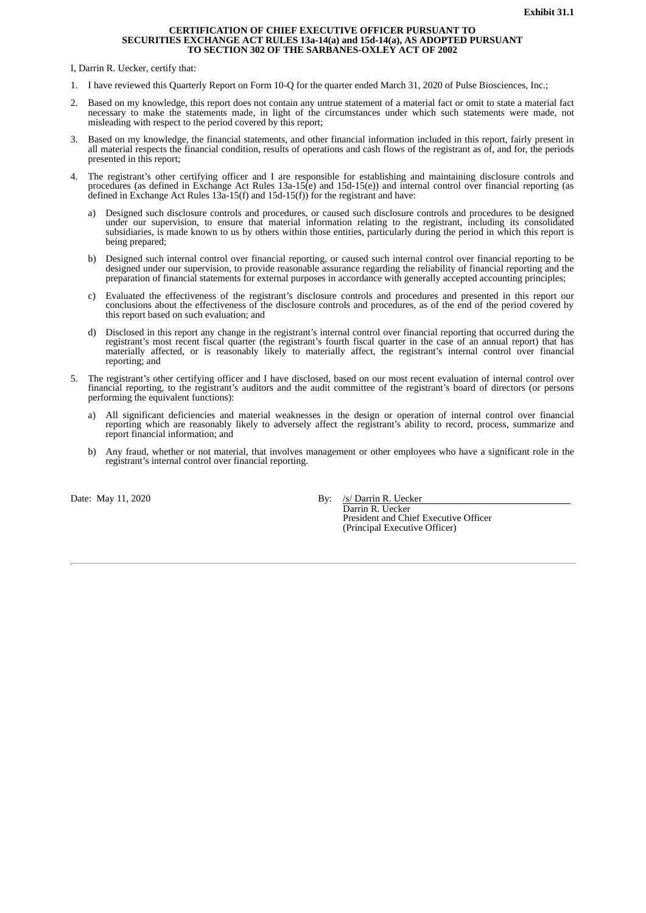**Exhibit 31.1**

**CERTIFICATION OF CHIEF EXECUTIVE OFFICER PURSUANT TO SECURITIES EXCHANGE ACT RULES 13a-14(a) and 15d-14(a), AS ADOPTED PURSUANT TO SECTION 302 OF THE SARBANES-OXLEY ACT OF 2002**

I, Darrin R. Uecker, certify that:

1. I have reviewed this Quarterly Report on Form 10-Q for the quarter ended March 31, 2020 of Pulse Biosciences, Inc.;

2. Based on my knowledge, this report does not contain any untrue statement of a material fact or omit to state a material fact necessary to make the statements made, in light of the circumstances under which such statements were made, not misleading with respect to the period covered by this report;

3. Based on my knowledge, the financial statements, and other financial information included in this report, fairly present in all material respects the financial condition, results of operations and cash flows of the registrant as of, and for, the periods presented in this report;

4. The registrant's other certifying officer and I are responsible for establishing and maintaining disclosure controls and procedures (as defined in Exchange Act Rules 13a-15(e) and 15d-15(e)) and internal control over financial reporting (as defined in Exchange Act Rules 13a-15(f) and 15d-15(f)) for the registrant and have:

   a) Designed such disclosure controls and procedures, or caused such disclosure controls and procedures to be designed under our supervision, to ensure that material information relating to the registrant, including its consolidated subsidiaries, is made known to us by others within those entities, particularly during the period in which this report is being prepared;

   b) Designed such internal control over financial reporting, or caused such internal control over financial reporting to be designed under our supervision, to provide reasonable assurance regarding the reliability of financial reporting and the preparation of financial statements for external purposes in accordance with generally accepted accounting principles;

   c) Evaluated the effectiveness of the registrant's disclosure controls and procedures and presented in this report our conclusions about the effectiveness of the disclosure controls and procedures, as of the end of the period covered by this report based on such evaluation; and

   d) Disclosed in this report any change in the registrant's internal control over financial reporting that occurred during the registrant's most recent fiscal quarter (the registrant's fourth fiscal quarter in the case of an annual report) that has materially affected, or is reasonably likely to materially affect, the registrant's internal control over financial reporting; and

5. The registrant's other certifying officer and I have disclosed, based on our most recent evaluation of internal control over financial reporting, to the registrant's auditors and the audit committee of the registrant's board of directors (or persons performing the equivalent functions):

   a) All significant deficiencies and material weaknesses in the design or operation of internal control over financial reporting which are reasonably likely to adversely affect the registrant's ability to record, process, summarize and report financial information; and

   b) Any fraud, whether or not material, that involves management or other employees who have a significant role in the registrant's internal control over financial reporting.

Date: May 11, 2020

By: /s/ Darrin R. Uecker
Darrin R. Uecker
President and Chief Executive Officer
(Principal Executive Officer)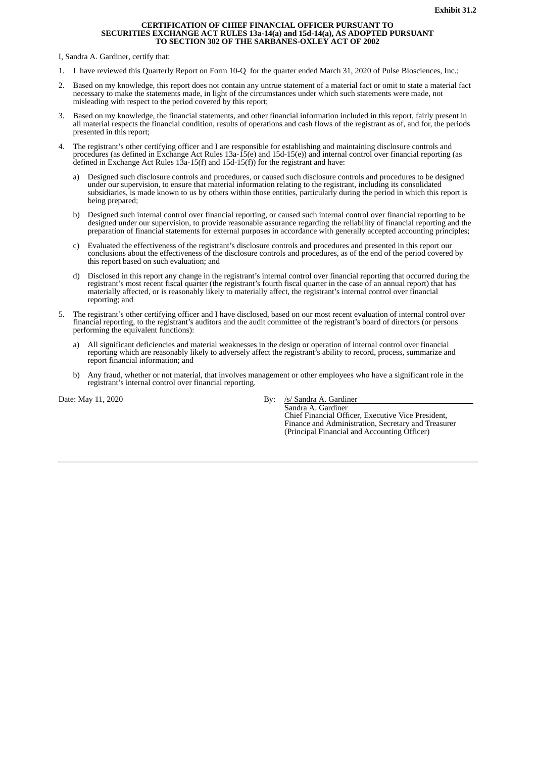**Exhibit 31.2**

**CERTIFICATION OF CHIEF FINANCIAL OFFICER PURSUANT TO SECURITIES EXCHANGE ACT RULES 13a-14(a) and 15d-14(a), AS ADOPTED PURSUANT TO SECTION 302 OF THE SARBANES-OXLEY ACT OF 2002**

I, Sandra A. Gardiner, certify that:

1. I have reviewed this Quarterly Report on Form 10-Q for the quarter ended March 31, 2020 of Pulse Biosciences, Inc.;
2. Based on my knowledge, this report does not contain any untrue statement of a material fact or omit to state a material fact necessary to make the statements made, in light of the circumstances under which such statements were made, not misleading with respect to the period covered by this report;
3. Based on my knowledge, the financial statements, and other financial information included in this report, fairly present in all material respects the financial condition, results of operations and cash flows of the registrant as of, and for, the periods presented in this report;
4. The registrant's other certifying officer and I are responsible for establishing and maintaining disclosure controls and procedures (as defined in Exchange Act Rules 13a-15(e) and 15d-15(e)) and internal control over financial reporting (as defined in Exchange Act Rules 13a-15(f) and 15d-15(f)) for the registrant and have:
   a) Designed such disclosure controls and procedures, or caused such disclosure controls and procedures to be designed under our supervision, to ensure that material information relating to the registrant, including its consolidated subsidiaries, is made known to us by others within those entities, particularly during the period in which this report is being prepared;
   b) Designed such internal control over financial reporting, or caused such internal control over financial reporting to be designed under our supervision, to provide reasonable assurance regarding the reliability of financial reporting and the preparation of financial statements for external purposes in accordance with generally accepted accounting principles;
   c) Evaluated the effectiveness of the registrant's disclosure controls and procedures and presented in this report our conclusions about the effectiveness of the disclosure controls and procedures, as of the end of the period covered by this report based on such evaluation; and
   d) Disclosed in this report any change in the registrant's internal control over financial reporting that occurred during the registrant's most recent fiscal quarter (the registrant's fourth fiscal quarter in the case of an annual report) that has materially affected, or is reasonably likely to materially affect, the registrant's internal control over financial reporting; and
5. The registrant's other certifying officer and I have disclosed, based on our most recent evaluation of internal control over financial reporting, to the registrant's auditors and the audit committee of the registrant's board of directors (or persons performing the equivalent functions):
   a) All significant deficiencies and material weaknesses in the design or operation of internal control over financial reporting which are reasonably likely to adversely affect the registrant's ability to record, process, summarize and report financial information; and
   b) Any fraud, whether or not material, that involves management or other employees who have a significant role in the registrant's internal control over financial reporting.

Date: May 11, 2020

By: /s/ Sandra A. Gardiner
Sandra A. Gardiner
Chief Financial Officer, Executive Vice President, Finance and Administration, Secretary and Treasurer
(Principal Financial and Accounting Officer)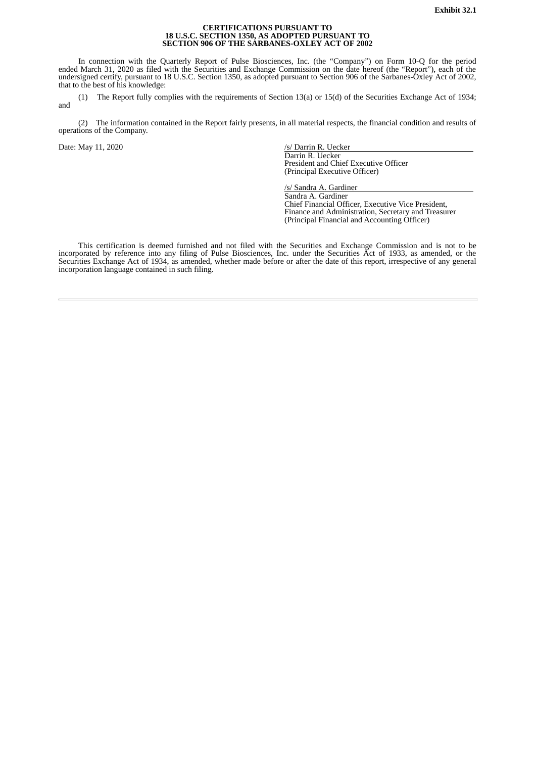**Exhibit 32.1**

**CERTIFICATIONS PURSUANT TO**
**18 U.S.C. SECTION 1350, AS ADOPTED PURSUANT TO**
**SECTION 906 OF THE SARBANES-OXLEY ACT OF 2002**

In connection with the Quarterly Report of Pulse Biosciences, Inc. (the "Company") on Form 10-Q for the period ended March 31, 2020 as filed with the Securities and Exchange Commission on the date hereof (the "Report"), each of the undersigned certify, pursuant to 18 U.S.C. Section 1350, as adopted pursuant to Section 906 of the Sarbanes-Oxley Act of 2002, that to the best of his knowledge:

(1) The Report fully complies with the requirements of Section 13(a) or 15(d) of the Securities Exchange Act of 1934; and

(2) The information contained in the Report fairly presents, in all material respects, the financial condition and results of operations of the Company.

Date: May 11, 2020

/s/ Darrin R. Uecker
Darrin R. Uecker
President and Chief Executive Officer
(Principal Executive Officer)

/s/ Sandra A. Gardiner
Sandra A. Gardiner
Chief Financial Officer, Executive Vice President, Finance and Administration, Secretary and Treasurer
(Principal Financial and Accounting Officer)

This certification is deemed furnished and not filed with the Securities and Exchange Commission and is not to be incorporated by reference into any filing of Pulse Biosciences, Inc. under the Securities Act of 1933, as amended, or the Securities Exchange Act of 1934, as amended, whether made before or after the date of this report, irrespective of any general incorporation language contained in such filing.